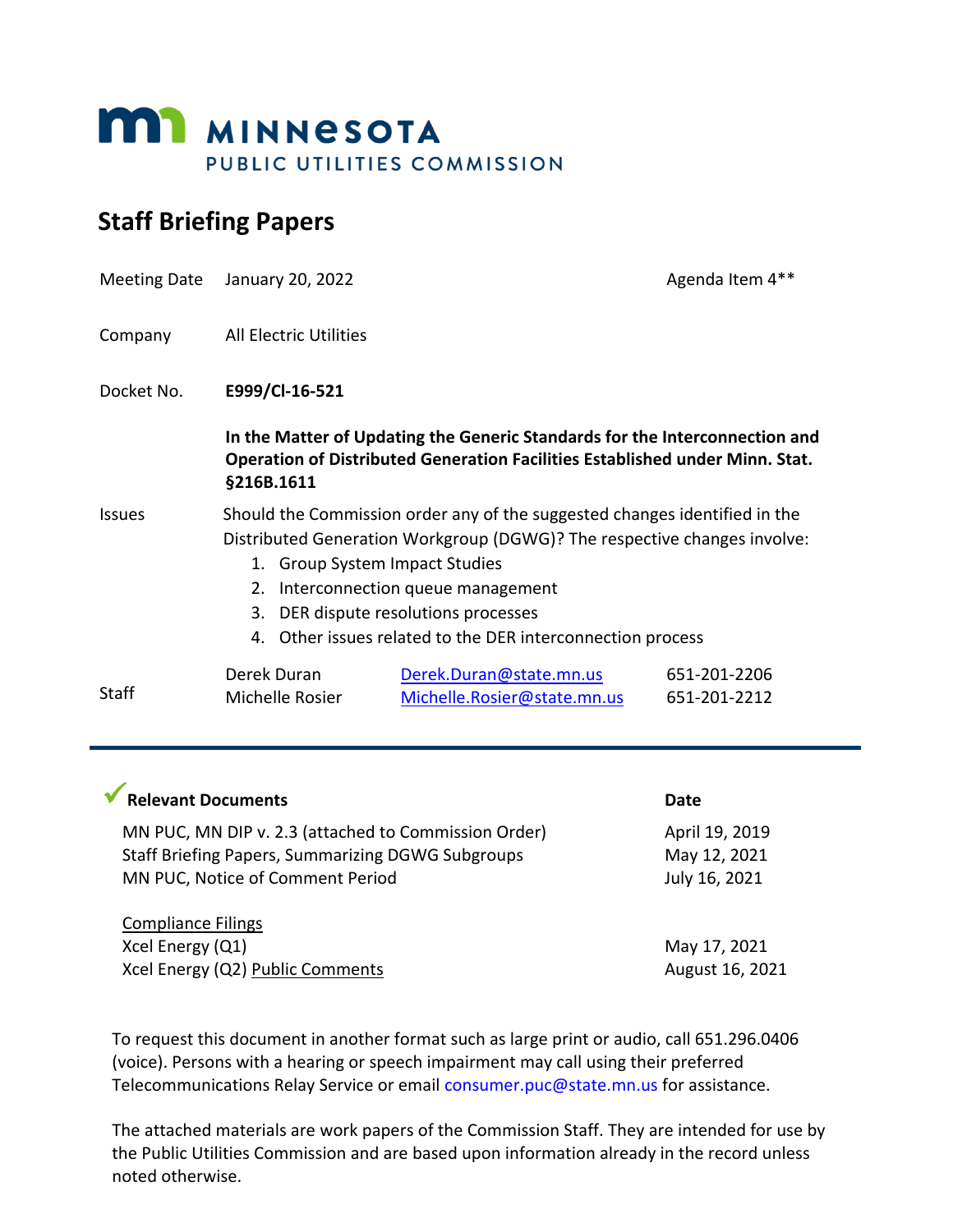# MINNESOTA PUBLIC UTILITIES COMMISSION

## Staff Briefing Papers

| | | | |
|---|---|---|---|
| Meeting Date | January 20, 2022 | | Agenda Item 4** |
| Company | All Electric Utilities | | |
| Docket No. | **E999/CI-16-521** | | |
| | **In the Matter of Updating the Generic Standards for the Interconnection and Operation of Distributed Generation Facilities Established under Minn. Stat. §216B.1611** | | |

Issues

Should the Commission order any of the suggested changes identified in the Distributed Generation Workgroup (DGWG)? The respective changes involve:

1. Group System Impact Studies
2. Interconnection queue management
3. DER dispute resolutions processes
4. Other issues related to the DER interconnection process

| Staff | | | |
|---|---|---|---|
| | Derek Duran | Derek.Duran@state.mn.us | 651-201-2206 |
| | Michelle Rosier | Michelle.Rosier@state.mn.us | 651-201-2212 |

| ✔ **Relevant Documents** | **Date** |
|---|---|
| MN PUC, MN DIP v. 2.3 (attached to Commission Order) | April 19, 2019 |
| Staff Briefing Papers, Summarizing DGWG Subgroups | May 12, 2021 |
| MN PUC, Notice of Comment Period | July 16, 2021 |
| Compliance Filings | |
| Xcel Energy (Q1) | May 17, 2021 |
| Xcel Energy (Q2) Public Comments | August 16, 2021 |

To request this document in another format such as large print or audio, call 651.296.0406 (voice). Persons with a hearing or speech impairment may call using their preferred Telecommunications Relay Service or email consumer.puc@state.mn.us for assistance.

The attached materials are work papers of the Commission Staff. They are intended for use by the Public Utilities Commission and are based upon information already in the record unless noted otherwise.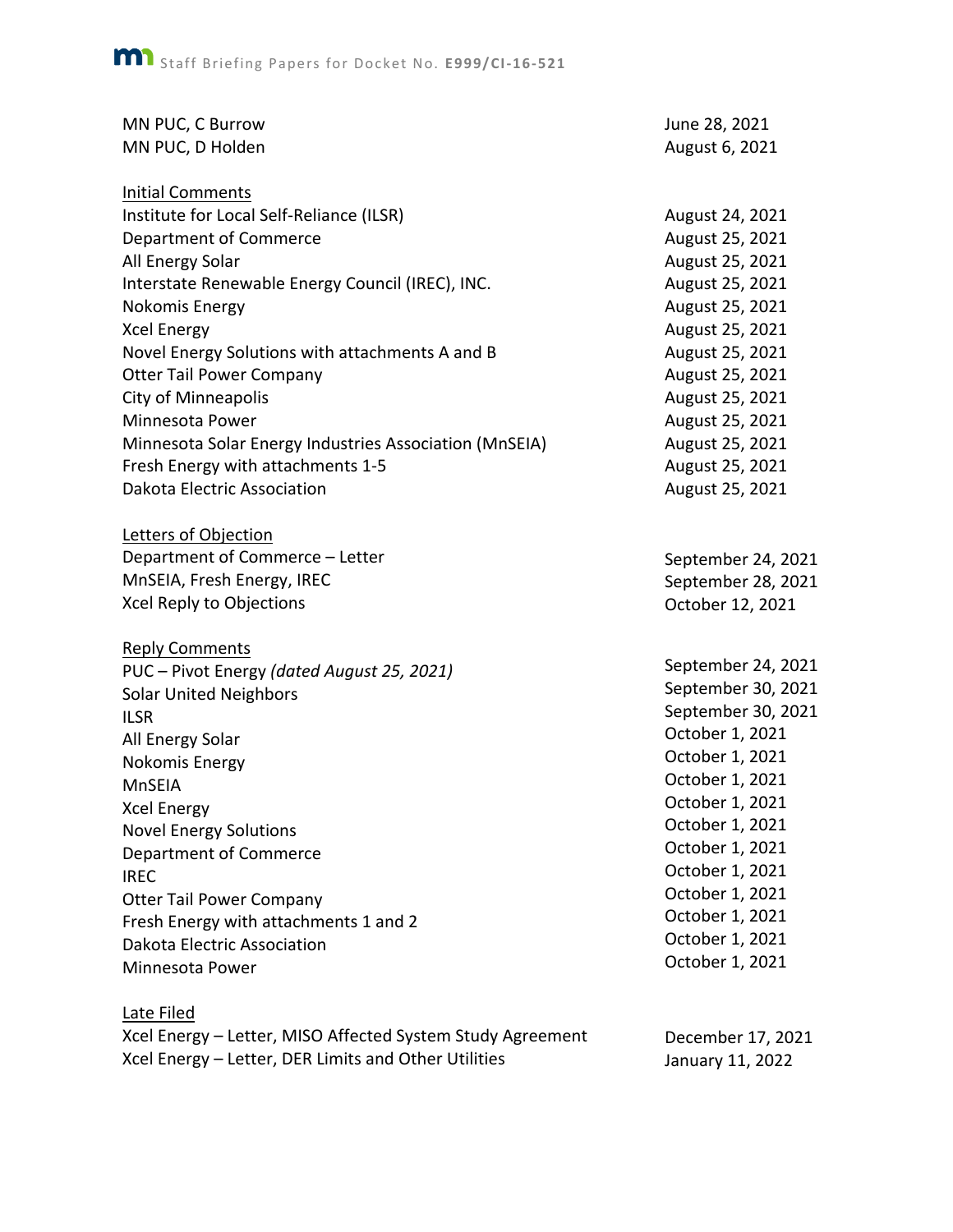| | |
|---|---|
| MN PUC, C Burrow | June 28, 2021 |
| MN PUC, D Holden | August 6, 2021 |
| **Initial Comments** | |
| Institute for Local Self-Reliance (ILSR) | August 24, 2021 |
| Department of Commerce | August 25, 2021 |
| All Energy Solar | August 25, 2021 |
| Interstate Renewable Energy Council (IREC), INC. | August 25, 2021 |
| Nokomis Energy | August 25, 2021 |
| Xcel Energy | August 25, 2021 |
| Novel Energy Solutions with attachments A and B | August 25, 2021 |
| Otter Tail Power Company | August 25, 2021 |
| City of Minneapolis | August 25, 2021 |
| Minnesota Power | August 25, 2021 |
| Minnesota Solar Energy Industries Association (MnSEIA) | August 25, 2021 |
| Fresh Energy with attachments 1-5 | August 25, 2021 |
| Dakota Electric Association | August 25, 2021 |
| **Letters of Objection** | |
| Department of Commerce – Letter | September 24, 2021 |
| MnSEIA, Fresh Energy, IREC | September 28, 2021 |
| Xcel Reply to Objections | October 12, 2021 |
| **Reply Comments** | |
| PUC – Pivot Energy *(dated August 25, 2021)* | September 24, 2021 |
| Solar United Neighbors | September 30, 2021 |
| ILSR | September 30, 2021 |
| All Energy Solar | October 1, 2021 |
| Nokomis Energy | October 1, 2021 |
| MnSEIA | October 1, 2021 |
| Xcel Energy | October 1, 2021 |
| Novel Energy Solutions | October 1, 2021 |
| Department of Commerce | October 1, 2021 |
| IREC | October 1, 2021 |
| Otter Tail Power Company | October 1, 2021 |
| Fresh Energy with attachments 1 and 2 | October 1, 2021 |
| Dakota Electric Association | October 1, 2021 |
| Minnesota Power | October 1, 2021 |
| **Late Filed** | |
| Xcel Energy – Letter, MISO Affected System Study Agreement | December 17, 2021 |
| Xcel Energy – Letter, DER Limits and Other Utilities | January 11, 2022 |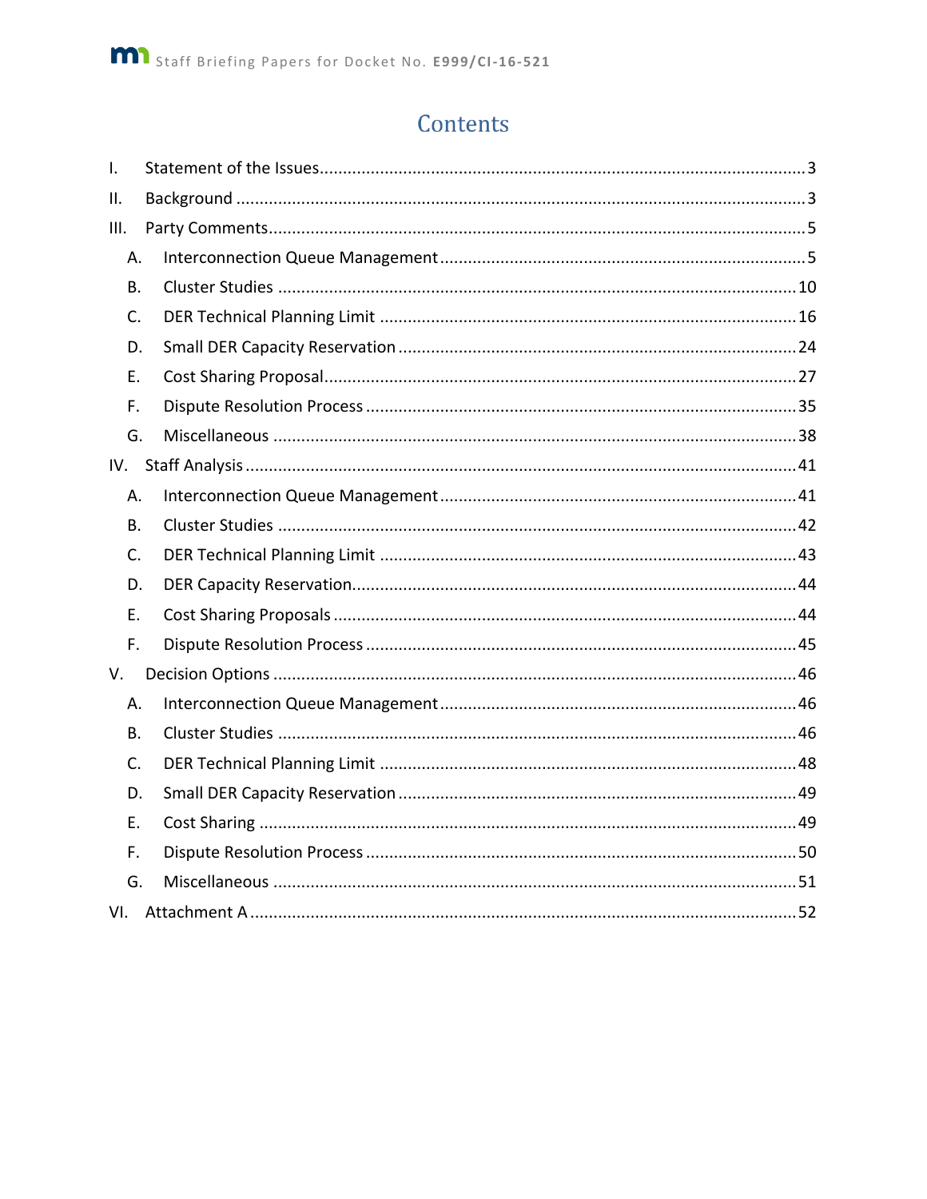# Contents

- I. Statement of the Issues ........ 3
- II. Background ........ 3
- III. Party Comments ........ 5
  - A. Interconnection Queue Management ........ 5
  - B. Cluster Studies ........ 10
  - C. DER Technical Planning Limit ........ 16
  - D. Small DER Capacity Reservation ........ 24
  - E. Cost Sharing Proposal ........ 27
  - F. Dispute Resolution Process ........ 35
  - G. Miscellaneous ........ 38
- IV. Staff Analysis ........ 41
  - A. Interconnection Queue Management ........ 41
  - B. Cluster Studies ........ 42
  - C. DER Technical Planning Limit ........ 43
  - D. DER Capacity Reservation ........ 44
  - E. Cost Sharing Proposals ........ 44
  - F. Dispute Resolution Process ........ 45
- V. Decision Options ........ 46
  - A. Interconnection Queue Management ........ 46
  - B. Cluster Studies ........ 46
  - C. DER Technical Planning Limit ........ 48
  - D. Small DER Capacity Reservation ........ 49
  - E. Cost Sharing ........ 49
  - F. Dispute Resolution Process ........ 50
  - G. Miscellaneous ........ 51
- VI. Attachment A ........ 52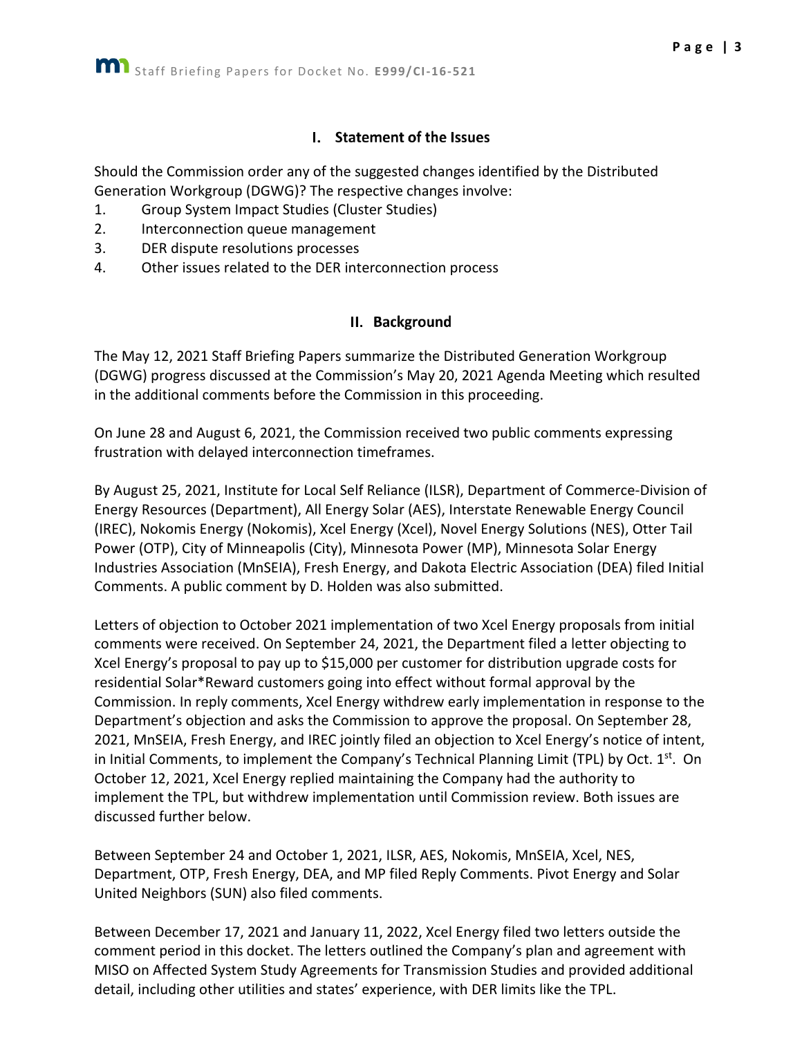## I. Statement of the Issues

Should the Commission order any of the suggested changes identified by the Distributed Generation Workgroup (DGWG)? The respective changes involve:

1. Group System Impact Studies (Cluster Studies)
2. Interconnection queue management
3. DER dispute resolutions processes
4. Other issues related to the DER interconnection process

## II. Background

The May 12, 2021 Staff Briefing Papers summarize the Distributed Generation Workgroup (DGWG) progress discussed at the Commission's May 20, 2021 Agenda Meeting which resulted in the additional comments before the Commission in this proceeding.

On June 28 and August 6, 2021, the Commission received two public comments expressing frustration with delayed interconnection timeframes.

By August 25, 2021, Institute for Local Self Reliance (ILSR), Department of Commerce-Division of Energy Resources (Department), All Energy Solar (AES), Interstate Renewable Energy Council (IREC), Nokomis Energy (Nokomis), Xcel Energy (Xcel), Novel Energy Solutions (NES), Otter Tail Power (OTP), City of Minneapolis (City), Minnesota Power (MP), Minnesota Solar Energy Industries Association (MnSEIA), Fresh Energy, and Dakota Electric Association (DEA) filed Initial Comments. A public comment by D. Holden was also submitted.

Letters of objection to October 2021 implementation of two Xcel Energy proposals from initial comments were received. On September 24, 2021, the Department filed a letter objecting to Xcel Energy's proposal to pay up to $15,000 per customer for distribution upgrade costs for residential Solar*Reward customers going into effect without formal approval by the Commission. In reply comments, Xcel Energy withdrew early implementation in response to the Department's objection and asks the Commission to approve the proposal. On September 28, 2021, MnSEIA, Fresh Energy, and IREC jointly filed an objection to Xcel Energy's notice of intent, in Initial Comments, to implement the Company's Technical Planning Limit (TPL) by Oct. 1st. On October 12, 2021, Xcel Energy replied maintaining the Company had the authority to implement the TPL, but withdrew implementation until Commission review. Both issues are discussed further below.

Between September 24 and October 1, 2021, ILSR, AES, Nokomis, MnSEIA, Xcel, NES, Department, OTP, Fresh Energy, DEA, and MP filed Reply Comments. Pivot Energy and Solar United Neighbors (SUN) also filed comments.

Between December 17, 2021 and January 11, 2022, Xcel Energy filed two letters outside the comment period in this docket. The letters outlined the Company's plan and agreement with MISO on Affected System Study Agreements for Transmission Studies and provided additional detail, including other utilities and states' experience, with DER limits like the TPL.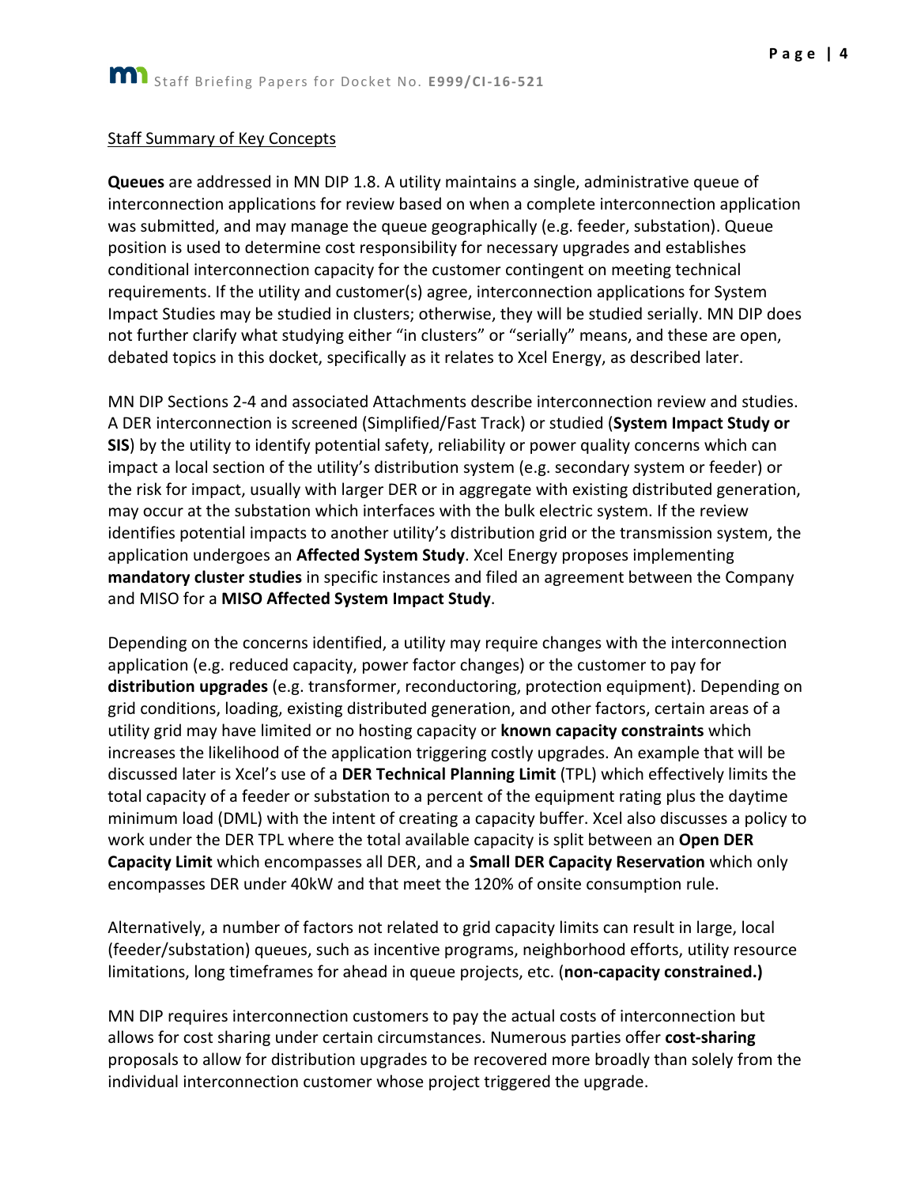Staff Summary of Key Concepts

**Queues** are addressed in MN DIP 1.8. A utility maintains a single, administrative queue of interconnection applications for review based on when a complete interconnection application was submitted, and may manage the queue geographically (e.g. feeder, substation). Queue position is used to determine cost responsibility for necessary upgrades and establishes conditional interconnection capacity for the customer contingent on meeting technical requirements. If the utility and customer(s) agree, interconnection applications for System Impact Studies may be studied in clusters; otherwise, they will be studied serially. MN DIP does not further clarify what studying either "in clusters" or "serially" means, and these are open, debated topics in this docket, specifically as it relates to Xcel Energy, as described later.

MN DIP Sections 2-4 and associated Attachments describe interconnection review and studies. A DER interconnection is screened (Simplified/Fast Track) or studied (**System Impact Study or SIS**) by the utility to identify potential safety, reliability or power quality concerns which can impact a local section of the utility's distribution system (e.g. secondary system or feeder) or the risk for impact, usually with larger DER or in aggregate with existing distributed generation, may occur at the substation which interfaces with the bulk electric system. If the review identifies potential impacts to another utility's distribution grid or the transmission system, the application undergoes an **Affected System Study**. Xcel Energy proposes implementing **mandatory cluster studies** in specific instances and filed an agreement between the Company and MISO for a **MISO Affected System Impact Study**.

Depending on the concerns identified, a utility may require changes with the interconnection application (e.g. reduced capacity, power factor changes) or the customer to pay for **distribution upgrades** (e.g. transformer, reconductoring, protection equipment). Depending on grid conditions, loading, existing distributed generation, and other factors, certain areas of a utility grid may have limited or no hosting capacity or **known capacity constraints** which increases the likelihood of the application triggering costly upgrades. An example that will be discussed later is Xcel's use of a **DER Technical Planning Limit** (TPL) which effectively limits the total capacity of a feeder or substation to a percent of the equipment rating plus the daytime minimum load (DML) with the intent of creating a capacity buffer. Xcel also discusses a policy to work under the DER TPL where the total available capacity is split between an **Open DER Capacity Limit** which encompasses all DER, and a **Small DER Capacity Reservation** which only encompasses DER under 40kW and that meet the 120% of onsite consumption rule.

Alternatively, a number of factors not related to grid capacity limits can result in large, local (feeder/substation) queues, such as incentive programs, neighborhood efforts, utility resource limitations, long timeframes for ahead in queue projects, etc. (**non-capacity constrained.)**

MN DIP requires interconnection customers to pay the actual costs of interconnection but allows for cost sharing under certain circumstances. Numerous parties offer **cost-sharing** proposals to allow for distribution upgrades to be recovered more broadly than solely from the individual interconnection customer whose project triggered the upgrade.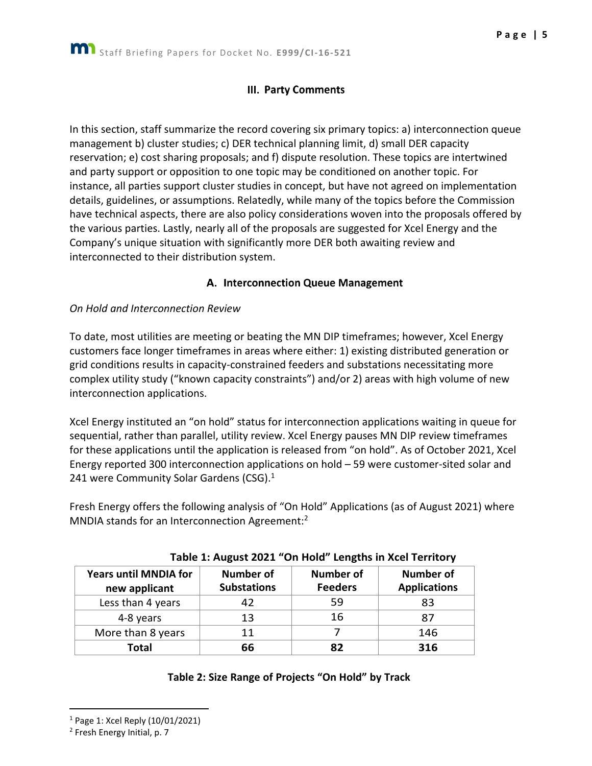## III. Party Comments

In this section, staff summarize the record covering six primary topics: a) interconnection queue management b) cluster studies; c) DER technical planning limit, d) small DER capacity reservation; e) cost sharing proposals; and f) dispute resolution. These topics are intertwined and party support or opposition to one topic may be conditioned on another topic. For instance, all parties support cluster studies in concept, but have not agreed on implementation details, guidelines, or assumptions. Relatedly, while many of the topics before the Commission have technical aspects, there are also policy considerations woven into the proposals offered by the various parties. Lastly, nearly all of the proposals are suggested for Xcel Energy and the Company's unique situation with significantly more DER both awaiting review and interconnected to their distribution system.

### A. Interconnection Queue Management

*On Hold and Interconnection Review*

To date, most utilities are meeting or beating the MN DIP timeframes; however, Xcel Energy customers face longer timeframes in areas where either: 1) existing distributed generation or grid conditions results in capacity-constrained feeders and substations necessitating more complex utility study ("known capacity constraints") and/or 2) areas with high volume of new interconnection applications.

Xcel Energy instituted an "on hold" status for interconnection applications waiting in queue for sequential, rather than parallel, utility review. Xcel Energy pauses MN DIP review timeframes for these applications until the application is released from "on hold". As of October 2021, Xcel Energy reported 300 interconnection applications on hold – 59 were customer-sited solar and 241 were Community Solar Gardens (CSG).[1]

Fresh Energy offers the following analysis of "On Hold" Applications (as of August 2021) where MNDIA stands for an Interconnection Agreement:[2]

**Table 1: August 2021 "On Hold" Lengths in Xcel Territory**

| Years until MNDIA for new applicant | Number of Substations | Number of Feeders | Number of Applications |
|---|---|---|---|
| Less than 4 years | 42 | 59 | 83 |
| 4-8 years | 13 | 16 | 87 |
| More than 8 years | 11 | 7 | 146 |
| **Total** | **66** | **82** | **316** |

**Table 2: Size Range of Projects "On Hold" by Track**

[1] Page 1: Xcel Reply (10/01/2021)

[2] Fresh Energy Initial, p. 7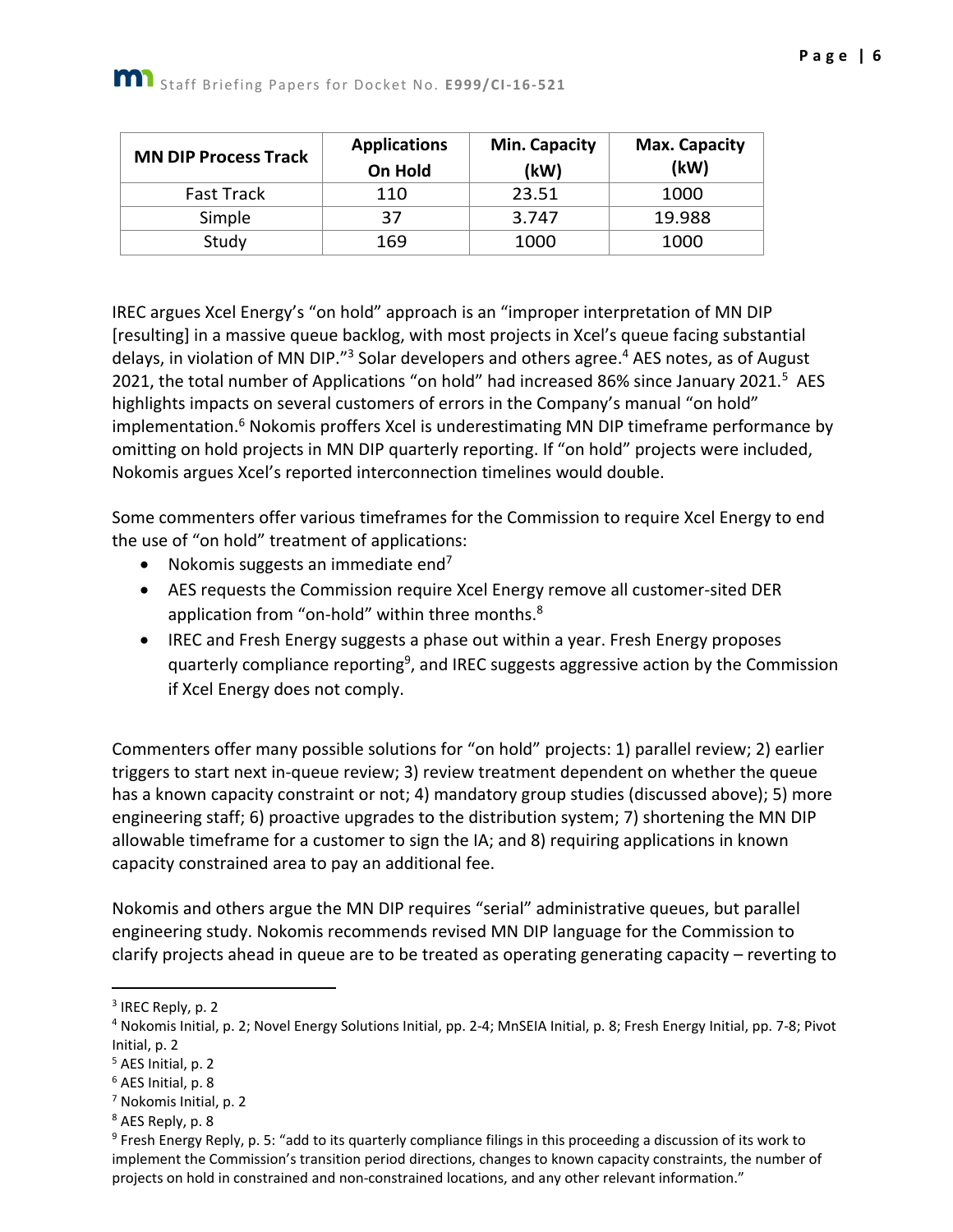| MN DIP Process Track | Applications On Hold | Min. Capacity (kW) | Max. Capacity (kW) |
|---|---|---|---|
| Fast Track | 110 | 23.51 | 1000 |
| Simple | 37 | 3.747 | 19.988 |
| Study | 169 | 1000 | 1000 |

IREC argues Xcel Energy's "on hold" approach is an "improper interpretation of MN DIP [resulting] in a massive queue backlog, with most projects in Xcel's queue facing substantial delays, in violation of MN DIP."[3] Solar developers and others agree.[4] AES notes, as of August 2021, the total number of Applications "on hold" had increased 86% since January 2021.[5] AES highlights impacts on several customers of errors in the Company's manual "on hold" implementation.[6] Nokomis proffers Xcel is underestimating MN DIP timeframe performance by omitting on hold projects in MN DIP quarterly reporting. If "on hold" projects were included, Nokomis argues Xcel's reported interconnection timelines would double.

Some commenters offer various timeframes for the Commission to require Xcel Energy to end the use of "on hold" treatment of applications:

- Nokomis suggests an immediate end[7]
- AES requests the Commission require Xcel Energy remove all customer-sited DER application from "on-hold" within three months.[8]
- IREC and Fresh Energy suggests a phase out within a year. Fresh Energy proposes quarterly compliance reporting[9], and IREC suggests aggressive action by the Commission if Xcel Energy does not comply.

Commenters offer many possible solutions for "on hold" projects: 1) parallel review; 2) earlier triggers to start next in-queue review; 3) review treatment dependent on whether the queue has a known capacity constraint or not; 4) mandatory group studies (discussed above); 5) more engineering staff; 6) proactive upgrades to the distribution system; 7) shortening the MN DIP allowable timeframe for a customer to sign the IA; and 8) requiring applications in known capacity constrained area to pay an additional fee.

Nokomis and others argue the MN DIP requires "serial" administrative queues, but parallel engineering study. Nokomis recommends revised MN DIP language for the Commission to clarify projects ahead in queue are to be treated as operating generating capacity – reverting to

---

[3] IREC Reply, p. 2

[4] Nokomis Initial, p. 2; Novel Energy Solutions Initial, pp. 2-4; MnSEIA Initial, p. 8; Fresh Energy Initial, pp. 7-8; Pivot Initial, p. 2

[5] AES Initial, p. 2

[6] AES Initial, p. 8

[7] Nokomis Initial, p. 2

[8] AES Reply, p. 8

[9] Fresh Energy Reply, p. 5: "add to its quarterly compliance filings in this proceeding a discussion of its work to implement the Commission's transition period directions, changes to known capacity constraints, the number of projects on hold in constrained and non-constrained locations, and any other relevant information."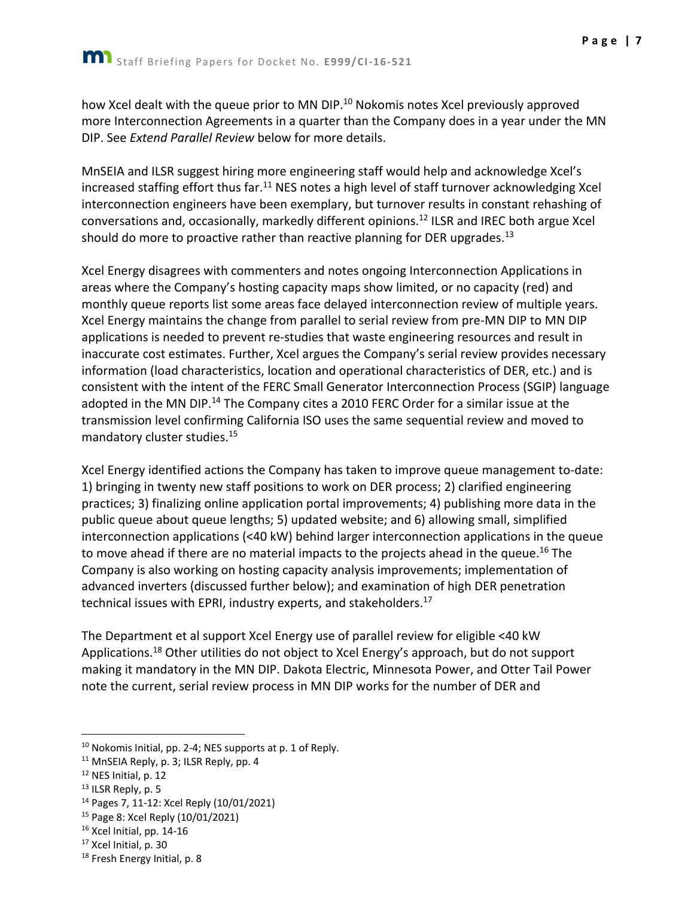how Xcel dealt with the queue prior to MN DIP.[10] Nokomis notes Xcel previously approved more Interconnection Agreements in a quarter than the Company does in a year under the MN DIP. See *Extend Parallel Review* below for more details.

MnSEIA and ILSR suggest hiring more engineering staff would help and acknowledge Xcel's increased staffing effort thus far.[11] NES notes a high level of staff turnover acknowledging Xcel interconnection engineers have been exemplary, but turnover results in constant rehashing of conversations and, occasionally, markedly different opinions.[12] ILSR and IREC both argue Xcel should do more to proactive rather than reactive planning for DER upgrades.[13]

Xcel Energy disagrees with commenters and notes ongoing Interconnection Applications in areas where the Company's hosting capacity maps show limited, or no capacity (red) and monthly queue reports list some areas face delayed interconnection review of multiple years. Xcel Energy maintains the change from parallel to serial review from pre-MN DIP to MN DIP applications is needed to prevent re-studies that waste engineering resources and result in inaccurate cost estimates. Further, Xcel argues the Company's serial review provides necessary information (load characteristics, location and operational characteristics of DER, etc.) and is consistent with the intent of the FERC Small Generator Interconnection Process (SGIP) language adopted in the MN DIP.[14] The Company cites a 2010 FERC Order for a similar issue at the transmission level confirming California ISO uses the same sequential review and moved to mandatory cluster studies.[15]

Xcel Energy identified actions the Company has taken to improve queue management to-date: 1) bringing in twenty new staff positions to work on DER process; 2) clarified engineering practices; 3) finalizing online application portal improvements; 4) publishing more data in the public queue about queue lengths; 5) updated website; and 6) allowing small, simplified interconnection applications (<40 kW) behind larger interconnection applications in the queue to move ahead if there are no material impacts to the projects ahead in the queue.[16] The Company is also working on hosting capacity analysis improvements; implementation of advanced inverters (discussed further below); and examination of high DER penetration technical issues with EPRI, industry experts, and stakeholders.[17]

The Department et al support Xcel Energy use of parallel review for eligible <40 kW Applications.[18] Other utilities do not object to Xcel Energy's approach, but do not support making it mandatory in the MN DIP. Dakota Electric, Minnesota Power, and Otter Tail Power note the current, serial review process in MN DIP works for the number of DER and

---

[10] Nokomis Initial, pp. 2-4; NES supports at p. 1 of Reply.

[11] MnSEIA Reply, p. 3; ILSR Reply, pp. 4

[12] NES Initial, p. 12

[13] ILSR Reply, p. 5

[14] Pages 7, 11-12: Xcel Reply (10/01/2021)

[15] Page 8: Xcel Reply (10/01/2021)

[16] Xcel Initial, pp. 14-16

[17] Xcel Initial, p. 30

[18] Fresh Energy Initial, p. 8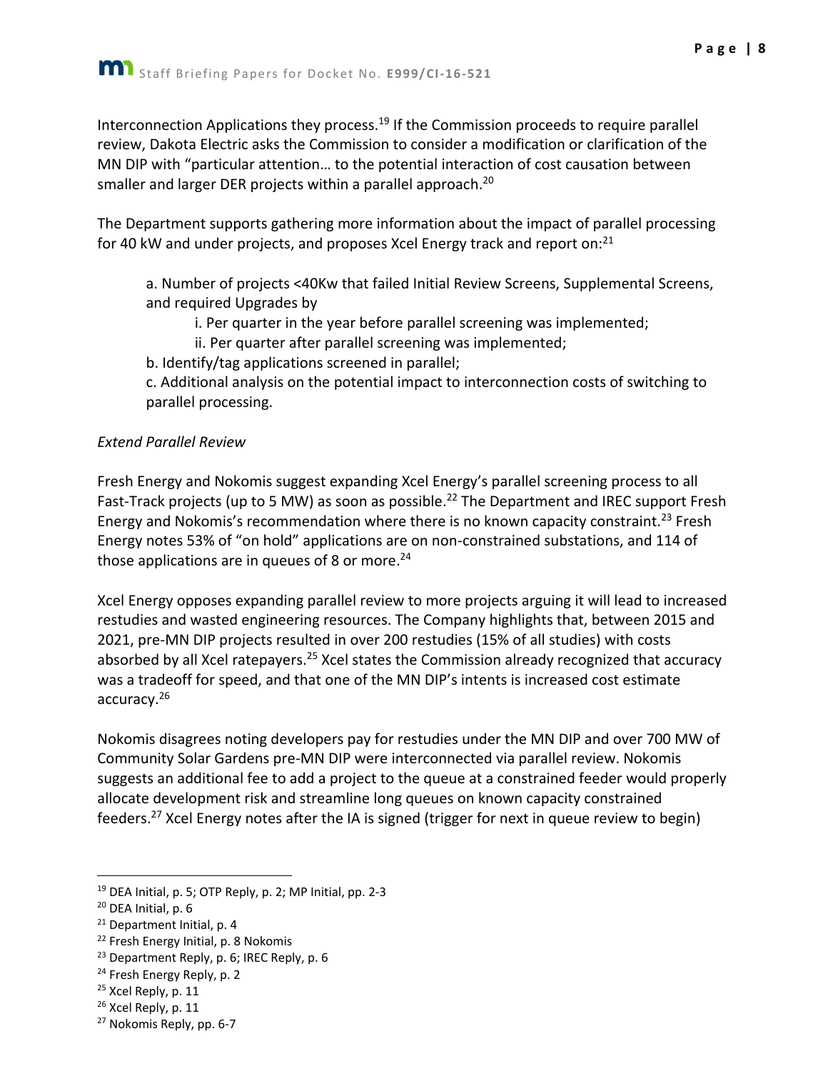Interconnection Applications they process.[19] If the Commission proceeds to require parallel review, Dakota Electric asks the Commission to consider a modification or clarification of the MN DIP with "particular attention… to the potential interaction of cost causation between smaller and larger DER projects within a parallel approach.[20]

The Department supports gathering more information about the impact of parallel processing for 40 kW and under projects, and proposes Xcel Energy track and report on:[21]

> a. Number of projects <40Kw that failed Initial Review Screens, Supplemental Screens, and required Upgrades by
>
> > i. Per quarter in the year before parallel screening was implemented;
> >
> > ii. Per quarter after parallel screening was implemented;
>
> b. Identify/tag applications screened in parallel;
>
> c. Additional analysis on the potential impact to interconnection costs of switching to parallel processing.

*Extend Parallel Review*

Fresh Energy and Nokomis suggest expanding Xcel Energy's parallel screening process to all Fast-Track projects (up to 5 MW) as soon as possible.[22] The Department and IREC support Fresh Energy and Nokomis's recommendation where there is no known capacity constraint.[23] Fresh Energy notes 53% of "on hold" applications are on non-constrained substations, and 114 of those applications are in queues of 8 or more.[24]

Xcel Energy opposes expanding parallel review to more projects arguing it will lead to increased restudies and wasted engineering resources. The Company highlights that, between 2015 and 2021, pre-MN DIP projects resulted in over 200 restudies (15% of all studies) with costs absorbed by all Xcel ratepayers.[25] Xcel states the Commission already recognized that accuracy was a tradeoff for speed, and that one of the MN DIP's intents is increased cost estimate accuracy.[26]

Nokomis disagrees noting developers pay for restudies under the MN DIP and over 700 MW of Community Solar Gardens pre-MN DIP were interconnected via parallel review. Nokomis suggests an additional fee to add a project to the queue at a constrained feeder would properly allocate development risk and streamline long queues on known capacity constrained feeders.[27] Xcel Energy notes after the IA is signed (trigger for next in queue review to begin)

---

[19] DEA Initial, p. 5; OTP Reply, p. 2; MP Initial, pp. 2-3

[20] DEA Initial, p. 6

[21] Department Initial, p. 4

[22] Fresh Energy Initial, p. 8 Nokomis

[23] Department Reply, p. 6; IREC Reply, p. 6

[24] Fresh Energy Reply, p. 2

[25] Xcel Reply, p. 11

[26] Xcel Reply, p. 11

[27] Nokomis Reply, pp. 6-7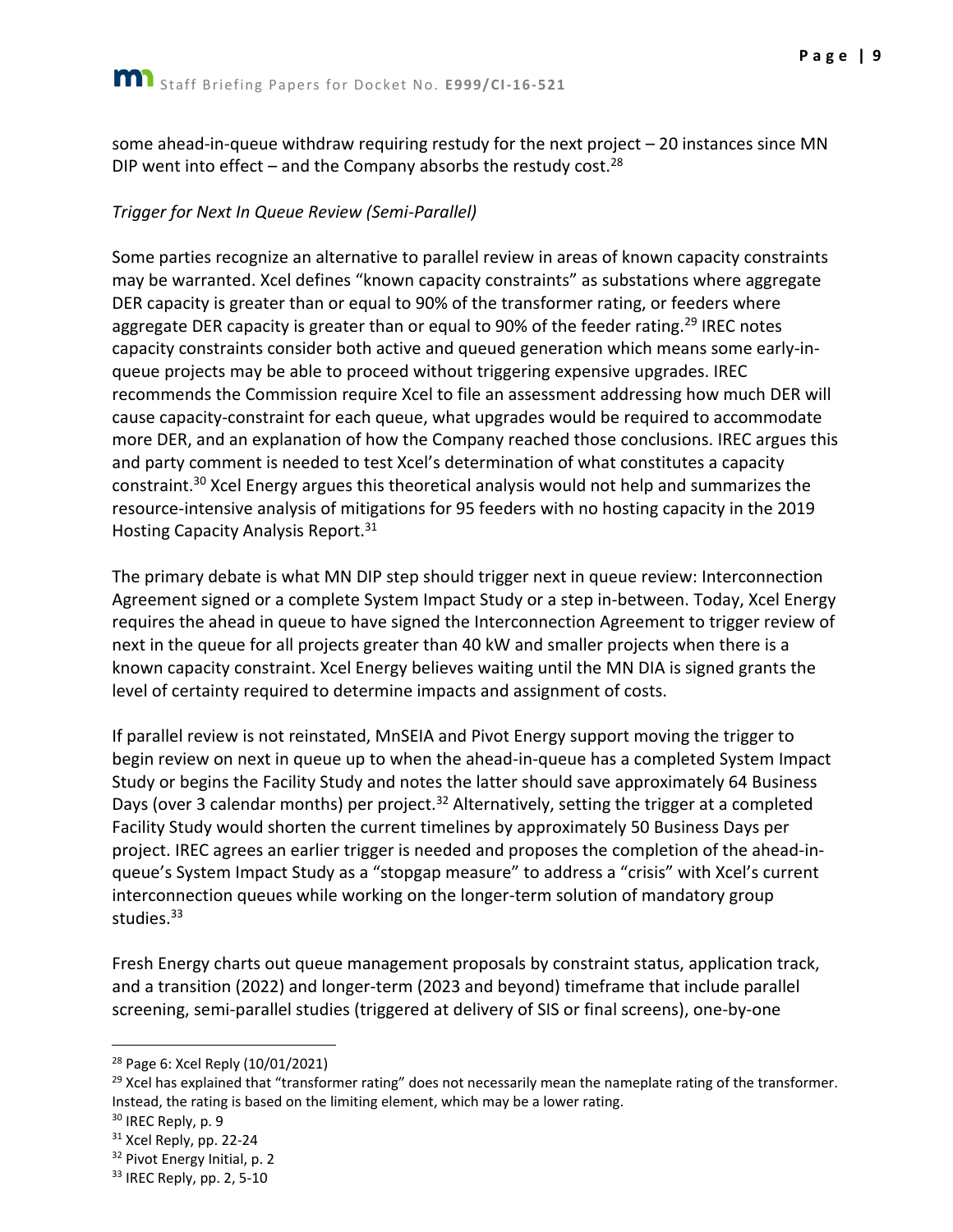some ahead-in-queue withdraw requiring restudy for the next project – 20 instances since MN DIP went into effect – and the Company absorbs the restudy cost.[28]

*Trigger for Next In Queue Review (Semi-Parallel)*

Some parties recognize an alternative to parallel review in areas of known capacity constraints may be warranted. Xcel defines "known capacity constraints" as substations where aggregate DER capacity is greater than or equal to 90% of the transformer rating, or feeders where aggregate DER capacity is greater than or equal to 90% of the feeder rating.[29] IREC notes capacity constraints consider both active and queued generation which means some early-in-queue projects may be able to proceed without triggering expensive upgrades. IREC recommends the Commission require Xcel to file an assessment addressing how much DER will cause capacity-constraint for each queue, what upgrades would be required to accommodate more DER, and an explanation of how the Company reached those conclusions. IREC argues this and party comment is needed to test Xcel's determination of what constitutes a capacity constraint.[30] Xcel Energy argues this theoretical analysis would not help and summarizes the resource-intensive analysis of mitigations for 95 feeders with no hosting capacity in the 2019 Hosting Capacity Analysis Report.[31]

The primary debate is what MN DIP step should trigger next in queue review: Interconnection Agreement signed or a complete System Impact Study or a step in-between. Today, Xcel Energy requires the ahead in queue to have signed the Interconnection Agreement to trigger review of next in the queue for all projects greater than 40 kW and smaller projects when there is a known capacity constraint. Xcel Energy believes waiting until the MN DIA is signed grants the level of certainty required to determine impacts and assignment of costs.

If parallel review is not reinstated, MnSEIA and Pivot Energy support moving the trigger to begin review on next in queue up to when the ahead-in-queue has a completed System Impact Study or begins the Facility Study and notes the latter should save approximately 64 Business Days (over 3 calendar months) per project.[32] Alternatively, setting the trigger at a completed Facility Study would shorten the current timelines by approximately 50 Business Days per project. IREC agrees an earlier trigger is needed and proposes the completion of the ahead-in-queue's System Impact Study as a "stopgap measure" to address a "crisis" with Xcel's current interconnection queues while working on the longer-term solution of mandatory group studies.[33]

Fresh Energy charts out queue management proposals by constraint status, application track, and a transition (2022) and longer-term (2023 and beyond) timeframe that include parallel screening, semi-parallel studies (triggered at delivery of SIS or final screens), one-by-one

---

[28] Page 6: Xcel Reply (10/01/2021)

[29] Xcel has explained that "transformer rating" does not necessarily mean the nameplate rating of the transformer. Instead, the rating is based on the limiting element, which may be a lower rating.

[30] IREC Reply, p. 9

[31] Xcel Reply, pp. 22-24

[32] Pivot Energy Initial, p. 2

[33] IREC Reply, pp. 2, 5-10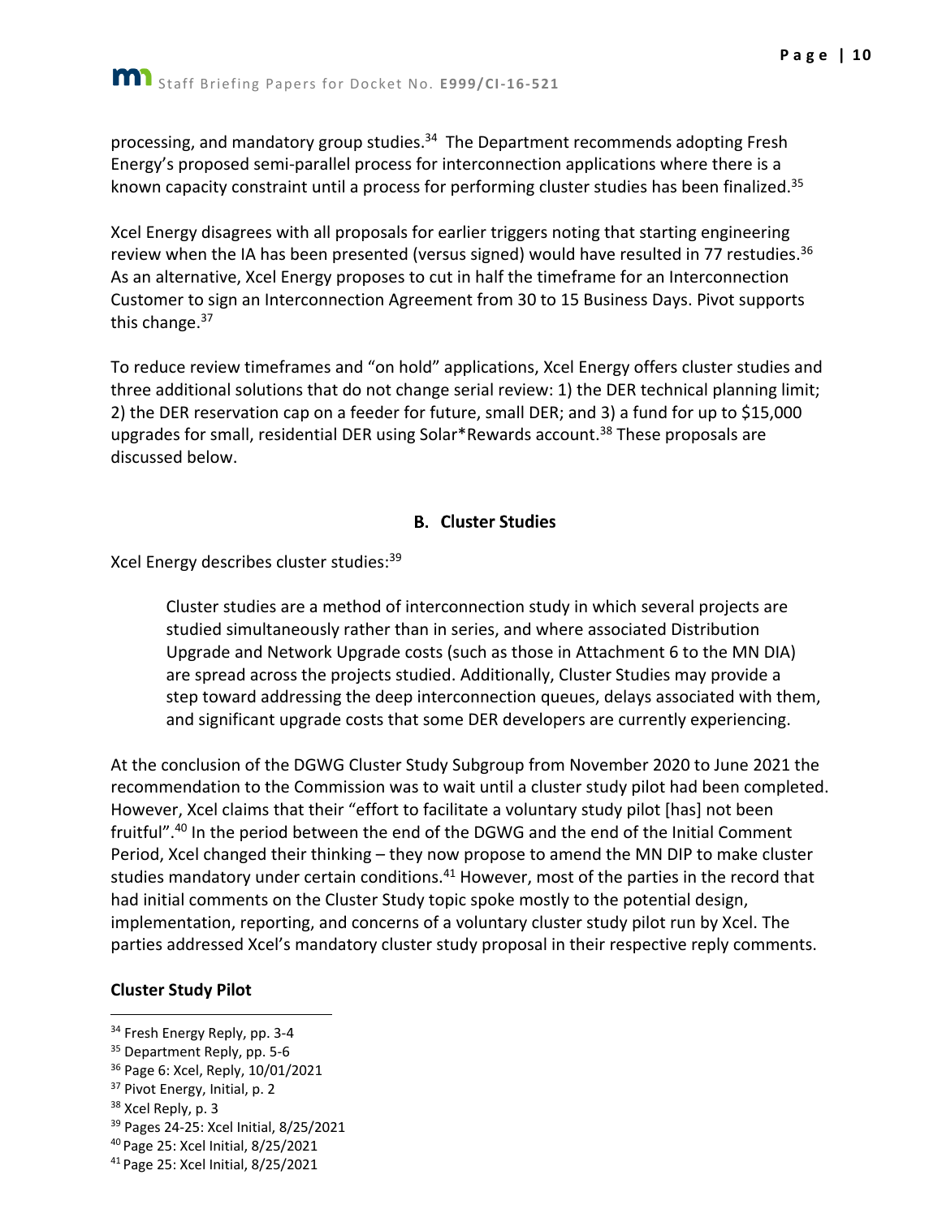processing, and mandatory group studies.[34] The Department recommends adopting Fresh Energy's proposed semi-parallel process for interconnection applications where there is a known capacity constraint until a process for performing cluster studies has been finalized.[35]

Xcel Energy disagrees with all proposals for earlier triggers noting that starting engineering review when the IA has been presented (versus signed) would have resulted in 77 restudies.[36] As an alternative, Xcel Energy proposes to cut in half the timeframe for an Interconnection Customer to sign an Interconnection Agreement from 30 to 15 Business Days. Pivot supports this change.[37]

To reduce review timeframes and "on hold" applications, Xcel Energy offers cluster studies and three additional solutions that do not change serial review: 1) the DER technical planning limit; 2) the DER reservation cap on a feeder for future, small DER; and 3) a fund for up to $15,000 upgrades for small, residential DER using Solar*Rewards account.[38] These proposals are discussed below.

## B. Cluster Studies

Xcel Energy describes cluster studies:[39]

> Cluster studies are a method of interconnection study in which several projects are studied simultaneously rather than in series, and where associated Distribution Upgrade and Network Upgrade costs (such as those in Attachment 6 to the MN DIA) are spread across the projects studied. Additionally, Cluster Studies may provide a step toward addressing the deep interconnection queues, delays associated with them, and significant upgrade costs that some DER developers are currently experiencing.

At the conclusion of the DGWG Cluster Study Subgroup from November 2020 to June 2021 the recommendation to the Commission was to wait until a cluster study pilot had been completed. However, Xcel claims that their "effort to facilitate a voluntary study pilot [has] not been fruitful".[40] In the period between the end of the DGWG and the end of the Initial Comment Period, Xcel changed their thinking – they now propose to amend the MN DIP to make cluster studies mandatory under certain conditions.[41] However, most of the parties in the record that had initial comments on the Cluster Study topic spoke mostly to the potential design, implementation, reporting, and concerns of a voluntary cluster study pilot run by Xcel. The parties addressed Xcel's mandatory cluster study proposal in their respective reply comments.

### Cluster Study Pilot

---

[34] Fresh Energy Reply, pp. 3-4

[35] Department Reply, pp. 5-6

[36] Page 6: Xcel, Reply, 10/01/2021

[37] Pivot Energy, Initial, p. 2

[38] Xcel Reply, p. 3

[39] Pages 24-25: Xcel Initial, 8/25/2021

[40] Page 25: Xcel Initial, 8/25/2021

[41] Page 25: Xcel Initial, 8/25/2021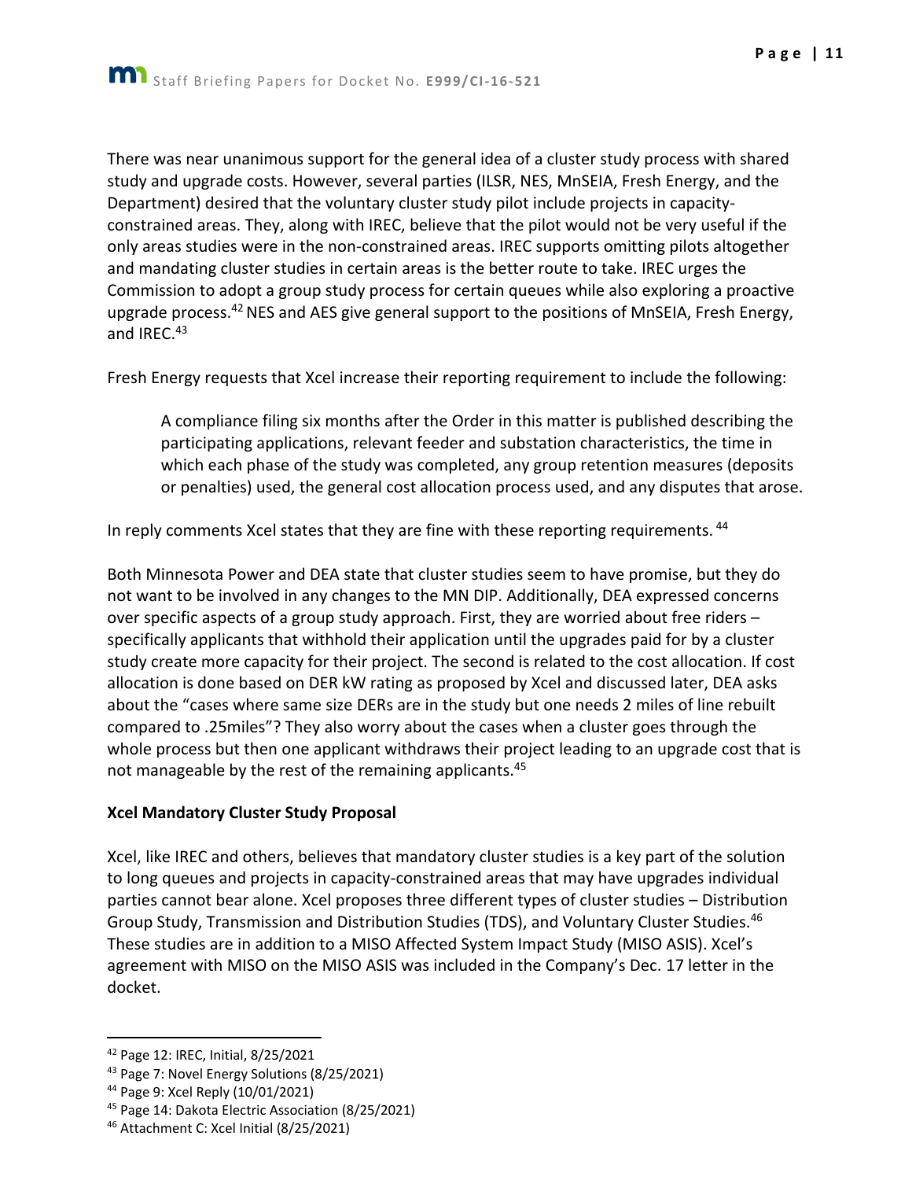There was near unanimous support for the general idea of a cluster study process with shared study and upgrade costs. However, several parties (ILSR, NES, MnSEIA, Fresh Energy, and the Department) desired that the voluntary cluster study pilot include projects in capacity-constrained areas. They, along with IREC, believe that the pilot would not be very useful if the only areas studies were in the non-constrained areas. IREC supports omitting pilots altogether and mandating cluster studies in certain areas is the better route to take. IREC urges the Commission to adopt a group study process for certain queues while also exploring a proactive upgrade process.[42] NES and AES give general support to the positions of MnSEIA, Fresh Energy, and IREC.[43]

Fresh Energy requests that Xcel increase their reporting requirement to include the following:

> A compliance filing six months after the Order in this matter is published describing the participating applications, relevant feeder and substation characteristics, the time in which each phase of the study was completed, any group retention measures (deposits or penalties) used, the general cost allocation process used, and any disputes that arose.

In reply comments Xcel states that they are fine with these reporting requirements.[44]

Both Minnesota Power and DEA state that cluster studies seem to have promise, but they do not want to be involved in any changes to the MN DIP. Additionally, DEA expressed concerns over specific aspects of a group study approach. First, they are worried about free riders – specifically applicants that withhold their application until the upgrades paid for by a cluster study create more capacity for their project. The second is related to the cost allocation. If cost allocation is done based on DER kW rating as proposed by Xcel and discussed later, DEA asks about the "cases where same size DERs are in the study but one needs 2 miles of line rebuilt compared to .25miles"? They also worry about the cases when a cluster goes through the whole process but then one applicant withdraws their project leading to an upgrade cost that is not manageable by the rest of the remaining applicants.[45]

**Xcel Mandatory Cluster Study Proposal**

Xcel, like IREC and others, believes that mandatory cluster studies is a key part of the solution to long queues and projects in capacity-constrained areas that may have upgrades individual parties cannot bear alone. Xcel proposes three different types of cluster studies – Distribution Group Study, Transmission and Distribution Studies (TDS), and Voluntary Cluster Studies.[46] These studies are in addition to a MISO Affected System Impact Study (MISO ASIS). Xcel's agreement with MISO on the MISO ASIS was included in the Company's Dec. 17 letter in the docket.

---

[42] Page 12: IREC, Initial, 8/25/2021

[43] Page 7: Novel Energy Solutions (8/25/2021)

[44] Page 9: Xcel Reply (10/01/2021)

[45] Page 14: Dakota Electric Association (8/25/2021)

[46] Attachment C: Xcel Initial (8/25/2021)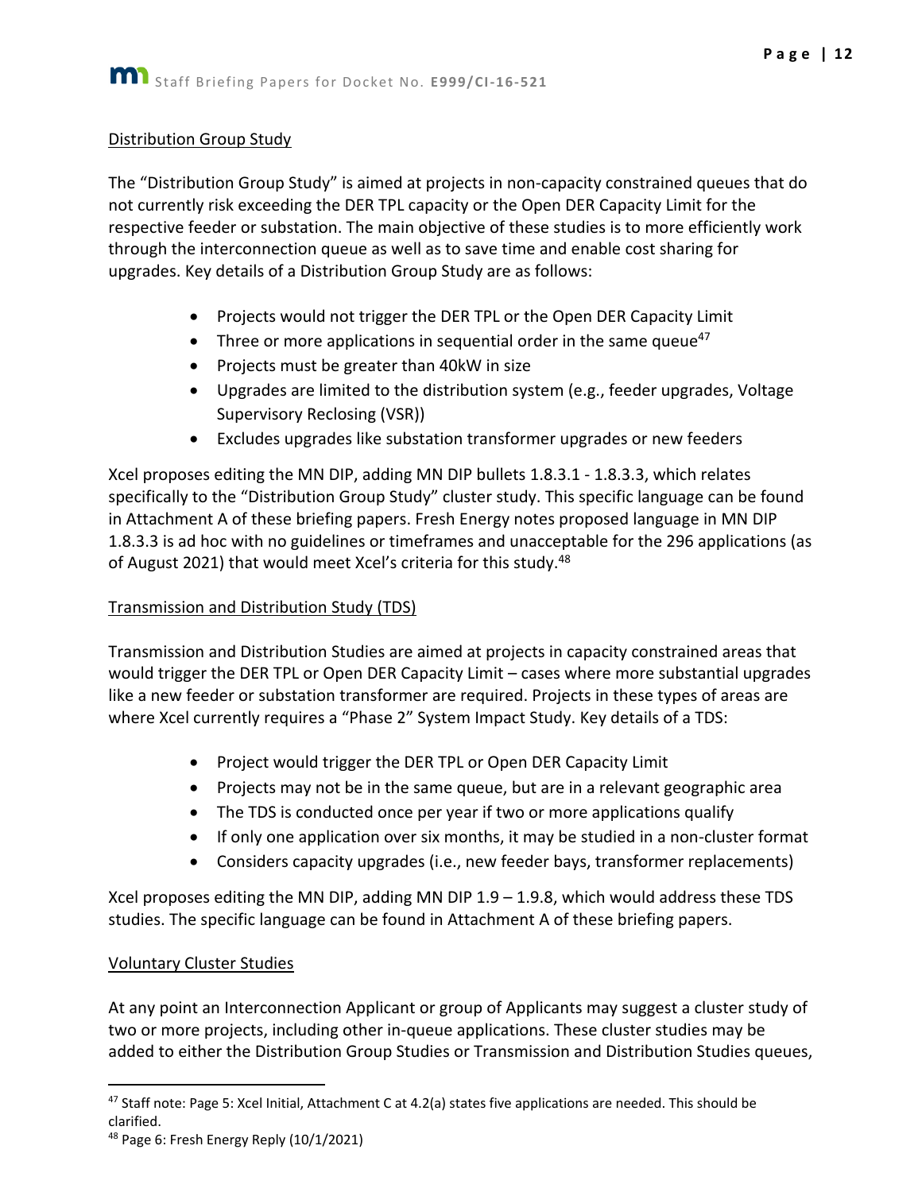## Distribution Group Study

The "Distribution Group Study" is aimed at projects in non-capacity constrained queues that do not currently risk exceeding the DER TPL capacity or the Open DER Capacity Limit for the respective feeder or substation. The main objective of these studies is to more efficiently work through the interconnection queue as well as to save time and enable cost sharing for upgrades. Key details of a Distribution Group Study are as follows:

- Projects would not trigger the DER TPL or the Open DER Capacity Limit
- Three or more applications in sequential order in the same queue[47]
- Projects must be greater than 40kW in size
- Upgrades are limited to the distribution system (e.g., feeder upgrades, Voltage Supervisory Reclosing (VSR))
- Excludes upgrades like substation transformer upgrades or new feeders

Xcel proposes editing the MN DIP, adding MN DIP bullets 1.8.3.1 - 1.8.3.3, which relates specifically to the "Distribution Group Study" cluster study. This specific language can be found in Attachment A of these briefing papers. Fresh Energy notes proposed language in MN DIP 1.8.3.3 is ad hoc with no guidelines or timeframes and unacceptable for the 296 applications (as of August 2021) that would meet Xcel's criteria for this study.[48]

## Transmission and Distribution Study (TDS)

Transmission and Distribution Studies are aimed at projects in capacity constrained areas that would trigger the DER TPL or Open DER Capacity Limit – cases where more substantial upgrades like a new feeder or substation transformer are required. Projects in these types of areas are where Xcel currently requires a "Phase 2" System Impact Study. Key details of a TDS:

- Project would trigger the DER TPL or Open DER Capacity Limit
- Projects may not be in the same queue, but are in a relevant geographic area
- The TDS is conducted once per year if two or more applications qualify
- If only one application over six months, it may be studied in a non-cluster format
- Considers capacity upgrades (i.e., new feeder bays, transformer replacements)

Xcel proposes editing the MN DIP, adding MN DIP 1.9 – 1.9.8, which would address these TDS studies. The specific language can be found in Attachment A of these briefing papers.

## Voluntary Cluster Studies

At any point an Interconnection Applicant or group of Applicants may suggest a cluster study of two or more projects, including other in-queue applications. These cluster studies may be added to either the Distribution Group Studies or Transmission and Distribution Studies queues,

---

[47] Staff note: Page 5: Xcel Initial, Attachment C at 4.2(a) states five applications are needed. This should be clarified.

[48] Page 6: Fresh Energy Reply (10/1/2021)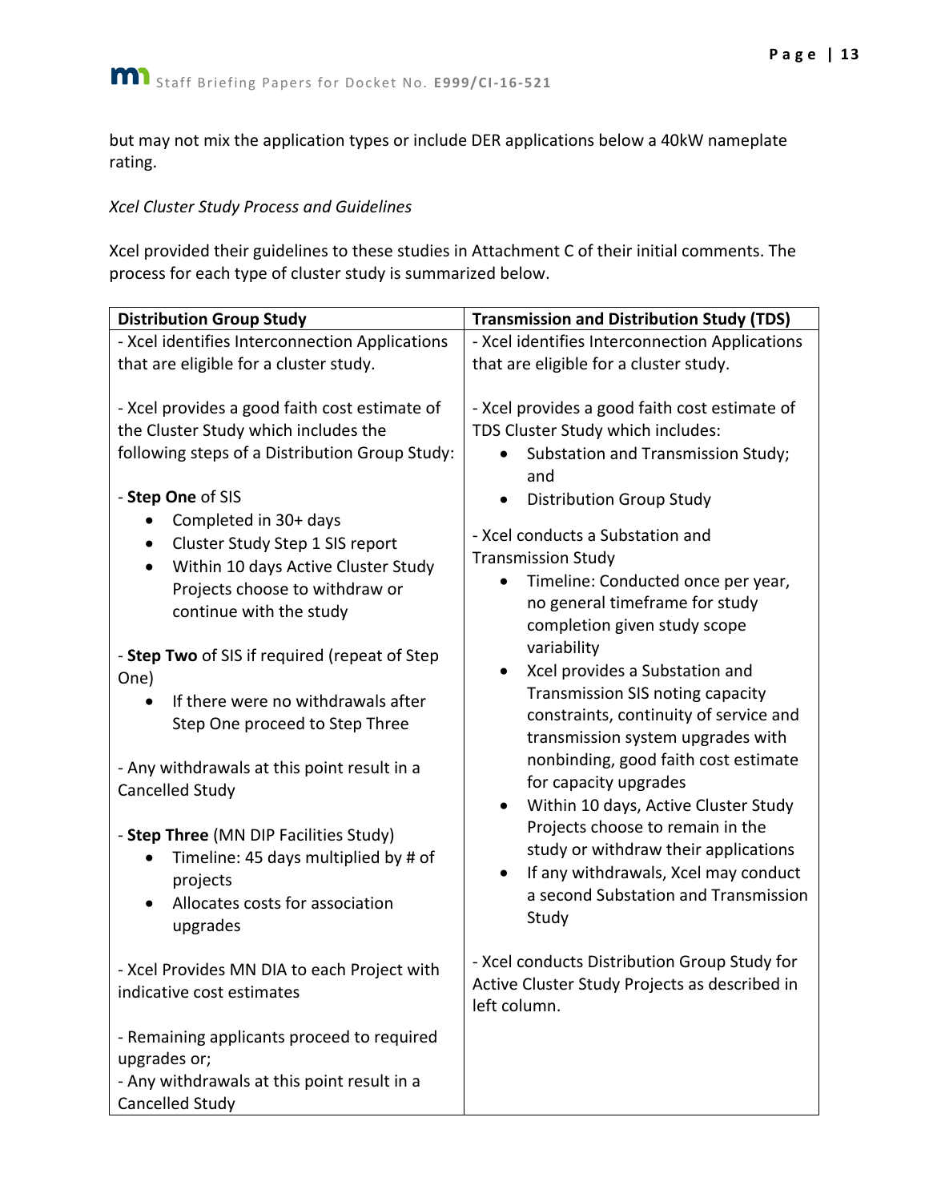but may not mix the application types or include DER applications below a 40kW nameplate rating.

*Xcel Cluster Study Process and Guidelines*

Xcel provided their guidelines to these studies in Attachment C of their initial comments. The process for each type of cluster study is summarized below.

| **Distribution Group Study** | **Transmission and Distribution Study (TDS)** |
| --- | --- |
| - Xcel identifies Interconnection Applications that are eligible for a cluster study.<br><br>- Xcel provides a good faith cost estimate of the Cluster Study which includes the following steps of a Distribution Group Study:<br><br>- **Step One** of SIS<br>• Completed in 30+ days<br>• Cluster Study Step 1 SIS report<br>• Within 10 days Active Cluster Study Projects choose to withdraw or continue with the study<br><br>- **Step Two** of SIS if required (repeat of Step One)<br>• If there were no withdrawals after Step One proceed to Step Three<br><br>- Any withdrawals at this point result in a Cancelled Study<br><br>- **Step Three** (MN DIP Facilities Study)<br>• Timeline: 45 days multiplied by # of projects<br>• Allocates costs for association upgrades<br><br>- Xcel Provides MN DIA to each Project with indicative cost estimates<br><br>- Remaining applicants proceed to required upgrades or;<br>- Any withdrawals at this point result in a Cancelled Study | - Xcel identifies Interconnection Applications that are eligible for a cluster study.<br><br>- Xcel provides a good faith cost estimate of TDS Cluster Study which includes:<br>• Substation and Transmission Study; and<br>• Distribution Group Study<br><br>- Xcel conducts a Substation and Transmission Study<br>• Timeline: Conducted once per year, no general timeframe for study completion given study scope variability<br>• Xcel provides a Substation and Transmission SIS noting capacity constraints, continuity of service and transmission system upgrades with nonbinding, good faith cost estimate for capacity upgrades<br>• Within 10 days, Active Cluster Study Projects choose to remain in the study or withdraw their applications<br>• If any withdrawals, Xcel may conduct a second Substation and Transmission Study<br><br>- Xcel conducts Distribution Group Study for Active Cluster Study Projects as described in left column. |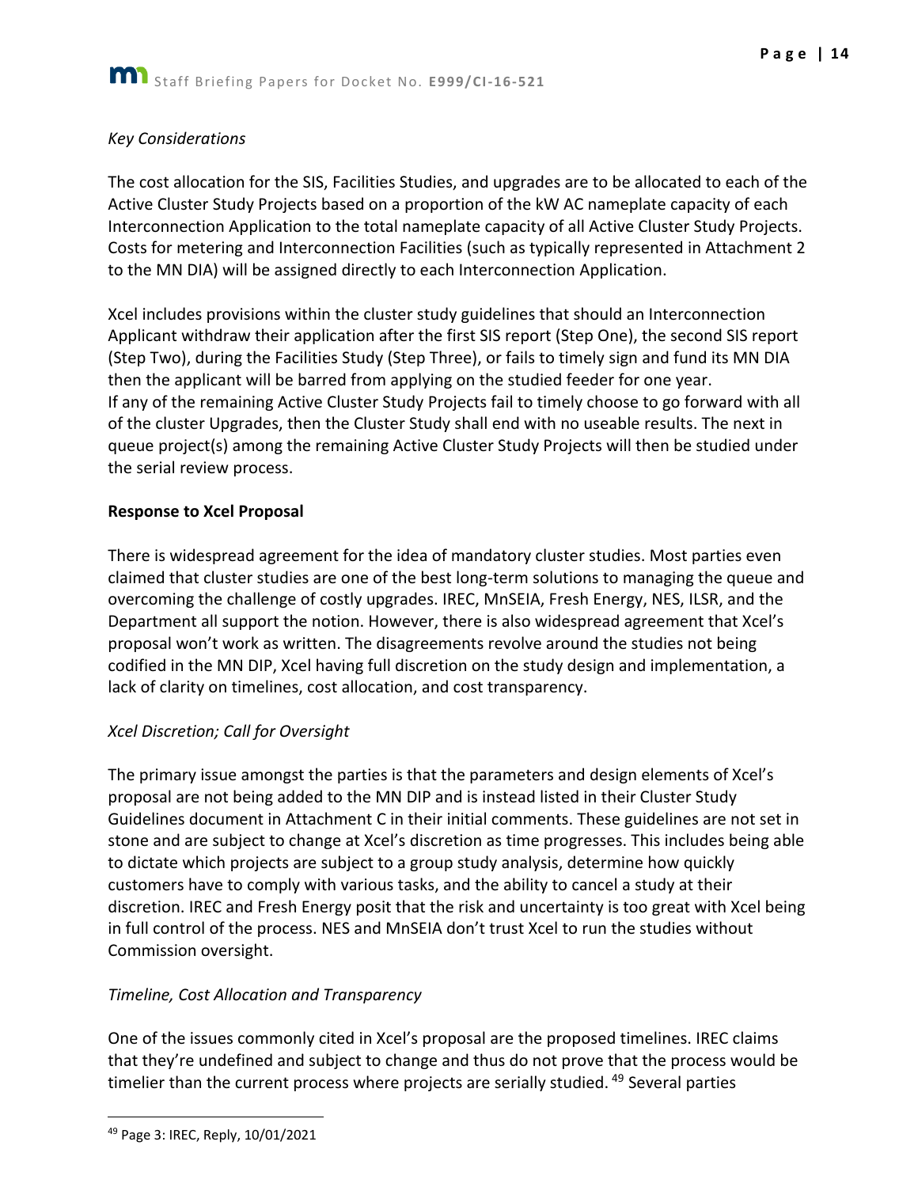*Key Considerations*

The cost allocation for the SIS, Facilities Studies, and upgrades are to be allocated to each of the Active Cluster Study Projects based on a proportion of the kW AC nameplate capacity of each Interconnection Application to the total nameplate capacity of all Active Cluster Study Projects. Costs for metering and Interconnection Facilities (such as typically represented in Attachment 2 to the MN DIA) will be assigned directly to each Interconnection Application.

Xcel includes provisions within the cluster study guidelines that should an Interconnection Applicant withdraw their application after the first SIS report (Step One), the second SIS report (Step Two), during the Facilities Study (Step Three), or fails to timely sign and fund its MN DIA then the applicant will be barred from applying on the studied feeder for one year. If any of the remaining Active Cluster Study Projects fail to timely choose to go forward with all of the cluster Upgrades, then the Cluster Study shall end with no useable results. The next in queue project(s) among the remaining Active Cluster Study Projects will then be studied under the serial review process.

**Response to Xcel Proposal**

There is widespread agreement for the idea of mandatory cluster studies. Most parties even claimed that cluster studies are one of the best long-term solutions to managing the queue and overcoming the challenge of costly upgrades. IREC, MnSEIA, Fresh Energy, NES, ILSR, and the Department all support the notion. However, there is also widespread agreement that Xcel's proposal won't work as written. The disagreements revolve around the studies not being codified in the MN DIP, Xcel having full discretion on the study design and implementation, a lack of clarity on timelines, cost allocation, and cost transparency.

*Xcel Discretion; Call for Oversight*

The primary issue amongst the parties is that the parameters and design elements of Xcel's proposal are not being added to the MN DIP and is instead listed in their Cluster Study Guidelines document in Attachment C in their initial comments. These guidelines are not set in stone and are subject to change at Xcel's discretion as time progresses. This includes being able to dictate which projects are subject to a group study analysis, determine how quickly customers have to comply with various tasks, and the ability to cancel a study at their discretion. IREC and Fresh Energy posit that the risk and uncertainty is too great with Xcel being in full control of the process. NES and MnSEIA don't trust Xcel to run the studies without Commission oversight.

*Timeline, Cost Allocation and Transparency*

One of the issues commonly cited in Xcel's proposal are the proposed timelines. IREC claims that they're undefined and subject to change and thus do not prove that the process would be timelier than the current process where projects are serially studied. [49] Several parties

[49] Page 3: IREC, Reply, 10/01/2021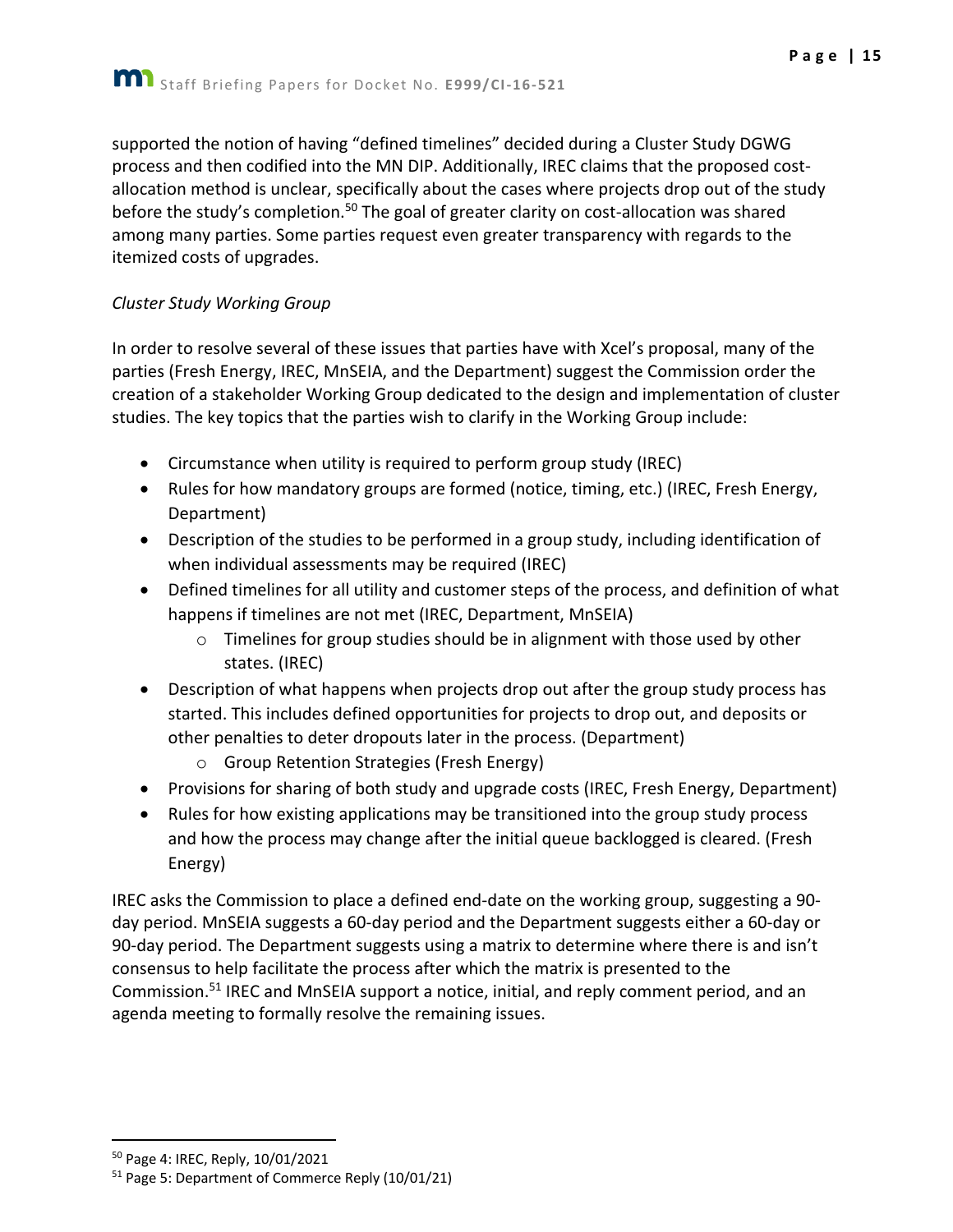supported the notion of having "defined timelines" decided during a Cluster Study DGWG process and then codified into the MN DIP. Additionally, IREC claims that the proposed cost-allocation method is unclear, specifically about the cases where projects drop out of the study before the study's completion.[50] The goal of greater clarity on cost-allocation was shared among many parties. Some parties request even greater transparency with regards to the itemized costs of upgrades.

*Cluster Study Working Group*

In order to resolve several of these issues that parties have with Xcel's proposal, many of the parties (Fresh Energy, IREC, MnSEIA, and the Department) suggest the Commission order the creation of a stakeholder Working Group dedicated to the design and implementation of cluster studies. The key topics that the parties wish to clarify in the Working Group include:

- Circumstance when utility is required to perform group study (IREC)
- Rules for how mandatory groups are formed (notice, timing, etc.) (IREC, Fresh Energy, Department)
- Description of the studies to be performed in a group study, including identification of when individual assessments may be required (IREC)
- Defined timelines for all utility and customer steps of the process, and definition of what happens if timelines are not met (IREC, Department, MnSEIA)
    - Timelines for group studies should be in alignment with those used by other states. (IREC)
- Description of what happens when projects drop out after the group study process has started. This includes defined opportunities for projects to drop out, and deposits or other penalties to deter dropouts later in the process. (Department)
    - Group Retention Strategies (Fresh Energy)
- Provisions for sharing of both study and upgrade costs (IREC, Fresh Energy, Department)
- Rules for how existing applications may be transitioned into the group study process and how the process may change after the initial queue backlogged is cleared. (Fresh Energy)

IREC asks the Commission to place a defined end-date on the working group, suggesting a 90-day period. MnSEIA suggests a 60-day period and the Department suggests either a 60-day or 90-day period. The Department suggests using a matrix to determine where there is and isn't consensus to help facilitate the process after which the matrix is presented to the Commission.[51] IREC and MnSEIA support a notice, initial, and reply comment period, and an agenda meeting to formally resolve the remaining issues.

---

[50] Page 4: IREC, Reply, 10/01/2021

[51] Page 5: Department of Commerce Reply (10/01/21)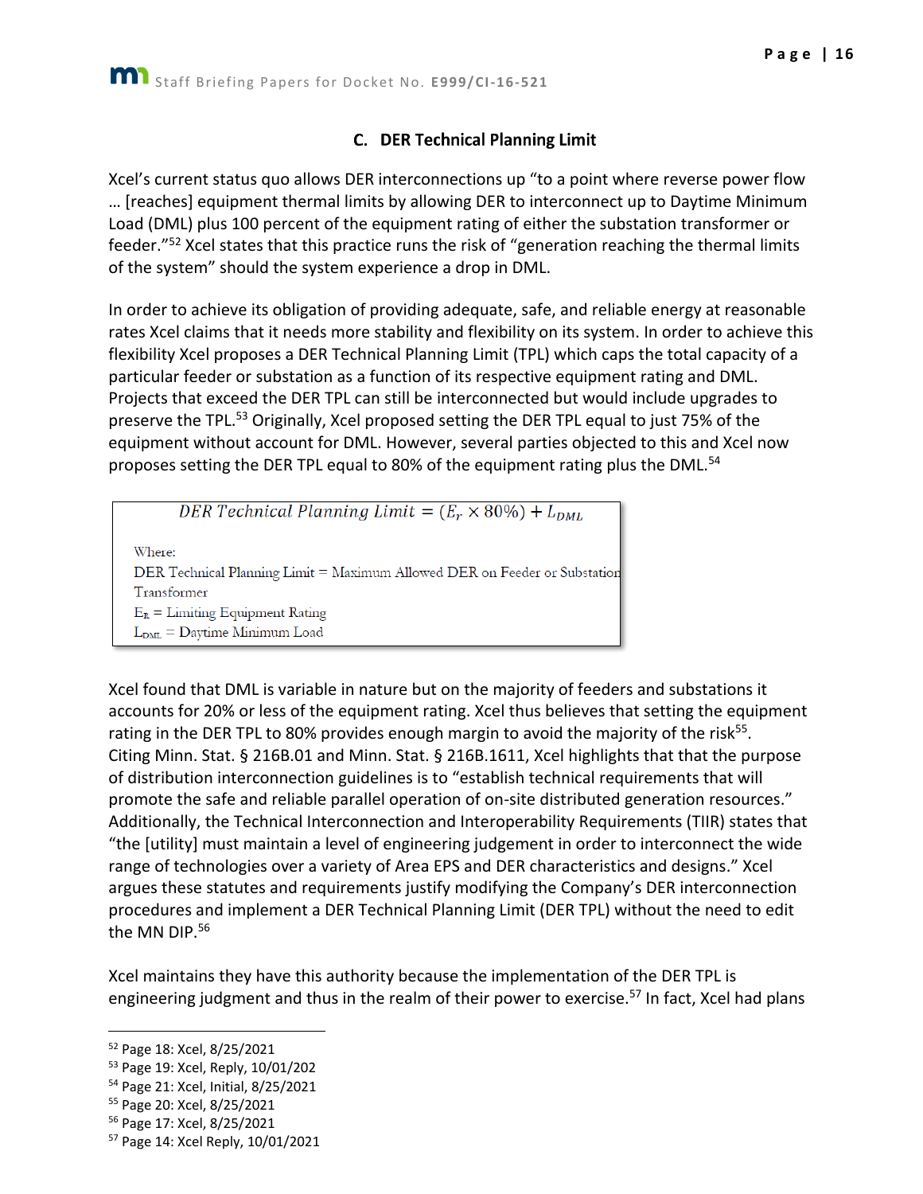### C. DER Technical Planning Limit

Xcel's current status quo allows DER interconnections up "to a point where reverse power flow … [reaches] equipment thermal limits by allowing DER to interconnect up to Daytime Minimum Load (DML) plus 100 percent of the equipment rating of either the substation transformer or feeder."[52] Xcel states that this practice runs the risk of "generation reaching the thermal limits of the system" should the system experience a drop in DML.

In order to achieve its obligation of providing adequate, safe, and reliable energy at reasonable rates Xcel claims that it needs more stability and flexibility on its system. In order to achieve this flexibility Xcel proposes a DER Technical Planning Limit (TPL) which caps the total capacity of a particular feeder or substation as a function of its respective equipment rating and DML. Projects that exceed the DER TPL can still be interconnected but would include upgrades to preserve the TPL.[53] Originally, Xcel proposed setting the DER TPL equal to just 75% of the equipment without account for DML. However, several parties objected to this and Xcel now proposes setting the DER TPL equal to 80% of the equipment rating plus the DML.[54]

$$DER\ Technical\ Planning\ Limit = (E_r \times 80\%) + L_{DML}$$

Where:
DER Technical Planning Limit = Maximum Allowed DER on Feeder or Substation Transformer
$E_R$ = Limiting Equipment Rating
$L_{DML}$ = Daytime Minimum Load

Xcel found that DML is variable in nature but on the majority of feeders and substations it accounts for 20% or less of the equipment rating. Xcel thus believes that setting the equipment rating in the DER TPL to 80% provides enough margin to avoid the majority of the risk[55]. Citing Minn. Stat. § 216B.01 and Minn. Stat. § 216B.1611, Xcel highlights that that the purpose of distribution interconnection guidelines is to "establish technical requirements that will promote the safe and reliable parallel operation of on-site distributed generation resources." Additionally, the Technical Interconnection and Interoperability Requirements (TIIR) states that "the [utility] must maintain a level of engineering judgement in order to interconnect the wide range of technologies over a variety of Area EPS and DER characteristics and designs." Xcel argues these statutes and requirements justify modifying the Company's DER interconnection procedures and implement a DER Technical Planning Limit (DER TPL) without the need to edit the MN DIP.[56]

Xcel maintains they have this authority because the implementation of the DER TPL is engineering judgment and thus in the realm of their power to exercise.[57] In fact, Xcel had plans

---

[52] Page 18: Xcel, 8/25/2021
[53] Page 19: Xcel, Reply, 10/01/202
[54] Page 21: Xcel, Initial, 8/25/2021
[55] Page 20: Xcel, 8/25/2021
[56] Page 17: Xcel, 8/25/2021
[57] Page 14: Xcel Reply, 10/01/2021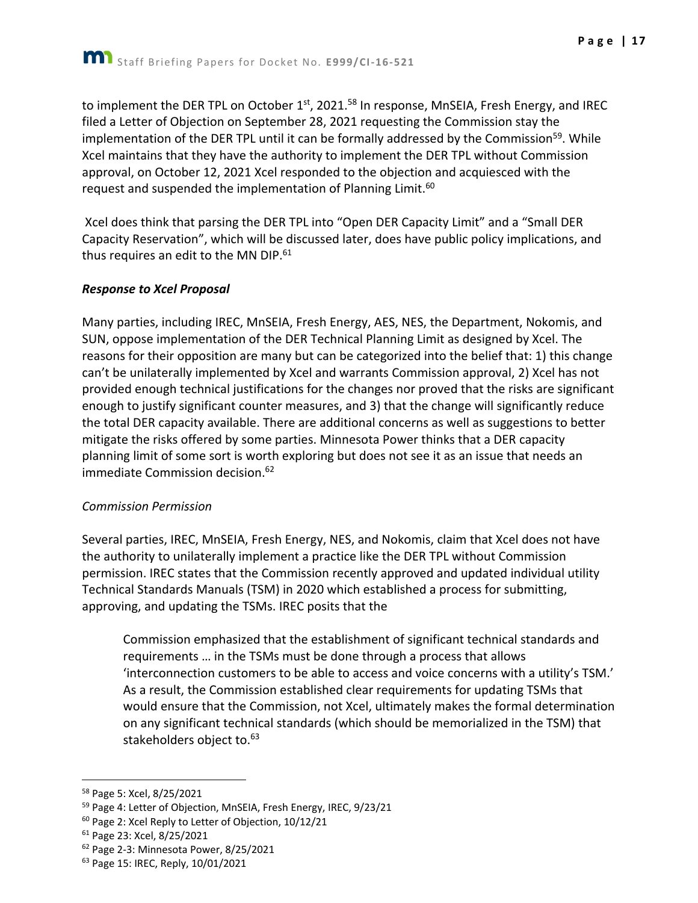to implement the DER TPL on October 1st, 2021.[58] In response, MnSEIA, Fresh Energy, and IREC filed a Letter of Objection on September 28, 2021 requesting the Commission stay the implementation of the DER TPL until it can be formally addressed by the Commission[59]. While Xcel maintains that they have the authority to implement the DER TPL without Commission approval, on October 12, 2021 Xcel responded to the objection and acquiesced with the request and suspended the implementation of Planning Limit.[60]

Xcel does think that parsing the DER TPL into "Open DER Capacity Limit" and a "Small DER Capacity Reservation", which will be discussed later, does have public policy implications, and thus requires an edit to the MN DIP.[61]

***Response to Xcel Proposal***

Many parties, including IREC, MnSEIA, Fresh Energy, AES, NES, the Department, Nokomis, and SUN, oppose implementation of the DER Technical Planning Limit as designed by Xcel. The reasons for their opposition are many but can be categorized into the belief that: 1) this change can't be unilaterally implemented by Xcel and warrants Commission approval, 2) Xcel has not provided enough technical justifications for the changes nor proved that the risks are significant enough to justify significant counter measures, and 3) that the change will significantly reduce the total DER capacity available. There are additional concerns as well as suggestions to better mitigate the risks offered by some parties. Minnesota Power thinks that a DER capacity planning limit of some sort is worth exploring but does not see it as an issue that needs an immediate Commission decision.[62]

*Commission Permission*

Several parties, IREC, MnSEIA, Fresh Energy, NES, and Nokomis, claim that Xcel does not have the authority to unilaterally implement a practice like the DER TPL without Commission permission. IREC states that the Commission recently approved and updated individual utility Technical Standards Manuals (TSM) in 2020 which established a process for submitting, approving, and updating the TSMs. IREC posits that the

> Commission emphasized that the establishment of significant technical standards and requirements … in the TSMs must be done through a process that allows 'interconnection customers to be able to access and voice concerns with a utility's TSM.' As a result, the Commission established clear requirements for updating TSMs that would ensure that the Commission, not Xcel, ultimately makes the formal determination on any significant technical standards (which should be memorialized in the TSM) that stakeholders object to.[63]

---

[58] Page 5: Xcel, 8/25/2021

[59] Page 4: Letter of Objection, MnSEIA, Fresh Energy, IREC, 9/23/21

[60] Page 2: Xcel Reply to Letter of Objection, 10/12/21

[61] Page 23: Xcel, 8/25/2021

[62] Page 2-3: Minnesota Power, 8/25/2021

[63] Page 15: IREC, Reply, 10/01/2021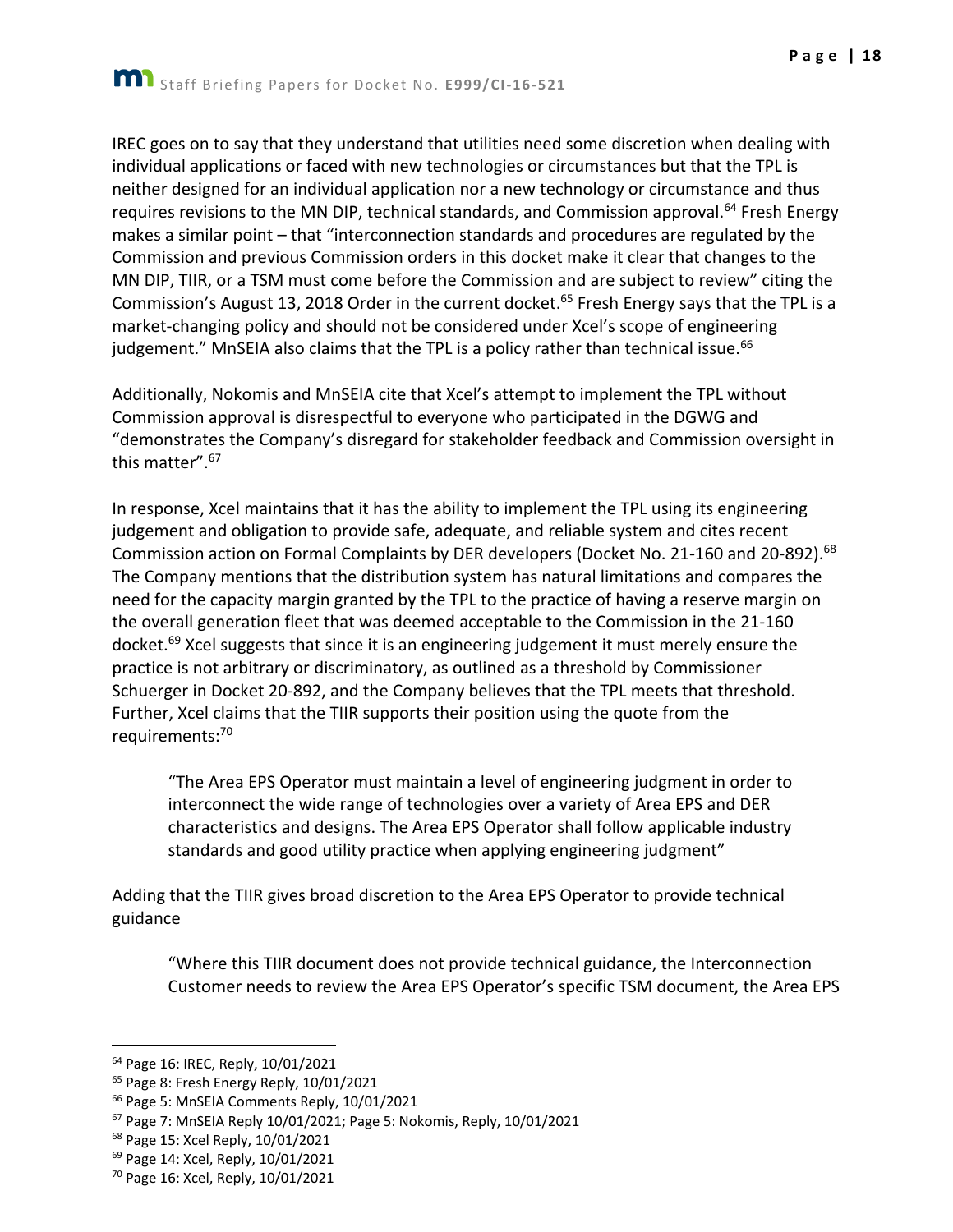IREC goes on to say that they understand that utilities need some discretion when dealing with individual applications or faced with new technologies or circumstances but that the TPL is neither designed for an individual application nor a new technology or circumstance and thus requires revisions to the MN DIP, technical standards, and Commission approval.[64] Fresh Energy makes a similar point – that "interconnection standards and procedures are regulated by the Commission and previous Commission orders in this docket make it clear that changes to the MN DIP, TIIR, or a TSM must come before the Commission and are subject to review" citing the Commission's August 13, 2018 Order in the current docket.[65] Fresh Energy says that the TPL is a market-changing policy and should not be considered under Xcel's scope of engineering judgement." MnSEIA also claims that the TPL is a policy rather than technical issue.[66]

Additionally, Nokomis and MnSEIA cite that Xcel's attempt to implement the TPL without Commission approval is disrespectful to everyone who participated in the DGWG and "demonstrates the Company's disregard for stakeholder feedback and Commission oversight in this matter".[67]

In response, Xcel maintains that it has the ability to implement the TPL using its engineering judgement and obligation to provide safe, adequate, and reliable system and cites recent Commission action on Formal Complaints by DER developers (Docket No. 21-160 and 20-892).[68] The Company mentions that the distribution system has natural limitations and compares the need for the capacity margin granted by the TPL to the practice of having a reserve margin on the overall generation fleet that was deemed acceptable to the Commission in the 21-160 docket.[69] Xcel suggests that since it is an engineering judgement it must merely ensure the practice is not arbitrary or discriminatory, as outlined as a threshold by Commissioner Schuerger in Docket 20-892, and the Company believes that the TPL meets that threshold. Further, Xcel claims that the TIIR supports their position using the quote from the requirements:[70]

> "The Area EPS Operator must maintain a level of engineering judgment in order to interconnect the wide range of technologies over a variety of Area EPS and DER characteristics and designs. The Area EPS Operator shall follow applicable industry standards and good utility practice when applying engineering judgment"

Adding that the TIIR gives broad discretion to the Area EPS Operator to provide technical guidance

> "Where this TIIR document does not provide technical guidance, the Interconnection Customer needs to review the Area EPS Operator's specific TSM document, the Area EPS

---

[64] Page 16: IREC, Reply, 10/01/2021

[65] Page 8: Fresh Energy Reply, 10/01/2021

[66] Page 5: MnSEIA Comments Reply, 10/01/2021

[67] Page 7: MnSEIA Reply 10/01/2021; Page 5: Nokomis, Reply, 10/01/2021

[68] Page 15: Xcel Reply, 10/01/2021

[69] Page 14: Xcel, Reply, 10/01/2021

[70] Page 16: Xcel, Reply, 10/01/2021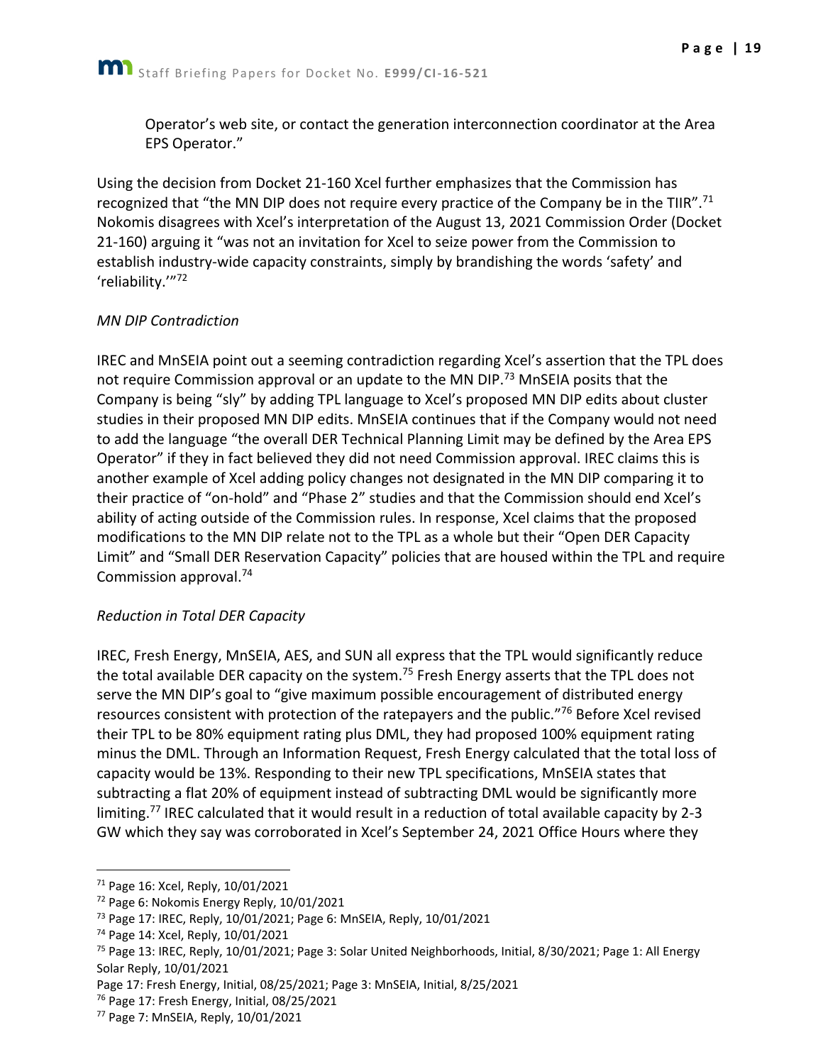Operator's web site, or contact the generation interconnection coordinator at the Area EPS Operator."

Using the decision from Docket 21-160 Xcel further emphasizes that the Commission has recognized that "the MN DIP does not require every practice of the Company be in the TIIR".[71] Nokomis disagrees with Xcel's interpretation of the August 13, 2021 Commission Order (Docket 21-160) arguing it "was not an invitation for Xcel to seize power from the Commission to establish industry-wide capacity constraints, simply by brandishing the words 'safety' and 'reliability.'"[72]

*MN DIP Contradiction*

IREC and MnSEIA point out a seeming contradiction regarding Xcel's assertion that the TPL does not require Commission approval or an update to the MN DIP.[73] MnSEIA posits that the Company is being "sly" by adding TPL language to Xcel's proposed MN DIP edits about cluster studies in their proposed MN DIP edits. MnSEIA continues that if the Company would not need to add the language "the overall DER Technical Planning Limit may be defined by the Area EPS Operator" if they in fact believed they did not need Commission approval. IREC claims this is another example of Xcel adding policy changes not designated in the MN DIP comparing it to their practice of "on-hold" and "Phase 2" studies and that the Commission should end Xcel's ability of acting outside of the Commission rules. In response, Xcel claims that the proposed modifications to the MN DIP relate not to the TPL as a whole but their "Open DER Capacity Limit" and "Small DER Reservation Capacity" policies that are housed within the TPL and require Commission approval.[74]

*Reduction in Total DER Capacity*

IREC, Fresh Energy, MnSEIA, AES, and SUN all express that the TPL would significantly reduce the total available DER capacity on the system.[75] Fresh Energy asserts that the TPL does not serve the MN DIP's goal to "give maximum possible encouragement of distributed energy resources consistent with protection of the ratepayers and the public."[76] Before Xcel revised their TPL to be 80% equipment rating plus DML, they had proposed 100% equipment rating minus the DML. Through an Information Request, Fresh Energy calculated that the total loss of capacity would be 13%. Responding to their new TPL specifications, MnSEIA states that subtracting a flat 20% of equipment instead of subtracting DML would be significantly more limiting.[77] IREC calculated that it would result in a reduction of total available capacity by 2-3 GW which they say was corroborated in Xcel's September 24, 2021 Office Hours where they

---

[71] Page 16: Xcel, Reply, 10/01/2021

[72] Page 6: Nokomis Energy Reply, 10/01/2021

[73] Page 17: IREC, Reply, 10/01/2021; Page 6: MnSEIA, Reply, 10/01/2021

[74] Page 14: Xcel, Reply, 10/01/2021

[75] Page 13: IREC, Reply, 10/01/2021; Page 3: Solar United Neighborhoods, Initial, 8/30/2021; Page 1: All Energy Solar Reply, 10/01/2021

Page 17: Fresh Energy, Initial, 08/25/2021; Page 3: MnSEIA, Initial, 8/25/2021

[76] Page 17: Fresh Energy, Initial, 08/25/2021

[77] Page 7: MnSEIA, Reply, 10/01/2021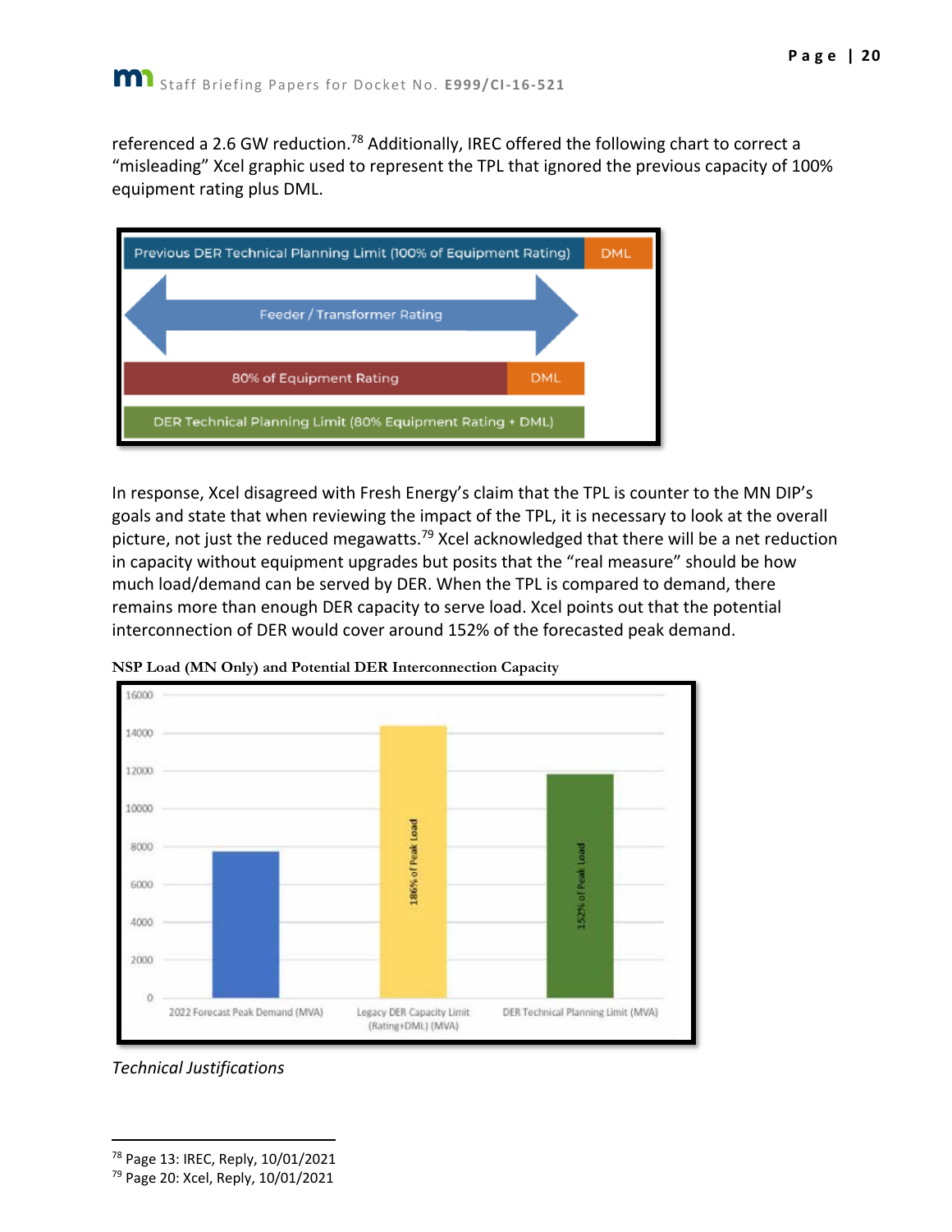referenced a 2.6 GW reduction.[78] Additionally, IREC offered the following chart to correct a "misleading" Xcel graphic used to represent the TPL that ignored the previous capacity of 100% equipment rating plus DML.

In response, Xcel disagreed with Fresh Energy's claim that the TPL is counter to the MN DIP's goals and state that when reviewing the impact of the TPL, it is necessary to look at the overall picture, not just the reduced megawatts.[79] Xcel acknowledged that there will be a net reduction in capacity without equipment upgrades but posits that the "real measure" should be how much load/demand can be served by DER. When the TPL is compared to demand, there remains more than enough DER capacity to serve load. Xcel points out that the potential interconnection of DER would cover around 152% of the forecasted peak demand.

**NSP Load (MN Only) and Potential DER Interconnection Capacity**

*Technical Justifications*

---

[78] Page 13: IREC, Reply, 10/01/2021

[79] Page 20: Xcel, Reply, 10/01/2021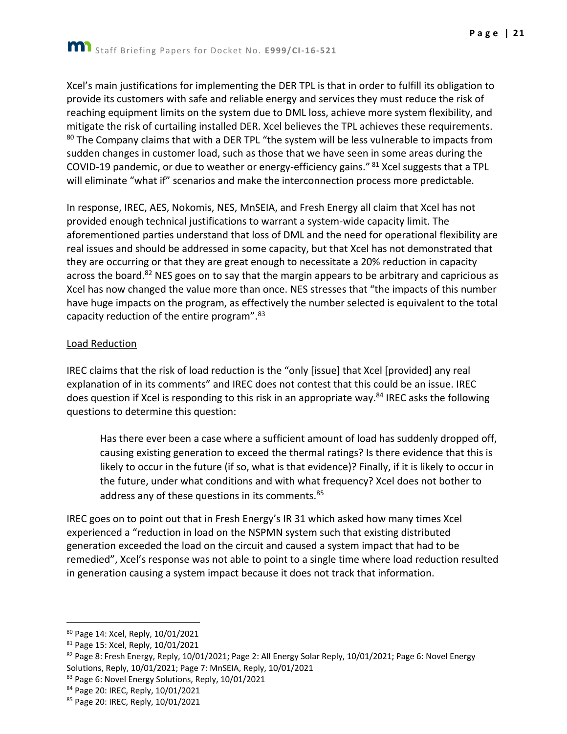Xcel's main justifications for implementing the DER TPL is that in order to fulfill its obligation to provide its customers with safe and reliable energy and services they must reduce the risk of reaching equipment limits on the system due to DML loss, achieve more system flexibility, and mitigate the risk of curtailing installed DER. Xcel believes the TPL achieves these requirements.[80] The Company claims that with a DER TPL "the system will be less vulnerable to impacts from sudden changes in customer load, such as those that we have seen in some areas during the COVID-19 pandemic, or due to weather or energy-efficiency gains." [81] Xcel suggests that a TPL will eliminate "what if" scenarios and make the interconnection process more predictable.

In response, IREC, AES, Nokomis, NES, MnSEIA, and Fresh Energy all claim that Xcel has not provided enough technical justifications to warrant a system-wide capacity limit. The aforementioned parties understand that loss of DML and the need for operational flexibility are real issues and should be addressed in some capacity, but that Xcel has not demonstrated that they are occurring or that they are great enough to necessitate a 20% reduction in capacity across the board.[82] NES goes on to say that the margin appears to be arbitrary and capricious as Xcel has now changed the value more than once. NES stresses that "the impacts of this number have huge impacts on the program, as effectively the number selected is equivalent to the total capacity reduction of the entire program".[83]

<u>Load Reduction</u>

IREC claims that the risk of load reduction is the "only [issue] that Xcel [provided] any real explanation of in its comments" and IREC does not contest that this could be an issue. IREC does question if Xcel is responding to this risk in an appropriate way.[84] IREC asks the following questions to determine this question:

> Has there ever been a case where a sufficient amount of load has suddenly dropped off, causing existing generation to exceed the thermal ratings? Is there evidence that this is likely to occur in the future (if so, what is that evidence)? Finally, if it is likely to occur in the future, under what conditions and with what frequency? Xcel does not bother to address any of these questions in its comments.[85]

IREC goes on to point out that in Fresh Energy's IR 31 which asked how many times Xcel experienced a "reduction in load on the NSPMN system such that existing distributed generation exceeded the load on the circuit and caused a system impact that had to be remedied", Xcel's response was not able to point to a single time where load reduction resulted in generation causing a system impact because it does not track that information.

---

[80] Page 14: Xcel, Reply, 10/01/2021

[81] Page 15: Xcel, Reply, 10/01/2021

[82] Page 8: Fresh Energy, Reply, 10/01/2021; Page 2: All Energy Solar Reply, 10/01/2021; Page 6: Novel Energy Solutions, Reply, 10/01/2021; Page 7: MnSEIA, Reply, 10/01/2021

[83] Page 6: Novel Energy Solutions, Reply, 10/01/2021

[84] Page 20: IREC, Reply, 10/01/2021

[85] Page 20: IREC, Reply, 10/01/2021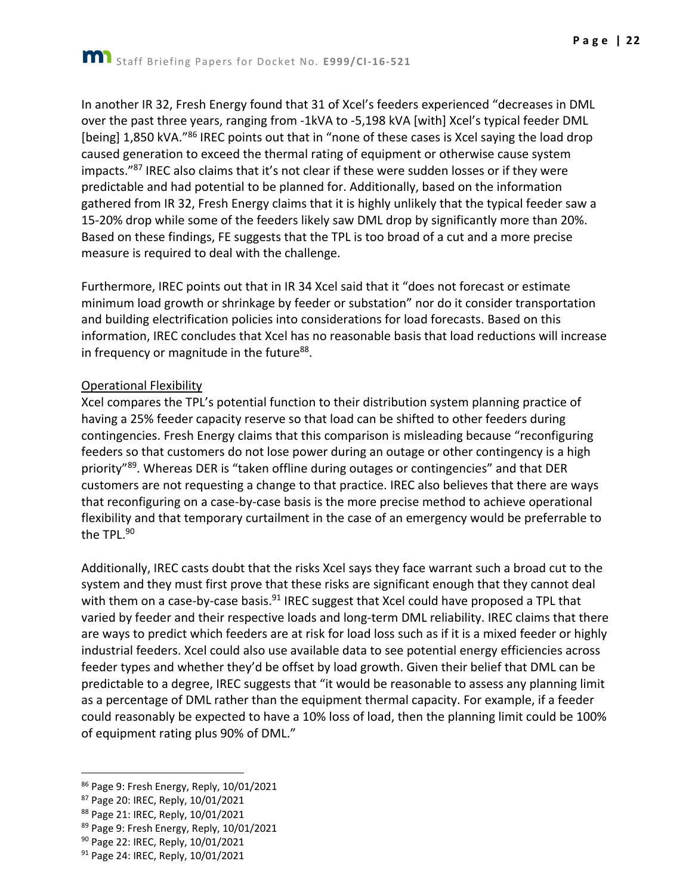In another IR 32, Fresh Energy found that 31 of Xcel's feeders experienced "decreases in DML over the past three years, ranging from -1kVA to -5,198 kVA [with] Xcel's typical feeder DML [being] 1,850 kVA."[86] IREC points out that in "none of these cases is Xcel saying the load drop caused generation to exceed the thermal rating of equipment or otherwise cause system impacts."[87] IREC also claims that it's not clear if these were sudden losses or if they were predictable and had potential to be planned for. Additionally, based on the information gathered from IR 32, Fresh Energy claims that it is highly unlikely that the typical feeder saw a 15-20% drop while some of the feeders likely saw DML drop by significantly more than 20%. Based on these findings, FE suggests that the TPL is too broad of a cut and a more precise measure is required to deal with the challenge.

Furthermore, IREC points out that in IR 34 Xcel said that it "does not forecast or estimate minimum load growth or shrinkage by feeder or substation" nor do it consider transportation and building electrification policies into considerations for load forecasts. Based on this information, IREC concludes that Xcel has no reasonable basis that load reductions will increase in frequency or magnitude in the future[88].

<u>Operational Flexibility</u>

Xcel compares the TPL's potential function to their distribution system planning practice of having a 25% feeder capacity reserve so that load can be shifted to other feeders during contingencies. Fresh Energy claims that this comparison is misleading because "reconfiguring feeders so that customers do not lose power during an outage or other contingency is a high priority"[89]. Whereas DER is "taken offline during outages or contingencies" and that DER customers are not requesting a change to that practice. IREC also believes that there are ways that reconfiguring on a case-by-case basis is the more precise method to achieve operational flexibility and that temporary curtailment in the case of an emergency would be preferrable to the TPL.[90]

Additionally, IREC casts doubt that the risks Xcel says they face warrant such a broad cut to the system and they must first prove that these risks are significant enough that they cannot deal with them on a case-by-case basis.[91] IREC suggest that Xcel could have proposed a TPL that varied by feeder and their respective loads and long-term DML reliability. IREC claims that there are ways to predict which feeders are at risk for load loss such as if it is a mixed feeder or highly industrial feeders. Xcel could also use available data to see potential energy efficiencies across feeder types and whether they'd be offset by load growth. Given their belief that DML can be predictable to a degree, IREC suggests that "it would be reasonable to assess any planning limit as a percentage of DML rather than the equipment thermal capacity. For example, if a feeder could reasonably be expected to have a 10% loss of load, then the planning limit could be 100% of equipment rating plus 90% of DML."

---

[86] Page 9: Fresh Energy, Reply, 10/01/2021

[87] Page 20: IREC, Reply, 10/01/2021

[88] Page 21: IREC, Reply, 10/01/2021

[89] Page 9: Fresh Energy, Reply, 10/01/2021

[90] Page 22: IREC, Reply, 10/01/2021

[91] Page 24: IREC, Reply, 10/01/2021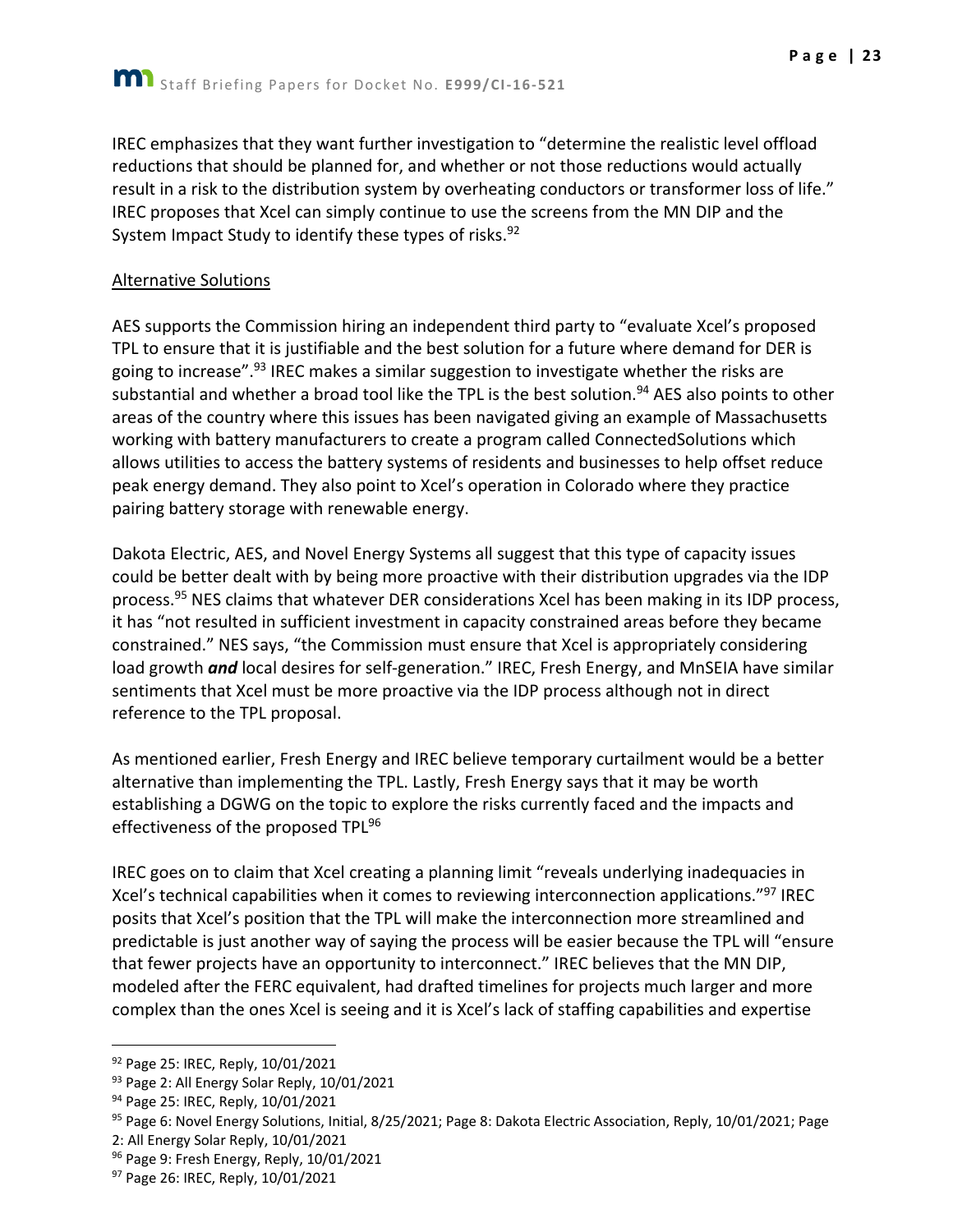IREC emphasizes that they want further investigation to "determine the realistic level offload reductions that should be planned for, and whether or not those reductions would actually result in a risk to the distribution system by overheating conductors or transformer loss of life." IREC proposes that Xcel can simply continue to use the screens from the MN DIP and the System Impact Study to identify these types of risks.[92]

Alternative Solutions

AES supports the Commission hiring an independent third party to "evaluate Xcel's proposed TPL to ensure that it is justifiable and the best solution for a future where demand for DER is going to increase".[93] IREC makes a similar suggestion to investigate whether the risks are substantial and whether a broad tool like the TPL is the best solution.[94] AES also points to other areas of the country where this issues has been navigated giving an example of Massachusetts working with battery manufacturers to create a program called ConnectedSolutions which allows utilities to access the battery systems of residents and businesses to help offset reduce peak energy demand. They also point to Xcel's operation in Colorado where they practice pairing battery storage with renewable energy.

Dakota Electric, AES, and Novel Energy Systems all suggest that this type of capacity issues could be better dealt with by being more proactive with their distribution upgrades via the IDP process.[95] NES claims that whatever DER considerations Xcel has been making in its IDP process, it has "not resulted in sufficient investment in capacity constrained areas before they became constrained." NES says, "the Commission must ensure that Xcel is appropriately considering load growth ***and*** local desires for self-generation." IREC, Fresh Energy, and MnSEIA have similar sentiments that Xcel must be more proactive via the IDP process although not in direct reference to the TPL proposal.

As mentioned earlier, Fresh Energy and IREC believe temporary curtailment would be a better alternative than implementing the TPL. Lastly, Fresh Energy says that it may be worth establishing a DGWG on the topic to explore the risks currently faced and the impacts and effectiveness of the proposed TPL[96]

IREC goes on to claim that Xcel creating a planning limit "reveals underlying inadequacies in Xcel's technical capabilities when it comes to reviewing interconnection applications."[97] IREC posits that Xcel's position that the TPL will make the interconnection more streamlined and predictable is just another way of saying the process will be easier because the TPL will "ensure that fewer projects have an opportunity to interconnect." IREC believes that the MN DIP, modeled after the FERC equivalent, had drafted timelines for projects much larger and more complex than the ones Xcel is seeing and it is Xcel's lack of staffing capabilities and expertise

---

[92] Page 25: IREC, Reply, 10/01/2021

[93] Page 2: All Energy Solar Reply, 10/01/2021

[94] Page 25: IREC, Reply, 10/01/2021

[95] Page 6: Novel Energy Solutions, Initial, 8/25/2021; Page 8: Dakota Electric Association, Reply, 10/01/2021; Page 2: All Energy Solar Reply, 10/01/2021

[96] Page 9: Fresh Energy, Reply, 10/01/2021

[97] Page 26: IREC, Reply, 10/01/2021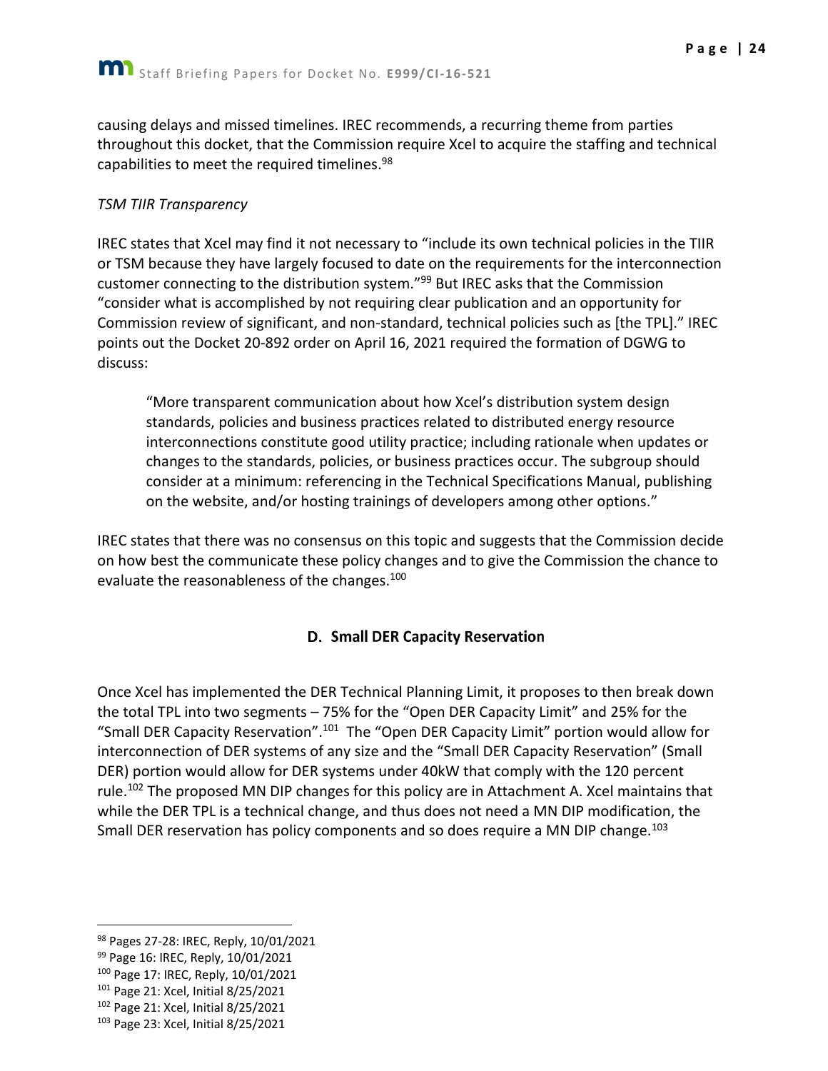causing delays and missed timelines. IREC recommends, a recurring theme from parties throughout this docket, that the Commission require Xcel to acquire the staffing and technical capabilities to meet the required timelines.[98]

*TSM TIIR Transparency*

IREC states that Xcel may find it not necessary to "include its own technical policies in the TIIR or TSM because they have largely focused to date on the requirements for the interconnection customer connecting to the distribution system."[99] But IREC asks that the Commission "consider what is accomplished by not requiring clear publication and an opportunity for Commission review of significant, and non-standard, technical policies such as [the TPL]." IREC points out the Docket 20-892 order on April 16, 2021 required the formation of DGWG to discuss:

> "More transparent communication about how Xcel's distribution system design standards, policies and business practices related to distributed energy resource interconnections constitute good utility practice; including rationale when updates or changes to the standards, policies, or business practices occur. The subgroup should consider at a minimum: referencing in the Technical Specifications Manual, publishing on the website, and/or hosting trainings of developers among other options."

IREC states that there was no consensus on this topic and suggests that the Commission decide on how best the communicate these policy changes and to give the Commission the chance to evaluate the reasonableness of the changes.[100]

### D. Small DER Capacity Reservation

Once Xcel has implemented the DER Technical Planning Limit, it proposes to then break down the total TPL into two segments – 75% for the "Open DER Capacity Limit" and 25% for the "Small DER Capacity Reservation".[101] The "Open DER Capacity Limit" portion would allow for interconnection of DER systems of any size and the "Small DER Capacity Reservation" (Small DER) portion would allow for DER systems under 40kW that comply with the 120 percent rule.[102] The proposed MN DIP changes for this policy are in Attachment A. Xcel maintains that while the DER TPL is a technical change, and thus does not need a MN DIP modification, the Small DER reservation has policy components and so does require a MN DIP change.[103]

---

[98] Pages 27-28: IREC, Reply, 10/01/2021

[99] Page 16: IREC, Reply, 10/01/2021

[100] Page 17: IREC, Reply, 10/01/2021

[101] Page 21: Xcel, Initial 8/25/2021

[102] Page 21: Xcel, Initial 8/25/2021

[103] Page 23: Xcel, Initial 8/25/2021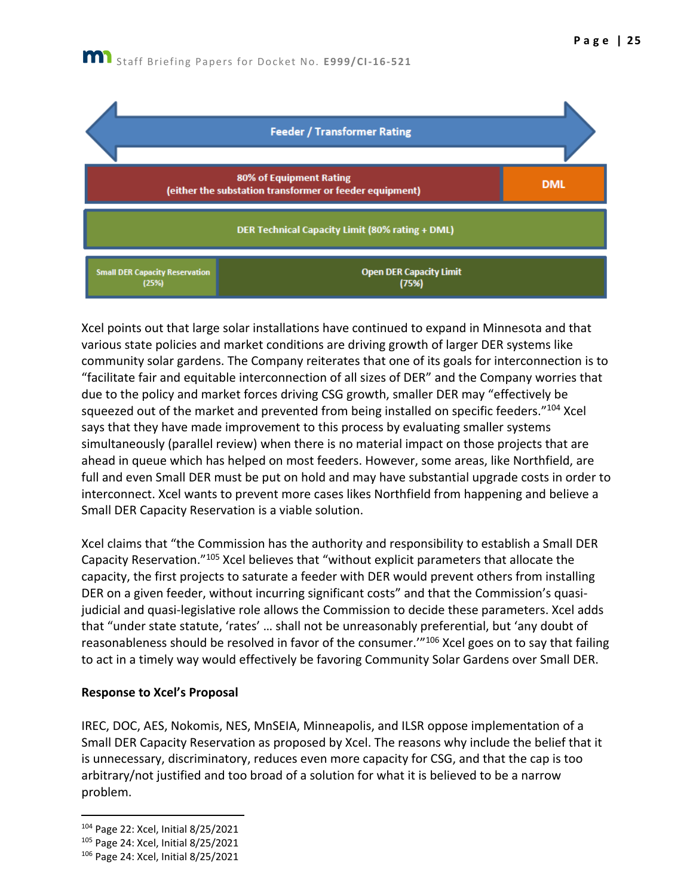Feeder / Transformer Rating

| 80% of Equipment Rating (either the substation transformer or feeder equipment) | DML |
|---|---|
| DER Technical Capacity Limit (80% rating + DML) | |
| Small DER Capacity Reservation (25%) | Open DER Capacity Limit (75%) |

Xcel points out that large solar installations have continued to expand in Minnesota and that various state policies and market conditions are driving growth of larger DER systems like community solar gardens. The Company reiterates that one of its goals for interconnection is to "facilitate fair and equitable interconnection of all sizes of DER" and the Company worries that due to the policy and market forces driving CSG growth, smaller DER may "effectively be squeezed out of the market and prevented from being installed on specific feeders."[104] Xcel says that they have made improvement to this process by evaluating smaller systems simultaneously (parallel review) when there is no material impact on those projects that are ahead in queue which has helped on most feeders. However, some areas, like Northfield, are full and even Small DER must be put on hold and may have substantial upgrade costs in order to interconnect. Xcel wants to prevent more cases likes Northfield from happening and believe a Small DER Capacity Reservation is a viable solution.

Xcel claims that "the Commission has the authority and responsibility to establish a Small DER Capacity Reservation."[105] Xcel believes that "without explicit parameters that allocate the capacity, the first projects to saturate a feeder with DER would prevent others from installing DER on a given feeder, without incurring significant costs" and that the Commission's quasi-judicial and quasi-legislative role allows the Commission to decide these parameters. Xcel adds that "under state statute, 'rates' … shall not be unreasonably preferential, but 'any doubt of reasonableness should be resolved in favor of the consumer.'"[106] Xcel goes on to say that failing to act in a timely way would effectively be favoring Community Solar Gardens over Small DER.

**Response to Xcel's Proposal**

IREC, DOC, AES, Nokomis, NES, MnSEIA, Minneapolis, and ILSR oppose implementation of a Small DER Capacity Reservation as proposed by Xcel. The reasons why include the belief that it is unnecessary, discriminatory, reduces even more capacity for CSG, and that the cap is too arbitrary/not justified and too broad of a solution for what it is believed to be a narrow problem.

---

[104] Page 22: Xcel, Initial 8/25/2021

[105] Page 24: Xcel, Initial 8/25/2021

[106] Page 24: Xcel, Initial 8/25/2021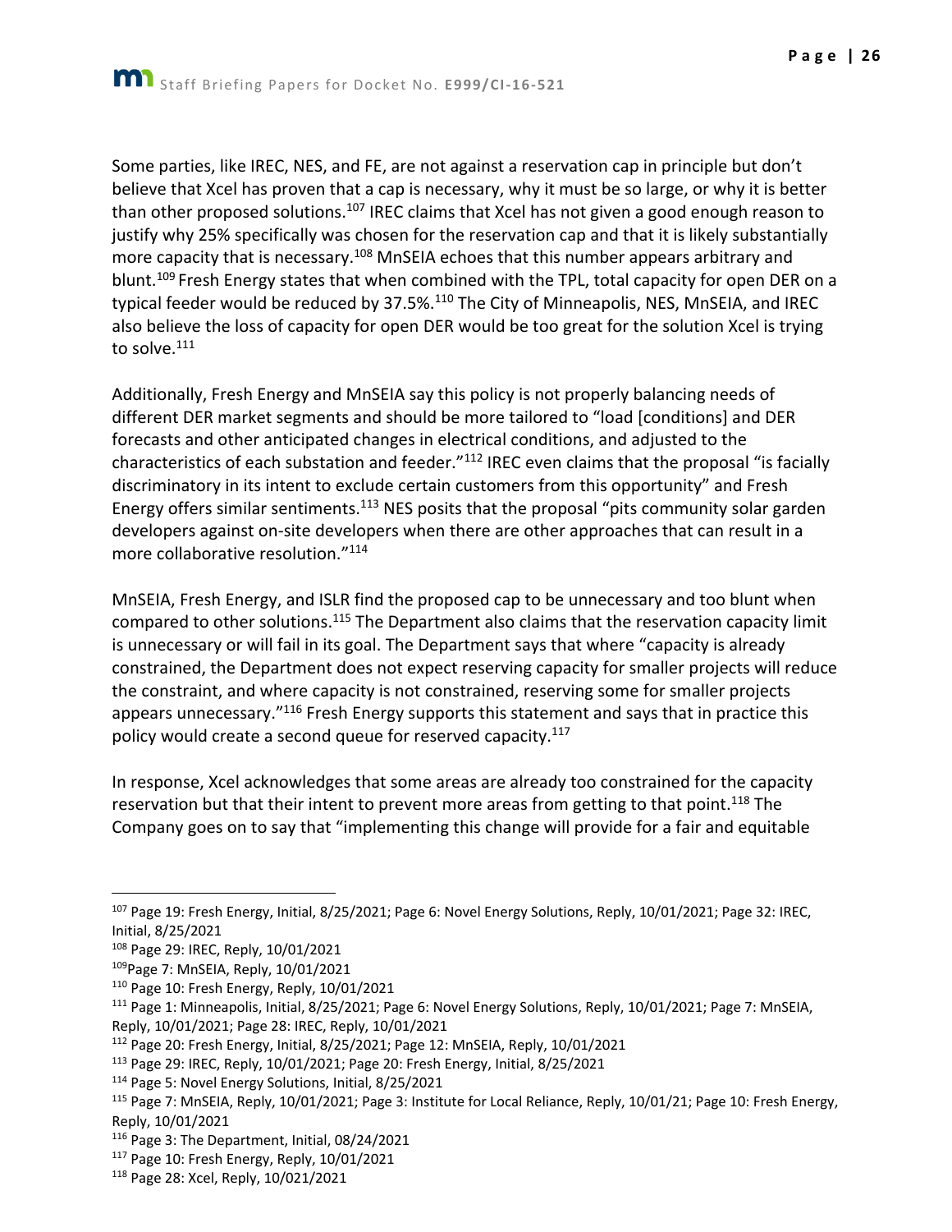Some parties, like IREC, NES, and FE, are not against a reservation cap in principle but don't believe that Xcel has proven that a cap is necessary, why it must be so large, or why it is better than other proposed solutions.[107] IREC claims that Xcel has not given a good enough reason to justify why 25% specifically was chosen for the reservation cap and that it is likely substantially more capacity that is necessary.[108] MnSEIA echoes that this number appears arbitrary and blunt.[109] Fresh Energy states that when combined with the TPL, total capacity for open DER on a typical feeder would be reduced by 37.5%.[110] The City of Minneapolis, NES, MnSEIA, and IREC also believe the loss of capacity for open DER would be too great for the solution Xcel is trying to solve.[111]

Additionally, Fresh Energy and MnSEIA say this policy is not properly balancing needs of different DER market segments and should be more tailored to "load [conditions] and DER forecasts and other anticipated changes in electrical conditions, and adjusted to the characteristics of each substation and feeder."[112] IREC even claims that the proposal "is facially discriminatory in its intent to exclude certain customers from this opportunity" and Fresh Energy offers similar sentiments.[113] NES posits that the proposal "pits community solar garden developers against on-site developers when there are other approaches that can result in a more collaborative resolution."[114]

MnSEIA, Fresh Energy, and ISLR find the proposed cap to be unnecessary and too blunt when compared to other solutions.[115] The Department also claims that the reservation capacity limit is unnecessary or will fail in its goal. The Department says that where "capacity is already constrained, the Department does not expect reserving capacity for smaller projects will reduce the constraint, and where capacity is not constrained, reserving some for smaller projects appears unnecessary."[116] Fresh Energy supports this statement and says that in practice this policy would create a second queue for reserved capacity.[117]

In response, Xcel acknowledges that some areas are already too constrained for the capacity reservation but that their intent to prevent more areas from getting to that point.[118] The Company goes on to say that "implementing this change will provide for a fair and equitable

---

[107] Page 19: Fresh Energy, Initial, 8/25/2021; Page 6: Novel Energy Solutions, Reply, 10/01/2021; Page 32: IREC, Initial, 8/25/2021

[108] Page 29: IREC, Reply, 10/01/2021

[109] Page 7: MnSEIA, Reply, 10/01/2021

[110] Page 10: Fresh Energy, Reply, 10/01/2021

[111] Page 1: Minneapolis, Initial, 8/25/2021; Page 6: Novel Energy Solutions, Reply, 10/01/2021; Page 7: MnSEIA, Reply, 10/01/2021; Page 28: IREC, Reply, 10/01/2021

[112] Page 20: Fresh Energy, Initial, 8/25/2021; Page 12: MnSEIA, Reply, 10/01/2021

[113] Page 29: IREC, Reply, 10/01/2021; Page 20: Fresh Energy, Initial, 8/25/2021

[114] Page 5: Novel Energy Solutions, Initial, 8/25/2021

[115] Page 7: MnSEIA, Reply, 10/01/2021; Page 3: Institute for Local Reliance, Reply, 10/01/21; Page 10: Fresh Energy, Reply, 10/01/2021

[116] Page 3: The Department, Initial, 08/24/2021

[117] Page 10: Fresh Energy, Reply, 10/01/2021

[118] Page 28: Xcel, Reply, 10/021/2021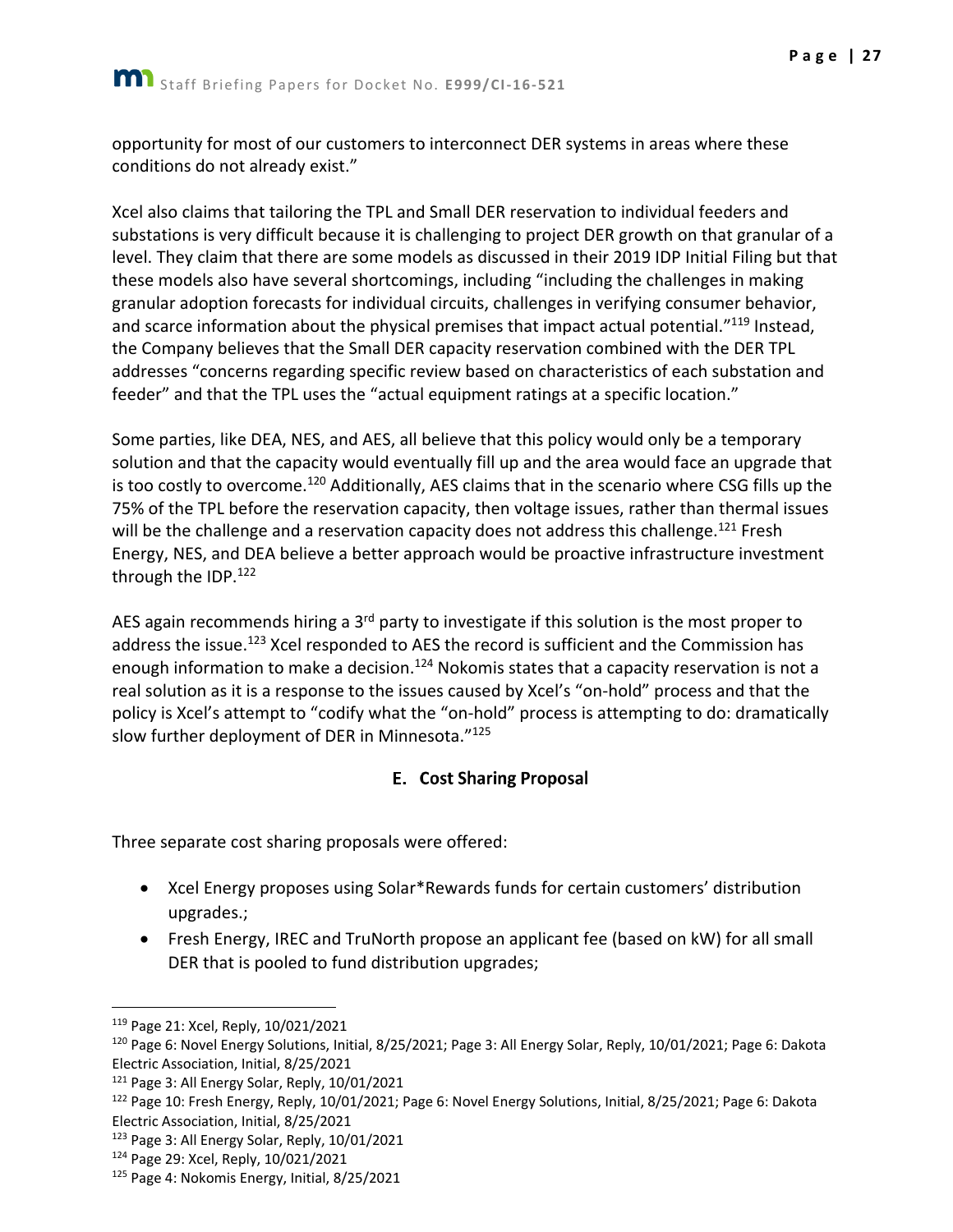opportunity for most of our customers to interconnect DER systems in areas where these conditions do not already exist."

Xcel also claims that tailoring the TPL and Small DER reservation to individual feeders and substations is very difficult because it is challenging to project DER growth on that granular of a level. They claim that there are some models as discussed in their 2019 IDP Initial Filing but that these models also have several shortcomings, including "including the challenges in making granular adoption forecasts for individual circuits, challenges in verifying consumer behavior, and scarce information about the physical premises that impact actual potential."[119] Instead, the Company believes that the Small DER capacity reservation combined with the DER TPL addresses "concerns regarding specific review based on characteristics of each substation and feeder" and that the TPL uses the "actual equipment ratings at a specific location."

Some parties, like DEA, NES, and AES, all believe that this policy would only be a temporary solution and that the capacity would eventually fill up and the area would face an upgrade that is too costly to overcome.[120] Additionally, AES claims that in the scenario where CSG fills up the 75% of the TPL before the reservation capacity, then voltage issues, rather than thermal issues will be the challenge and a reservation capacity does not address this challenge.[121] Fresh Energy, NES, and DEA believe a better approach would be proactive infrastructure investment through the IDP.[122]

AES again recommends hiring a 3rd party to investigate if this solution is the most proper to address the issue.[123] Xcel responded to AES the record is sufficient and the Commission has enough information to make a decision.[124] Nokomis states that a capacity reservation is not a real solution as it is a response to the issues caused by Xcel's "on-hold" process and that the policy is Xcel's attempt to "codify what the "on-hold" process is attempting to do: dramatically slow further deployment of DER in Minnesota."[125]

## E. Cost Sharing Proposal

Three separate cost sharing proposals were offered:

- Xcel Energy proposes using Solar*Rewards funds for certain customers' distribution upgrades.;
- Fresh Energy, IREC and TruNorth propose an applicant fee (based on kW) for all small DER that is pooled to fund distribution upgrades;

---

[119] Page 21: Xcel, Reply, 10/021/2021

[120] Page 6: Novel Energy Solutions, Initial, 8/25/2021; Page 3: All Energy Solar, Reply, 10/01/2021; Page 6: Dakota Electric Association, Initial, 8/25/2021

[121] Page 3: All Energy Solar, Reply, 10/01/2021

[122] Page 10: Fresh Energy, Reply, 10/01/2021; Page 6: Novel Energy Solutions, Initial, 8/25/2021; Page 6: Dakota Electric Association, Initial, 8/25/2021

[123] Page 3: All Energy Solar, Reply, 10/01/2021

[124] Page 29: Xcel, Reply, 10/021/2021

[125] Page 4: Nokomis Energy, Initial, 8/25/2021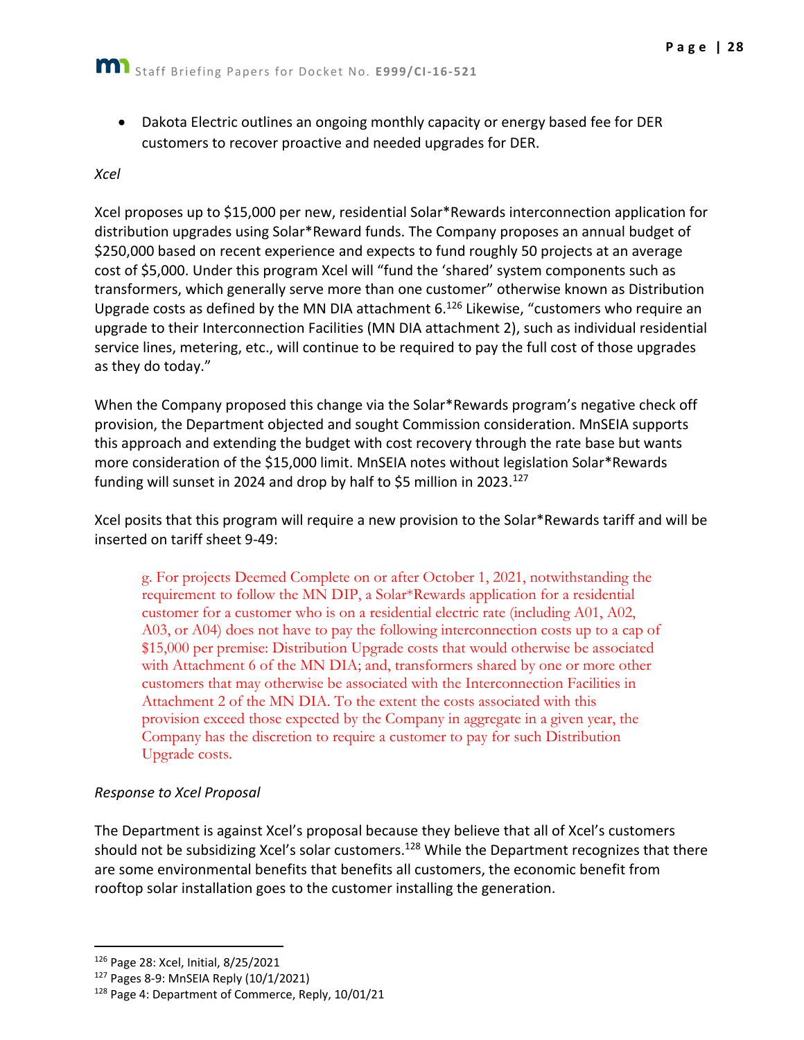- Dakota Electric outlines an ongoing monthly capacity or energy based fee for DER customers to recover proactive and needed upgrades for DER.

*Xcel*

Xcel proposes up to $15,000 per new, residential Solar*Rewards interconnection application for distribution upgrades using Solar*Reward funds. The Company proposes an annual budget of $250,000 based on recent experience and expects to fund roughly 50 projects at an average cost of $5,000. Under this program Xcel will "fund the 'shared' system components such as transformers, which generally serve more than one customer" otherwise known as Distribution Upgrade costs as defined by the MN DIA attachment 6.[126] Likewise, "customers who require an upgrade to their Interconnection Facilities (MN DIA attachment 2), such as individual residential service lines, metering, etc., will continue to be required to pay the full cost of those upgrades as they do today."

When the Company proposed this change via the Solar*Rewards program's negative check off provision, the Department objected and sought Commission consideration. MnSEIA supports this approach and extending the budget with cost recovery through the rate base but wants more consideration of the $15,000 limit. MnSEIA notes without legislation Solar*Rewards funding will sunset in 2024 and drop by half to $5 million in 2023.[127]

Xcel posits that this program will require a new provision to the Solar*Rewards tariff and will be inserted on tariff sheet 9-49:

> g. For projects Deemed Complete on or after October 1, 2021, notwithstanding the requirement to follow the MN DIP, a Solar*Rewards application for a residential customer for a customer who is on a residential electric rate (including A01, A02, A03, or A04) does not have to pay the following interconnection costs up to a cap of $15,000 per premise: Distribution Upgrade costs that would otherwise be associated with Attachment 6 of the MN DIA; and, transformers shared by one or more other customers that may otherwise be associated with the Interconnection Facilities in Attachment 2 of the MN DIA. To the extent the costs associated with this provision exceed those expected by the Company in aggregate in a given year, the Company has the discretion to require a customer to pay for such Distribution Upgrade costs.

*Response to Xcel Proposal*

The Department is against Xcel's proposal because they believe that all of Xcel's customers should not be subsidizing Xcel's solar customers.[128] While the Department recognizes that there are some environmental benefits that benefits all customers, the economic benefit from rooftop solar installation goes to the customer installing the generation.

---

[126] Page 28: Xcel, Initial, 8/25/2021

[127] Pages 8-9: MnSEIA Reply (10/1/2021)

[128] Page 4: Department of Commerce, Reply, 10/01/21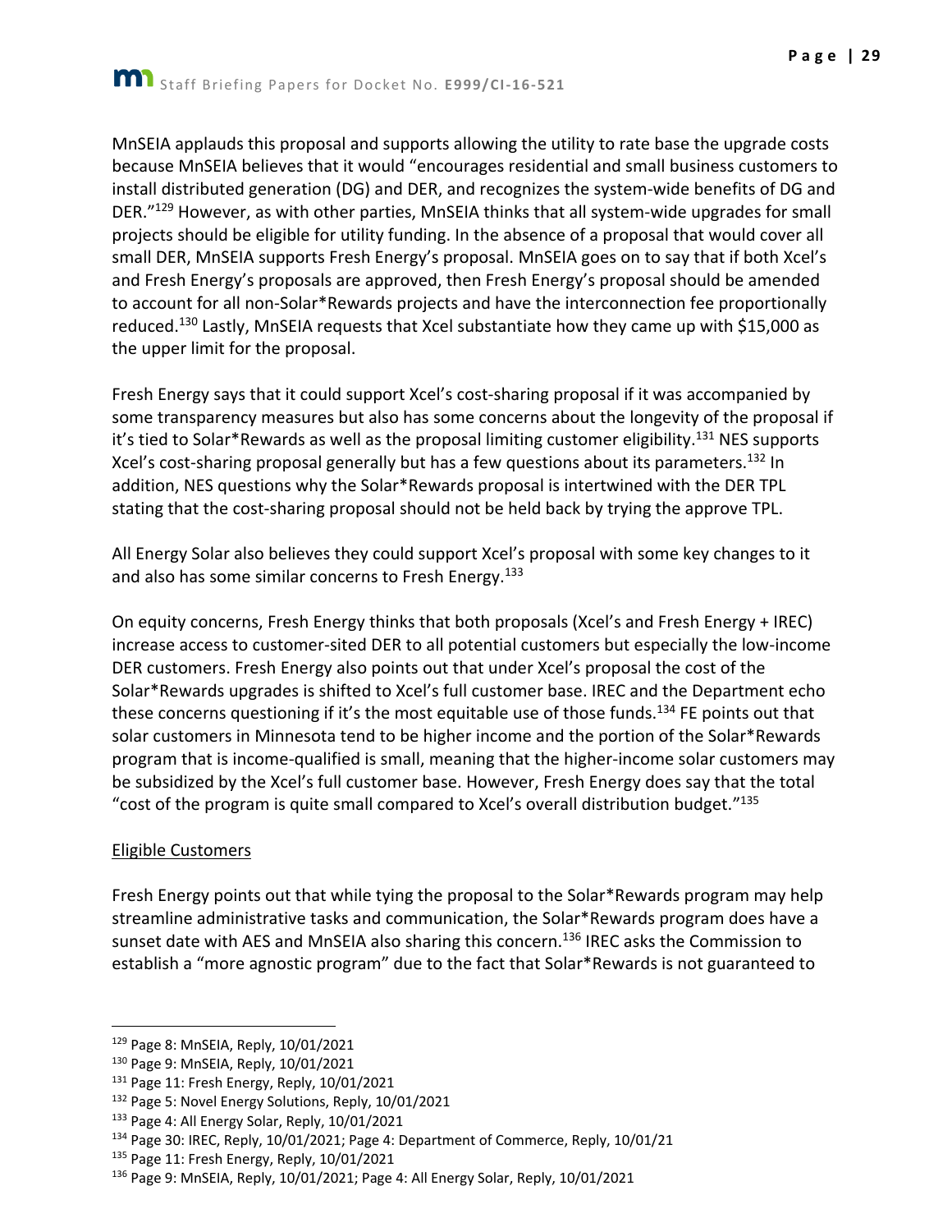MnSEIA applauds this proposal and supports allowing the utility to rate base the upgrade costs because MnSEIA believes that it would "encourages residential and small business customers to install distributed generation (DG) and DER, and recognizes the system-wide benefits of DG and DER."[129] However, as with other parties, MnSEIA thinks that all system-wide upgrades for small projects should be eligible for utility funding. In the absence of a proposal that would cover all small DER, MnSEIA supports Fresh Energy's proposal. MnSEIA goes on to say that if both Xcel's and Fresh Energy's proposals are approved, then Fresh Energy's proposal should be amended to account for all non-Solar*Rewards projects and have the interconnection fee proportionally reduced.[130] Lastly, MnSEIA requests that Xcel substantiate how they came up with $15,000 as the upper limit for the proposal.

Fresh Energy says that it could support Xcel's cost-sharing proposal if it was accompanied by some transparency measures but also has some concerns about the longevity of the proposal if it's tied to Solar*Rewards as well as the proposal limiting customer eligibility.[131] NES supports Xcel's cost-sharing proposal generally but has a few questions about its parameters.[132] In addition, NES questions why the Solar*Rewards proposal is intertwined with the DER TPL stating that the cost-sharing proposal should not be held back by trying the approve TPL.

All Energy Solar also believes they could support Xcel's proposal with some key changes to it and also has some similar concerns to Fresh Energy.[133]

On equity concerns, Fresh Energy thinks that both proposals (Xcel's and Fresh Energy + IREC) increase access to customer-sited DER to all potential customers but especially the low-income DER customers. Fresh Energy also points out that under Xcel's proposal the cost of the Solar*Rewards upgrades is shifted to Xcel's full customer base. IREC and the Department echo these concerns questioning if it's the most equitable use of those funds.[134] FE points out that solar customers in Minnesota tend to be higher income and the portion of the Solar*Rewards program that is income-qualified is small, meaning that the higher-income solar customers may be subsidized by the Xcel's full customer base. However, Fresh Energy does say that the total "cost of the program is quite small compared to Xcel's overall distribution budget."[135]

<u>Eligible Customers</u>

Fresh Energy points out that while tying the proposal to the Solar*Rewards program may help streamline administrative tasks and communication, the Solar*Rewards program does have a sunset date with AES and MnSEIA also sharing this concern.[136] IREC asks the Commission to establish a "more agnostic program" due to the fact that Solar*Rewards is not guaranteed to

---

[129] Page 8: MnSEIA, Reply, 10/01/2021

[130] Page 9: MnSEIA, Reply, 10/01/2021

[131] Page 11: Fresh Energy, Reply, 10/01/2021

[132] Page 5: Novel Energy Solutions, Reply, 10/01/2021

[133] Page 4: All Energy Solar, Reply, 10/01/2021

[134] Page 30: IREC, Reply, 10/01/2021; Page 4: Department of Commerce, Reply, 10/01/21

[135] Page 11: Fresh Energy, Reply, 10/01/2021

[136] Page 9: MnSEIA, Reply, 10/01/2021; Page 4: All Energy Solar, Reply, 10/01/2021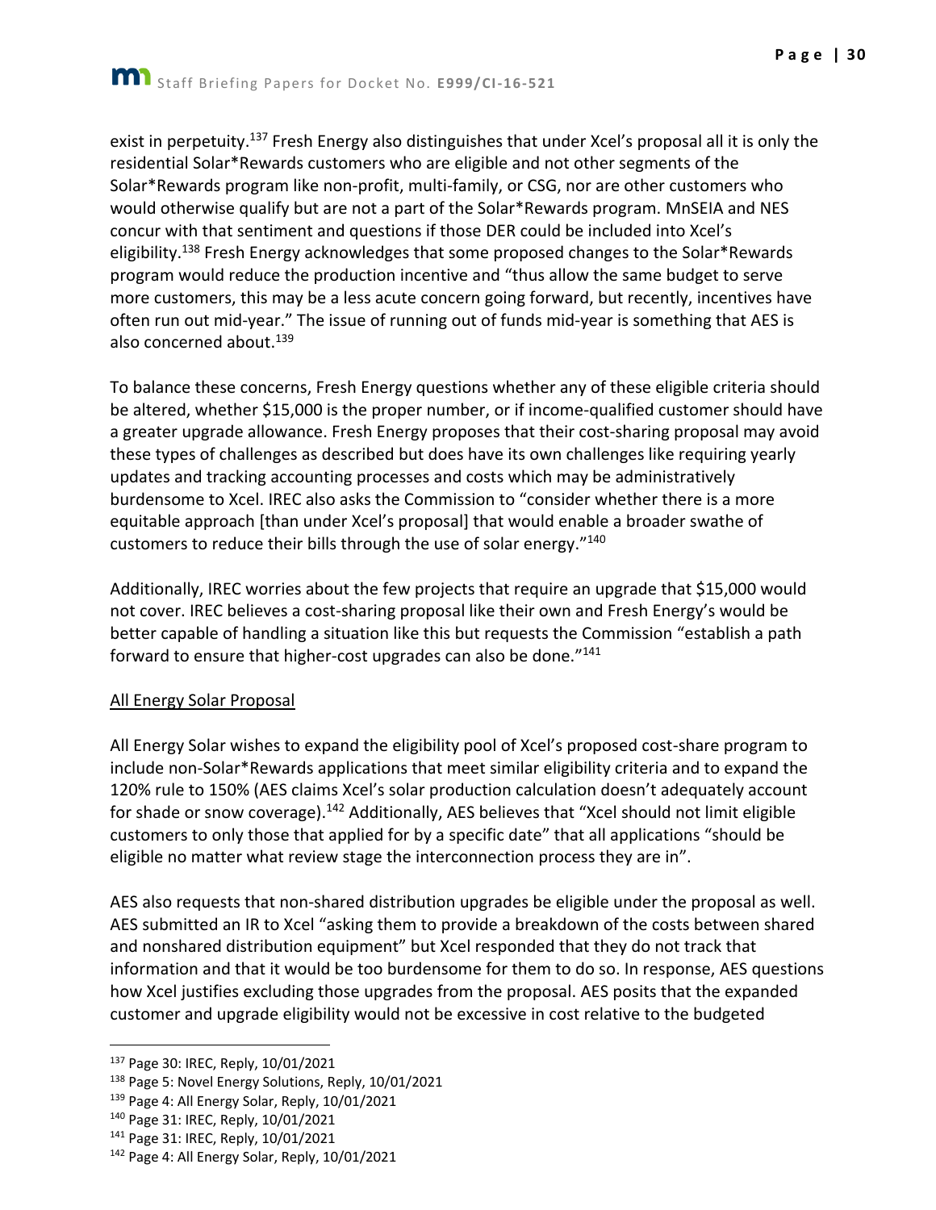exist in perpetuity.[137] Fresh Energy also distinguishes that under Xcel's proposal all it is only the residential Solar*Rewards customers who are eligible and not other segments of the Solar*Rewards program like non-profit, multi-family, or CSG, nor are other customers who would otherwise qualify but are not a part of the Solar*Rewards program. MnSEIA and NES concur with that sentiment and questions if those DER could be included into Xcel's eligibility.[138] Fresh Energy acknowledges that some proposed changes to the Solar*Rewards program would reduce the production incentive and "thus allow the same budget to serve more customers, this may be a less acute concern going forward, but recently, incentives have often run out mid-year." The issue of running out of funds mid-year is something that AES is also concerned about.[139]

To balance these concerns, Fresh Energy questions whether any of these eligible criteria should be altered, whether $15,000 is the proper number, or if income-qualified customer should have a greater upgrade allowance. Fresh Energy proposes that their cost-sharing proposal may avoid these types of challenges as described but does have its own challenges like requiring yearly updates and tracking accounting processes and costs which may be administratively burdensome to Xcel. IREC also asks the Commission to "consider whether there is a more equitable approach [than under Xcel's proposal] that would enable a broader swathe of customers to reduce their bills through the use of solar energy."[140]

Additionally, IREC worries about the few projects that require an upgrade that $15,000 would not cover. IREC believes a cost-sharing proposal like their own and Fresh Energy's would be better capable of handling a situation like this but requests the Commission "establish a path forward to ensure that higher-cost upgrades can also be done."[141]

<u>All Energy Solar Proposal</u>

All Energy Solar wishes to expand the eligibility pool of Xcel's proposed cost-share program to include non-Solar*Rewards applications that meet similar eligibility criteria and to expand the 120% rule to 150% (AES claims Xcel's solar production calculation doesn't adequately account for shade or snow coverage).[142] Additionally, AES believes that "Xcel should not limit eligible customers to only those that applied for by a specific date" that all applications "should be eligible no matter what review stage the interconnection process they are in".

AES also requests that non-shared distribution upgrades be eligible under the proposal as well. AES submitted an IR to Xcel "asking them to provide a breakdown of the costs between shared and nonshared distribution equipment" but Xcel responded that they do not track that information and that it would be too burdensome for them to do so. In response, AES questions how Xcel justifies excluding those upgrades from the proposal. AES posits that the expanded customer and upgrade eligibility would not be excessive in cost relative to the budgeted

---

[137] Page 30: IREC, Reply, 10/01/2021

[138] Page 5: Novel Energy Solutions, Reply, 10/01/2021

[139] Page 4: All Energy Solar, Reply, 10/01/2021

[140] Page 31: IREC, Reply, 10/01/2021

[141] Page 31: IREC, Reply, 10/01/2021

[142] Page 4: All Energy Solar, Reply, 10/01/2021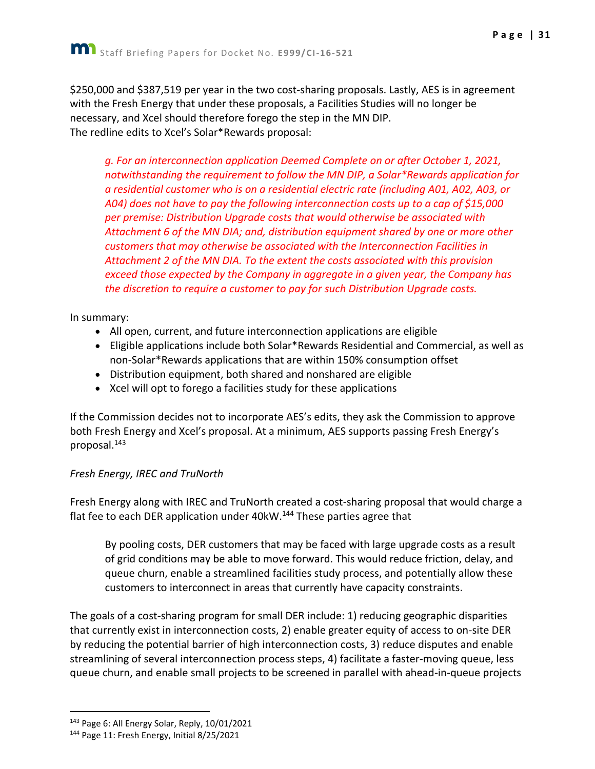$250,000 and $387,519 per year in the two cost-sharing proposals. Lastly, AES is in agreement with the Fresh Energy that under these proposals, a Facilities Studies will no longer be necessary, and Xcel should therefore forego the step in the MN DIP.
The redline edits to Xcel's Solar*Rewards proposal:

> *g. For an interconnection application Deemed Complete on or after October 1, 2021, notwithstanding the requirement to follow the MN DIP, a Solar*Rewards application for a residential customer who is on a residential electric rate (including A01, A02, A03, or A04) does not have to pay the following interconnection costs up to a cap of $15,000 per premise: Distribution Upgrade costs that would otherwise be associated with Attachment 6 of the MN DIA; and, distribution equipment shared by one or more other customers that may otherwise be associated with the Interconnection Facilities in Attachment 2 of the MN DIA. To the extent the costs associated with this provision exceed those expected by the Company in aggregate in a given year, the Company has the discretion to require a customer to pay for such Distribution Upgrade costs.*

In summary:

- All open, current, and future interconnection applications are eligible
- Eligible applications include both Solar*Rewards Residential and Commercial, as well as non-Solar*Rewards applications that are within 150% consumption offset
- Distribution equipment, both shared and nonshared are eligible
- Xcel will opt to forego a facilities study for these applications

If the Commission decides not to incorporate AES's edits, they ask the Commission to approve both Fresh Energy and Xcel's proposal. At a minimum, AES supports passing Fresh Energy's proposal.[143]

*Fresh Energy, IREC and TruNorth*

Fresh Energy along with IREC and TruNorth created a cost-sharing proposal that would charge a flat fee to each DER application under 40kW.[144] These parties agree that

> By pooling costs, DER customers that may be faced with large upgrade costs as a result of grid conditions may be able to move forward. This would reduce friction, delay, and queue churn, enable a streamlined facilities study process, and potentially allow these customers to interconnect in areas that currently have capacity constraints.

The goals of a cost-sharing program for small DER include: 1) reducing geographic disparities that currently exist in interconnection costs, 2) enable greater equity of access to on-site DER by reducing the potential barrier of high interconnection costs, 3) reduce disputes and enable streamlining of several interconnection process steps, 4) facilitate a faster-moving queue, less queue churn, and enable small projects to be screened in parallel with ahead-in-queue projects

---

[143] Page 6: All Energy Solar, Reply, 10/01/2021

[144] Page 11: Fresh Energy, Initial 8/25/2021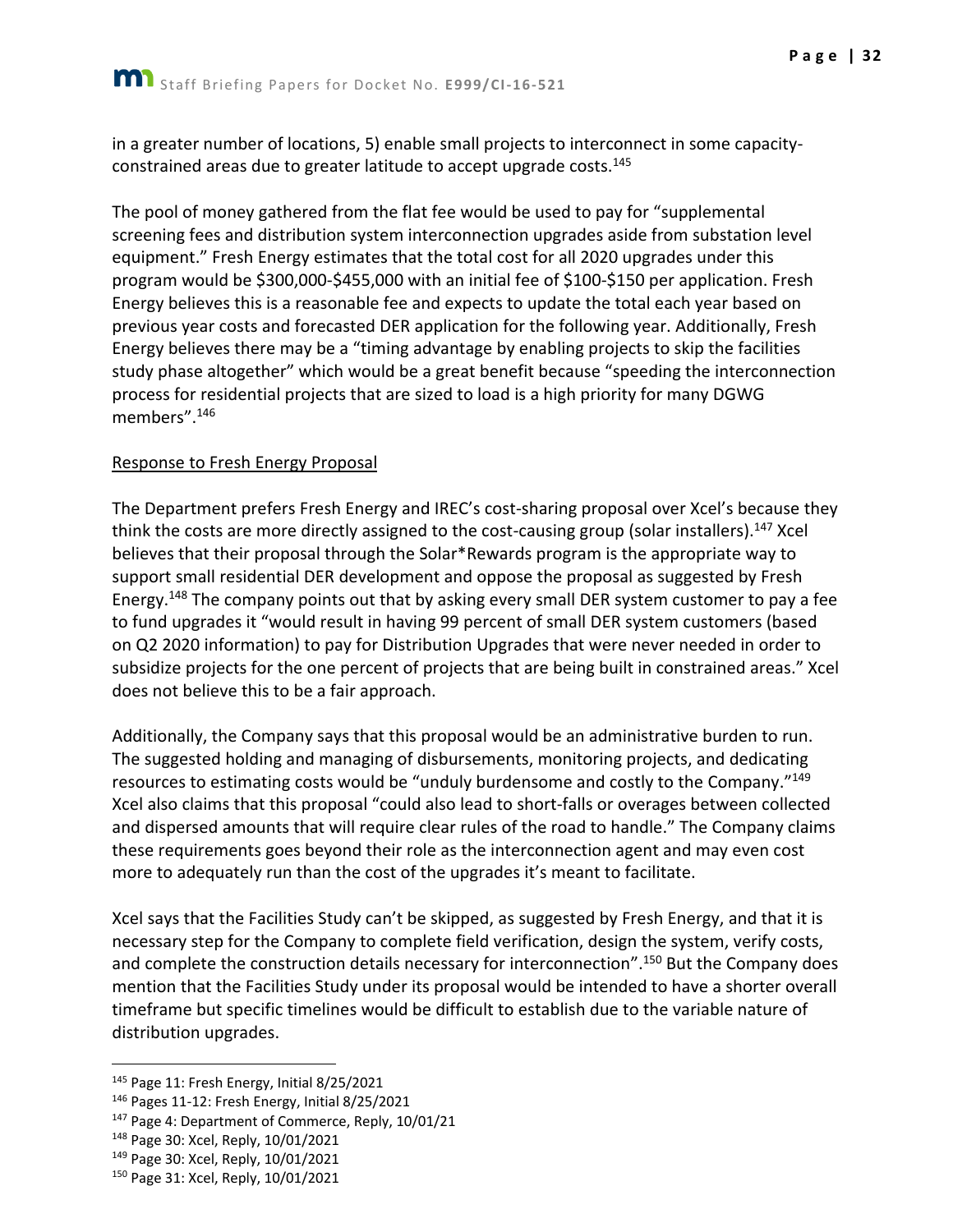in a greater number of locations, 5) enable small projects to interconnect in some capacity-constrained areas due to greater latitude to accept upgrade costs.[145]

The pool of money gathered from the flat fee would be used to pay for "supplemental screening fees and distribution system interconnection upgrades aside from substation level equipment." Fresh Energy estimates that the total cost for all 2020 upgrades under this program would be $300,000-$455,000 with an initial fee of $100-$150 per application. Fresh Energy believes this is a reasonable fee and expects to update the total each year based on previous year costs and forecasted DER application for the following year. Additionally, Fresh Energy believes there may be a "timing advantage by enabling projects to skip the facilities study phase altogether" which would be a great benefit because "speeding the interconnection process for residential projects that are sized to load is a high priority for many DGWG members".[146]

<u>Response to Fresh Energy Proposal</u>

The Department prefers Fresh Energy and IREC's cost-sharing proposal over Xcel's because they think the costs are more directly assigned to the cost-causing group (solar installers).[147] Xcel believes that their proposal through the Solar*Rewards program is the appropriate way to support small residential DER development and oppose the proposal as suggested by Fresh Energy.[148] The company points out that by asking every small DER system customer to pay a fee to fund upgrades it "would result in having 99 percent of small DER system customers (based on Q2 2020 information) to pay for Distribution Upgrades that were never needed in order to subsidize projects for the one percent of projects that are being built in constrained areas." Xcel does not believe this to be a fair approach.

Additionally, the Company says that this proposal would be an administrative burden to run. The suggested holding and managing of disbursements, monitoring projects, and dedicating resources to estimating costs would be "unduly burdensome and costly to the Company."[149] Xcel also claims that this proposal "could also lead to short-falls or overages between collected and dispersed amounts that will require clear rules of the road to handle." The Company claims these requirements goes beyond their role as the interconnection agent and may even cost more to adequately run than the cost of the upgrades it's meant to facilitate.

Xcel says that the Facilities Study can't be skipped, as suggested by Fresh Energy, and that it is necessary step for the Company to complete field verification, design the system, verify costs, and complete the construction details necessary for interconnection".[150] But the Company does mention that the Facilities Study under its proposal would be intended to have a shorter overall timeframe but specific timelines would be difficult to establish due to the variable nature of distribution upgrades.

---

[145] Page 11: Fresh Energy, Initial 8/25/2021

[146] Pages 11-12: Fresh Energy, Initial 8/25/2021

[147] Page 4: Department of Commerce, Reply, 10/01/21

[148] Page 30: Xcel, Reply, 10/01/2021

[149] Page 30: Xcel, Reply, 10/01/2021

[150] Page 31: Xcel, Reply, 10/01/2021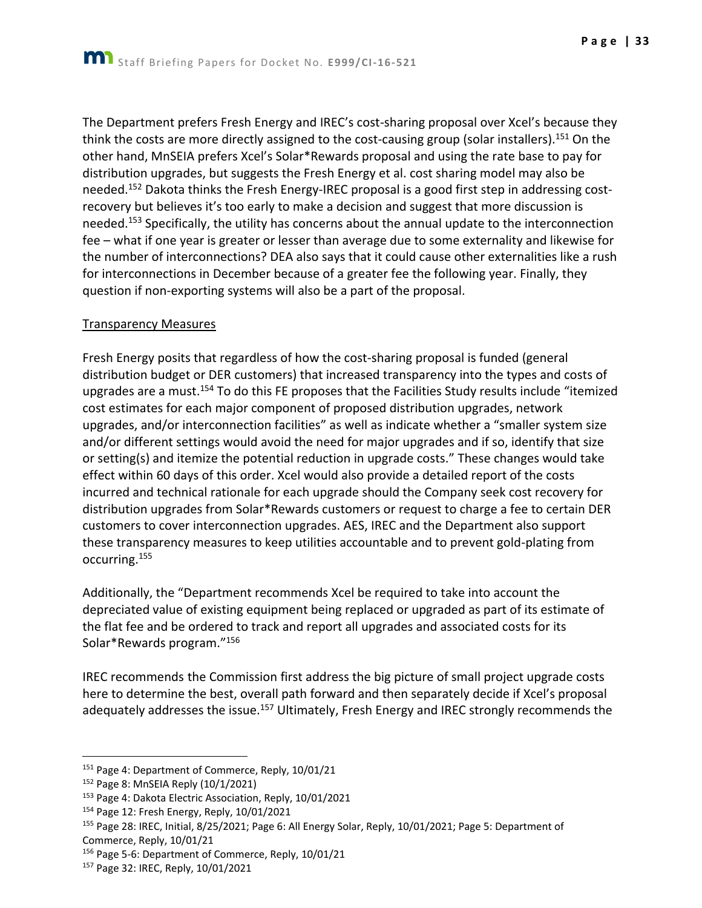The Department prefers Fresh Energy and IREC's cost-sharing proposal over Xcel's because they think the costs are more directly assigned to the cost-causing group (solar installers).[151] On the other hand, MnSEIA prefers Xcel's Solar*Rewards proposal and using the rate base to pay for distribution upgrades, but suggests the Fresh Energy et al. cost sharing model may also be needed.[152] Dakota thinks the Fresh Energy-IREC proposal is a good first step in addressing cost-recovery but believes it's too early to make a decision and suggest that more discussion is needed.[153] Specifically, the utility has concerns about the annual update to the interconnection fee – what if one year is greater or lesser than average due to some externality and likewise for the number of interconnections? DEA also says that it could cause other externalities like a rush for interconnections in December because of a greater fee the following year. Finally, they question if non-exporting systems will also be a part of the proposal.

Transparency Measures

Fresh Energy posits that regardless of how the cost-sharing proposal is funded (general distribution budget or DER customers) that increased transparency into the types and costs of upgrades are a must.[154] To do this FE proposes that the Facilities Study results include "itemized cost estimates for each major component of proposed distribution upgrades, network upgrades, and/or interconnection facilities" as well as indicate whether a "smaller system size and/or different settings would avoid the need for major upgrades and if so, identify that size or setting(s) and itemize the potential reduction in upgrade costs." These changes would take effect within 60 days of this order. Xcel would also provide a detailed report of the costs incurred and technical rationale for each upgrade should the Company seek cost recovery for distribution upgrades from Solar*Rewards customers or request to charge a fee to certain DER customers to cover interconnection upgrades. AES, IREC and the Department also support these transparency measures to keep utilities accountable and to prevent gold-plating from occurring.[155]

Additionally, the "Department recommends Xcel be required to take into account the depreciated value of existing equipment being replaced or upgraded as part of its estimate of the flat fee and be ordered to track and report all upgrades and associated costs for its Solar*Rewards program."[156]

IREC recommends the Commission first address the big picture of small project upgrade costs here to determine the best, overall path forward and then separately decide if Xcel's proposal adequately addresses the issue.[157] Ultimately, Fresh Energy and IREC strongly recommends the

---

[151] Page 4: Department of Commerce, Reply, 10/01/21

[152] Page 8: MnSEIA Reply (10/1/2021)

[153] Page 4: Dakota Electric Association, Reply, 10/01/2021

[154] Page 12: Fresh Energy, Reply, 10/01/2021

[155] Page 28: IREC, Initial, 8/25/2021; Page 6: All Energy Solar, Reply, 10/01/2021; Page 5: Department of Commerce, Reply, 10/01/21

[156] Page 5-6: Department of Commerce, Reply, 10/01/21

[157] Page 32: IREC, Reply, 10/01/2021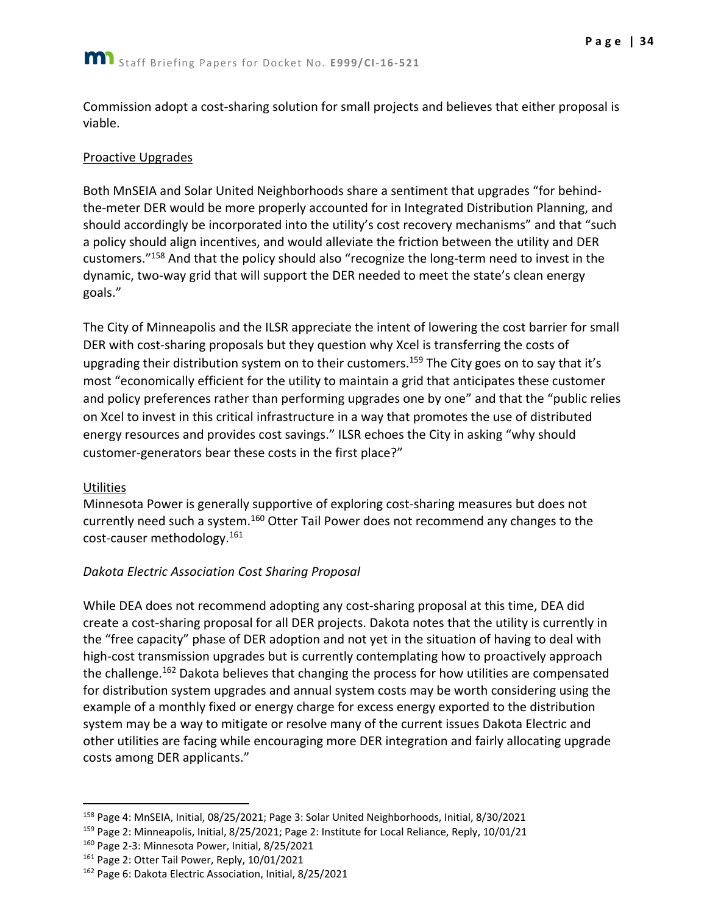Commission adopt a cost-sharing solution for small projects and believes that either proposal is viable.

Proactive Upgrades

Both MnSEIA and Solar United Neighborhoods share a sentiment that upgrades "for behind-the-meter DER would be more properly accounted for in Integrated Distribution Planning, and should accordingly be incorporated into the utility's cost recovery mechanisms" and that "such a policy should align incentives, and would alleviate the friction between the utility and DER customers."[158] And that the policy should also "recognize the long-term need to invest in the dynamic, two-way grid that will support the DER needed to meet the state's clean energy goals."

The City of Minneapolis and the ILSR appreciate the intent of lowering the cost barrier for small DER with cost-sharing proposals but they question why Xcel is transferring the costs of upgrading their distribution system on to their customers.[159] The City goes on to say that it's most "economically efficient for the utility to maintain a grid that anticipates these customer and policy preferences rather than performing upgrades one by one" and that the "public relies on Xcel to invest in this critical infrastructure in a way that promotes the use of distributed energy resources and provides cost savings." ILSR echoes the City in asking "why should customer-generators bear these costs in the first place?"

Utilities

Minnesota Power is generally supportive of exploring cost-sharing measures but does not currently need such a system.[160] Otter Tail Power does not recommend any changes to the cost-causer methodology.[161]

*Dakota Electric Association Cost Sharing Proposal*

While DEA does not recommend adopting any cost-sharing proposal at this time, DEA did create a cost-sharing proposal for all DER projects. Dakota notes that the utility is currently in the "free capacity" phase of DER adoption and not yet in the situation of having to deal with high-cost transmission upgrades but is currently contemplating how to proactively approach the challenge.[162] Dakota believes that changing the process for how utilities are compensated for distribution system upgrades and annual system costs may be worth considering using the example of a monthly fixed or energy charge for excess energy exported to the distribution system may be a way to mitigate or resolve many of the current issues Dakota Electric and other utilities are facing while encouraging more DER integration and fairly allocating upgrade costs among DER applicants."

---

[158] Page 4: MnSEIA, Initial, 08/25/2021; Page 3: Solar United Neighborhoods, Initial, 8/30/2021

[159] Page 2: Minneapolis, Initial, 8/25/2021; Page 2: Institute for Local Reliance, Reply, 10/01/21

[160] Page 2-3: Minnesota Power, Initial, 8/25/2021

[161] Page 2: Otter Tail Power, Reply, 10/01/2021

[162] Page 6: Dakota Electric Association, Initial, 8/25/2021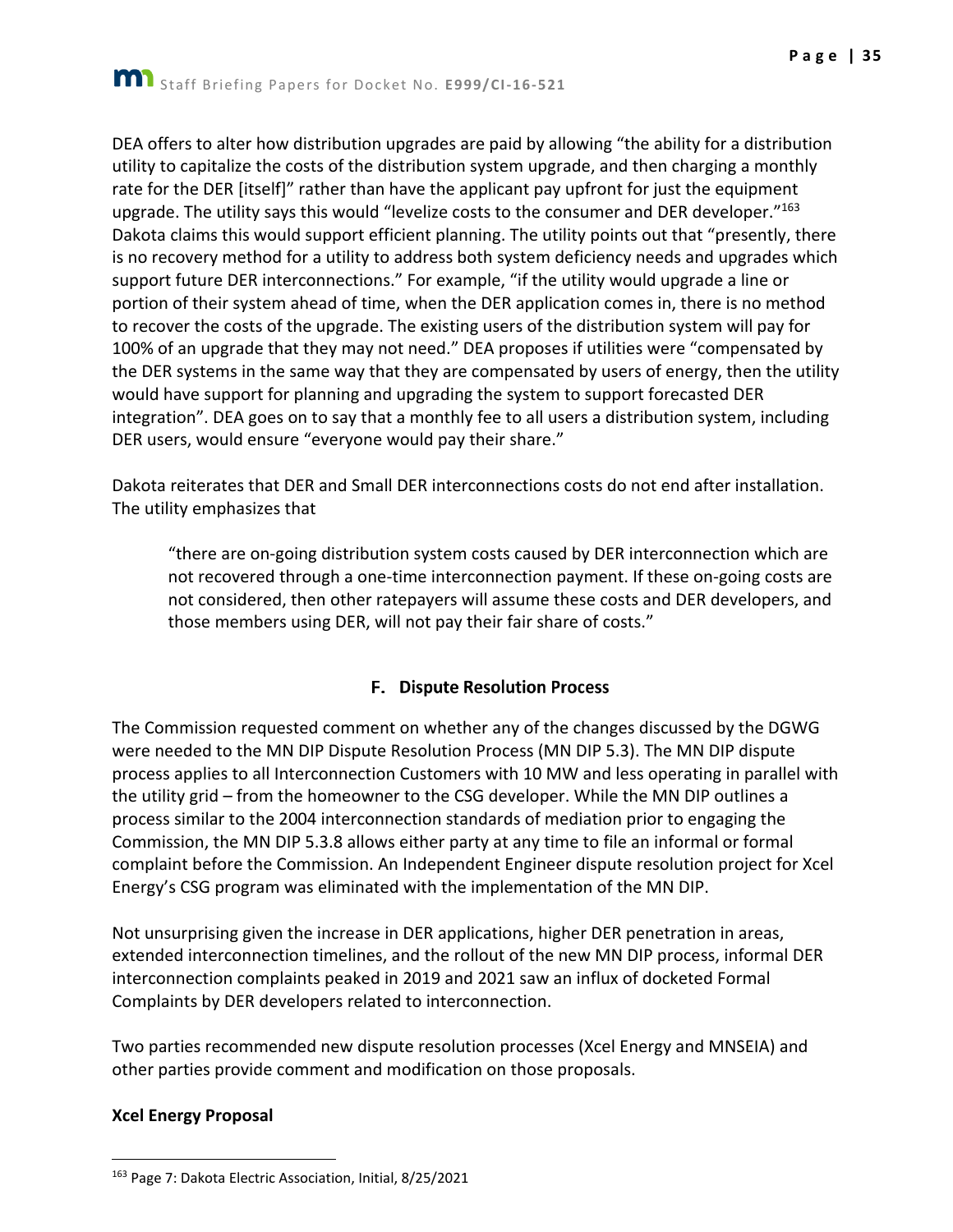DEA offers to alter how distribution upgrades are paid by allowing "the ability for a distribution utility to capitalize the costs of the distribution system upgrade, and then charging a monthly rate for the DER [itself]" rather than have the applicant pay upfront for just the equipment upgrade. The utility says this would "levelize costs to the consumer and DER developer."[163] Dakota claims this would support efficient planning. The utility points out that "presently, there is no recovery method for a utility to address both system deficiency needs and upgrades which support future DER interconnections." For example, "if the utility would upgrade a line or portion of their system ahead of time, when the DER application comes in, there is no method to recover the costs of the upgrade. The existing users of the distribution system will pay for 100% of an upgrade that they may not need." DEA proposes if utilities were "compensated by the DER systems in the same way that they are compensated by users of energy, then the utility would have support for planning and upgrading the system to support forecasted DER integration". DEA goes on to say that a monthly fee to all users a distribution system, including DER users, would ensure "everyone would pay their share."

Dakota reiterates that DER and Small DER interconnections costs do not end after installation. The utility emphasizes that

> "there are on-going distribution system costs caused by DER interconnection which are not recovered through a one-time interconnection payment. If these on-going costs are not considered, then other ratepayers will assume these costs and DER developers, and those members using DER, will not pay their fair share of costs."

### F. Dispute Resolution Process

The Commission requested comment on whether any of the changes discussed by the DGWG were needed to the MN DIP Dispute Resolution Process (MN DIP 5.3). The MN DIP dispute process applies to all Interconnection Customers with 10 MW and less operating in parallel with the utility grid – from the homeowner to the CSG developer. While the MN DIP outlines a process similar to the 2004 interconnection standards of mediation prior to engaging the Commission, the MN DIP 5.3.8 allows either party at any time to file an informal or formal complaint before the Commission. An Independent Engineer dispute resolution project for Xcel Energy's CSG program was eliminated with the implementation of the MN DIP.

Not unsurprising given the increase in DER applications, higher DER penetration in areas, extended interconnection timelines, and the rollout of the new MN DIP process, informal DER interconnection complaints peaked in 2019 and 2021 saw an influx of docketed Formal Complaints by DER developers related to interconnection.

Two parties recommended new dispute resolution processes (Xcel Energy and MNSEIA) and other parties provide comment and modification on those proposals.

**Xcel Energy Proposal**

---

[163] Page 7: Dakota Electric Association, Initial, 8/25/2021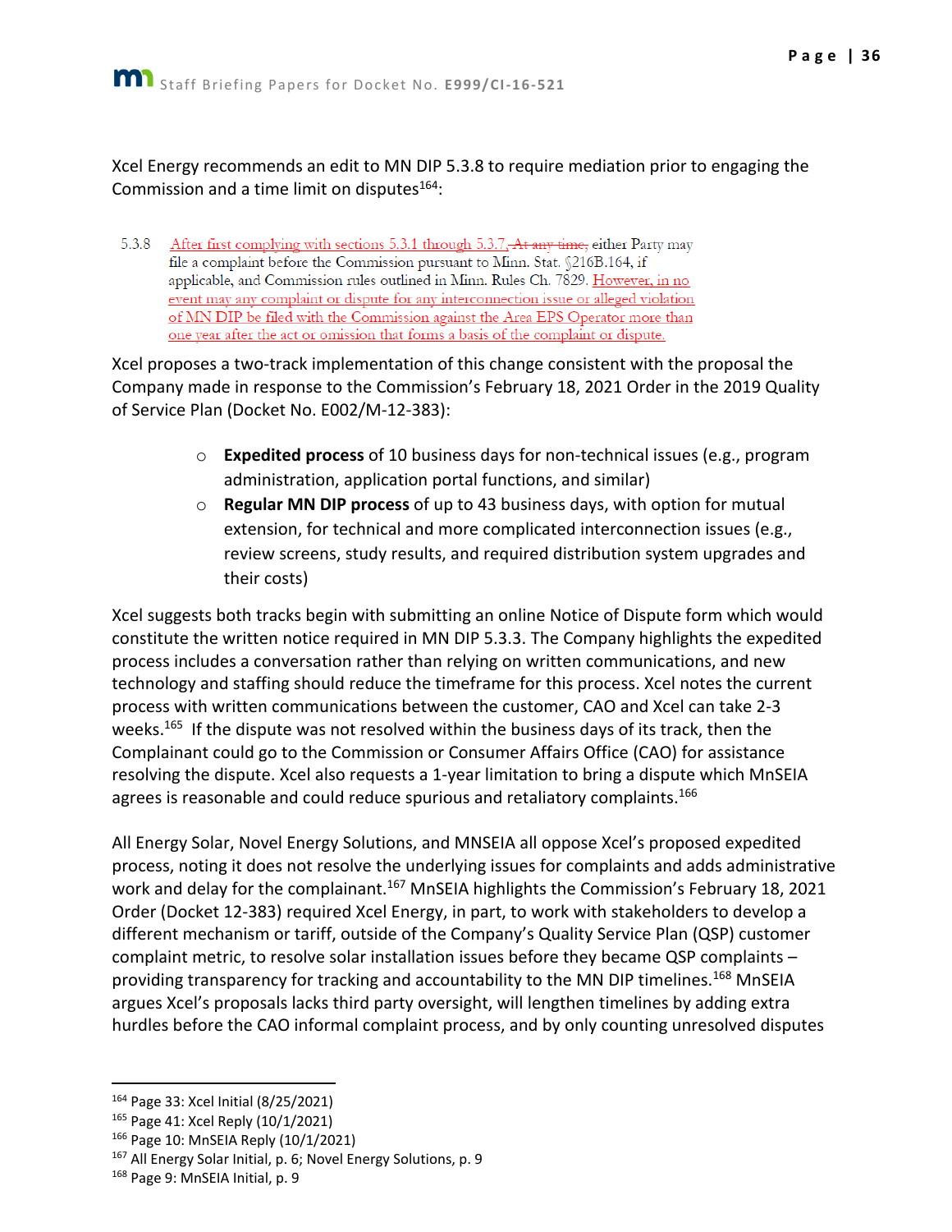Xcel Energy recommends an edit to MN DIP 5.3.8 to require mediation prior to engaging the Commission and a time limit on disputes[164]:

> 5.3.8 After first complying with sections 5.3.1 through 5.3.7, ~~At any time,~~ either Party may file a complaint before the Commission pursuant to Minn. Stat. §216B.164, if applicable, and Commission rules outlined in Minn. Rules Ch. 7829. However, in no event may any complaint or dispute for any interconnection issue or alleged violation of MN DIP be filed with the Commission against the Area EPS Operator more than one year after the act or omission that forms a basis of the complaint or dispute.

Xcel proposes a two-track implementation of this change consistent with the proposal the Company made in response to the Commission's February 18, 2021 Order in the 2019 Quality of Service Plan (Docket No. E002/M-12-383):

- **Expedited process** of 10 business days for non-technical issues (e.g., program administration, application portal functions, and similar)
- **Regular MN DIP process** of up to 43 business days, with option for mutual extension, for technical and more complicated interconnection issues (e.g., review screens, study results, and required distribution system upgrades and their costs)

Xcel suggests both tracks begin with submitting an online Notice of Dispute form which would constitute the written notice required in MN DIP 5.3.3. The Company highlights the expedited process includes a conversation rather than relying on written communications, and new technology and staffing should reduce the timeframe for this process. Xcel notes the current process with written communications between the customer, CAO and Xcel can take 2-3 weeks.[165] If the dispute was not resolved within the business days of its track, then the Complainant could go to the Commission or Consumer Affairs Office (CAO) for assistance resolving the dispute. Xcel also requests a 1-year limitation to bring a dispute which MnSEIA agrees is reasonable and could reduce spurious and retaliatory complaints.[166]

All Energy Solar, Novel Energy Solutions, and MNSEIA all oppose Xcel's proposed expedited process, noting it does not resolve the underlying issues for complaints and adds administrative work and delay for the complainant.[167] MnSEIA highlights the Commission's February 18, 2021 Order (Docket 12-383) required Xcel Energy, in part, to work with stakeholders to develop a different mechanism or tariff, outside of the Company's Quality Service Plan (QSP) customer complaint metric, to resolve solar installation issues before they became QSP complaints – providing transparency for tracking and accountability to the MN DIP timelines.[168] MnSEIA argues Xcel's proposals lacks third party oversight, will lengthen timelines by adding extra hurdles before the CAO informal complaint process, and by only counting unresolved disputes

---

[164] Page 33: Xcel Initial (8/25/2021)

[165] Page 41: Xcel Reply (10/1/2021)

[166] Page 10: MnSEIA Reply (10/1/2021)

[167] All Energy Solar Initial, p. 6; Novel Energy Solutions, p. 9

[168] Page 9: MnSEIA Initial, p. 9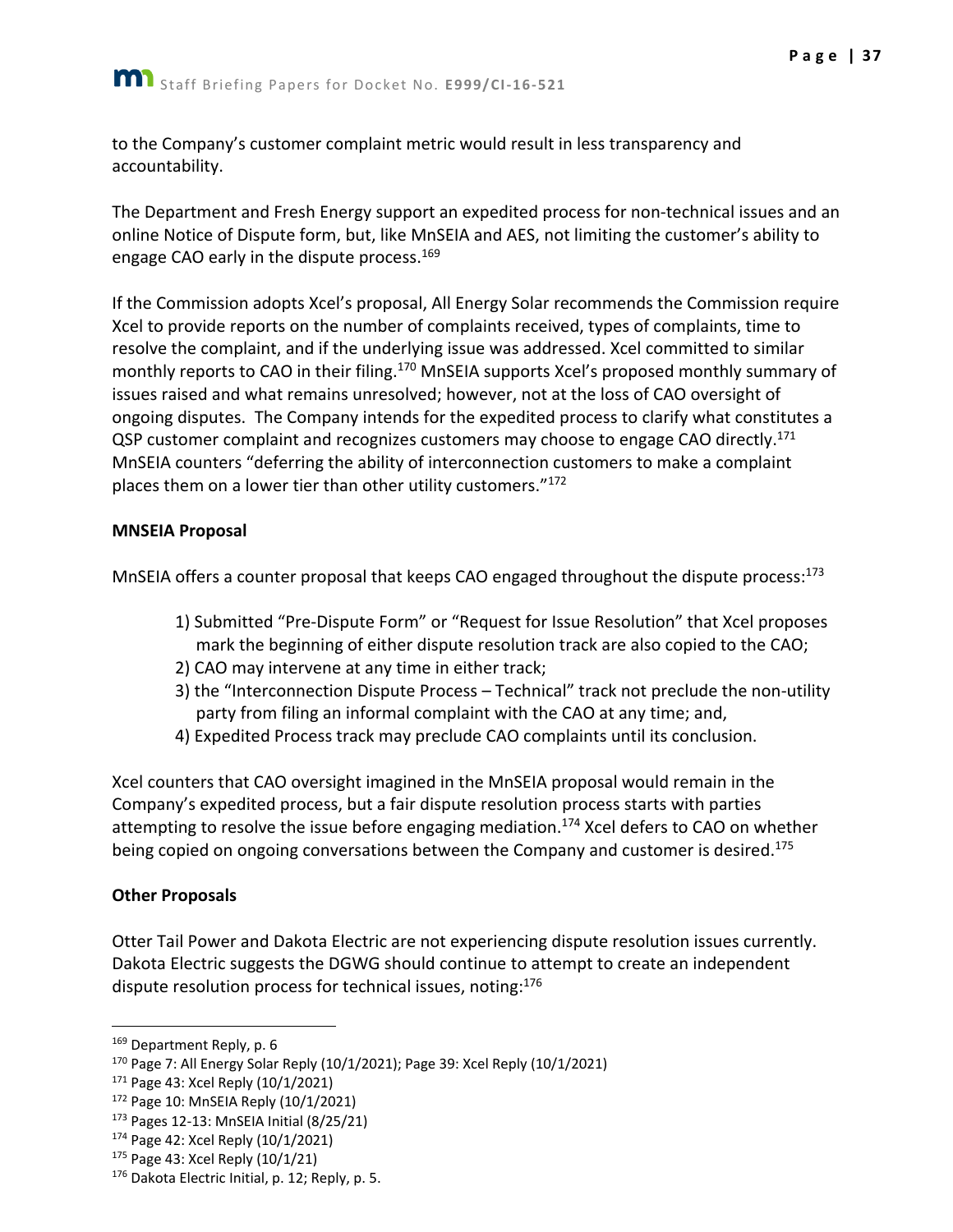to the Company's customer complaint metric would result in less transparency and accountability.

The Department and Fresh Energy support an expedited process for non-technical issues and an online Notice of Dispute form, but, like MnSEIA and AES, not limiting the customer's ability to engage CAO early in the dispute process.[169]

If the Commission adopts Xcel's proposal, All Energy Solar recommends the Commission require Xcel to provide reports on the number of complaints received, types of complaints, time to resolve the complaint, and if the underlying issue was addressed. Xcel committed to similar monthly reports to CAO in their filing.[170] MnSEIA supports Xcel's proposed monthly summary of issues raised and what remains unresolved; however, not at the loss of CAO oversight of ongoing disputes. The Company intends for the expedited process to clarify what constitutes a QSP customer complaint and recognizes customers may choose to engage CAO directly.[171] MnSEIA counters "deferring the ability of interconnection customers to make a complaint places them on a lower tier than other utility customers."[172]

**MNSEIA Proposal**

MnSEIA offers a counter proposal that keeps CAO engaged throughout the dispute process:[173]

1) Submitted "Pre-Dispute Form" or "Request for Issue Resolution" that Xcel proposes mark the beginning of either dispute resolution track are also copied to the CAO;
2) CAO may intervene at any time in either track;
3) the "Interconnection Dispute Process – Technical" track not preclude the non-utility party from filing an informal complaint with the CAO at any time; and,
4) Expedited Process track may preclude CAO complaints until its conclusion.

Xcel counters that CAO oversight imagined in the MnSEIA proposal would remain in the Company's expedited process, but a fair dispute resolution process starts with parties attempting to resolve the issue before engaging mediation.[174] Xcel defers to CAO on whether being copied on ongoing conversations between the Company and customer is desired.[175]

**Other Proposals**

Otter Tail Power and Dakota Electric are not experiencing dispute resolution issues currently. Dakota Electric suggests the DGWG should continue to attempt to create an independent dispute resolution process for technical issues, noting:[176]

---

[169] Department Reply, p. 6

[170] Page 7: All Energy Solar Reply (10/1/2021); Page 39: Xcel Reply (10/1/2021)

[171] Page 43: Xcel Reply (10/1/2021)

[172] Page 10: MnSEIA Reply (10/1/2021)

[173] Pages 12-13: MnSEIA Initial (8/25/21)

[174] Page 42: Xcel Reply (10/1/2021)

[175] Page 43: Xcel Reply (10/1/21)

[176] Dakota Electric Initial, p. 12; Reply, p. 5.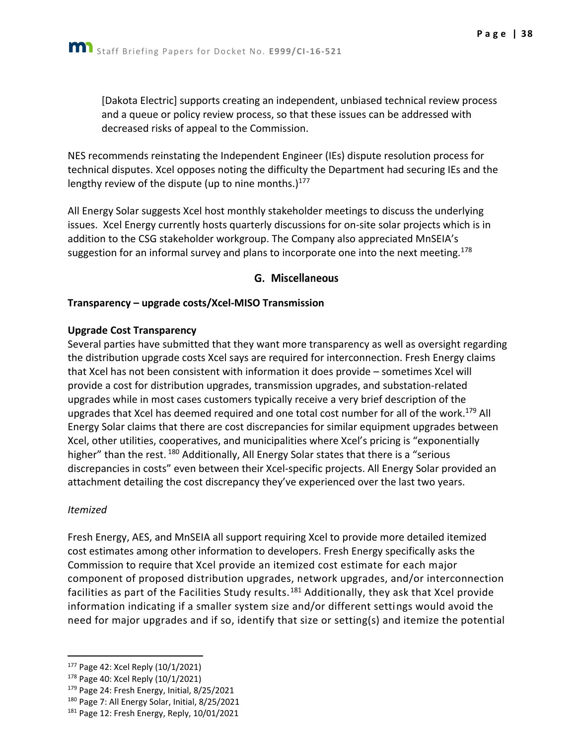[Dakota Electric] supports creating an independent, unbiased technical review process and a queue or policy review process, so that these issues can be addressed with decreased risks of appeal to the Commission.

NES recommends reinstating the Independent Engineer (IEs) dispute resolution process for technical disputes. Xcel opposes noting the difficulty the Department had securing IEs and the lengthy review of the dispute (up to nine months.)[177]

All Energy Solar suggests Xcel host monthly stakeholder meetings to discuss the underlying issues. Xcel Energy currently hosts quarterly discussions for on-site solar projects which is in addition to the CSG stakeholder workgroup. The Company also appreciated MnSEIA's suggestion for an informal survey and plans to incorporate one into the next meeting.[178]

## G. Miscellaneous

**Transparency – upgrade costs/Xcel-MISO Transmission**

**Upgrade Cost Transparency**

Several parties have submitted that they want more transparency as well as oversight regarding the distribution upgrade costs Xcel says are required for interconnection. Fresh Energy claims that Xcel has not been consistent with information it does provide – sometimes Xcel will provide a cost for distribution upgrades, transmission upgrades, and substation-related upgrades while in most cases customers typically receive a very brief description of the upgrades that Xcel has deemed required and one total cost number for all of the work.[179] All Energy Solar claims that there are cost discrepancies for similar equipment upgrades between Xcel, other utilities, cooperatives, and municipalities where Xcel's pricing is "exponentially higher" than the rest.[180] Additionally, All Energy Solar states that there is a "serious discrepancies in costs" even between their Xcel-specific projects. All Energy Solar provided an attachment detailing the cost discrepancy they've experienced over the last two years.

*Itemized*

Fresh Energy, AES, and MnSEIA all support requiring Xcel to provide more detailed itemized cost estimates among other information to developers. Fresh Energy specifically asks the Commission to require that Xcel provide an itemized cost estimate for each major component of proposed distribution upgrades, network upgrades, and/or interconnection facilities as part of the Facilities Study results.[181] Additionally, they ask that Xcel provide information indicating if a smaller system size and/or different settings would avoid the need for major upgrades and if so, identify that size or setting(s) and itemize the potential

---

[177] Page 42: Xcel Reply (10/1/2021)

[178] Page 40: Xcel Reply (10/1/2021)

[179] Page 24: Fresh Energy, Initial, 8/25/2021

[180] Page 7: All Energy Solar, Initial, 8/25/2021

[181] Page 12: Fresh Energy, Reply, 10/01/2021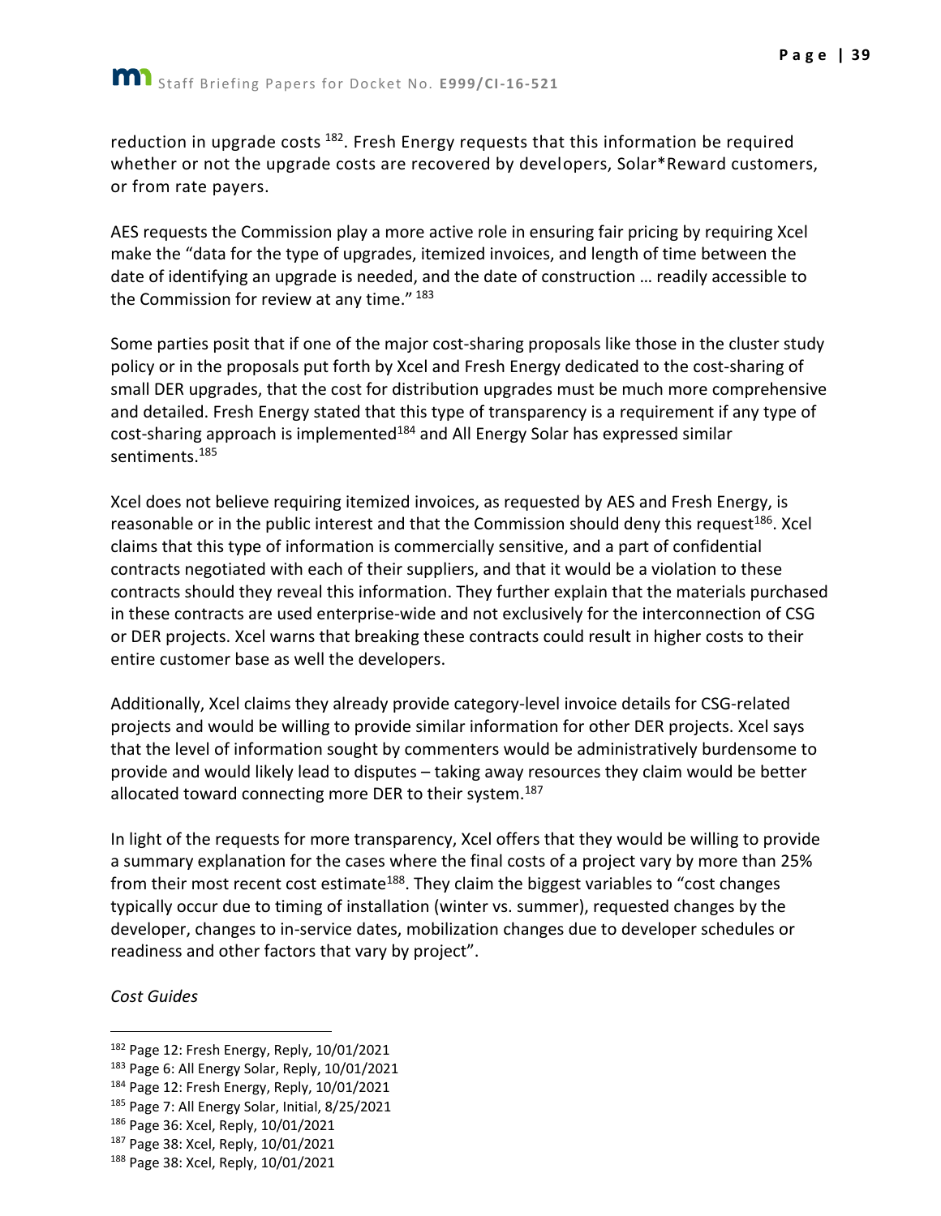reduction in upgrade costs [182]. Fresh Energy requests that this information be required whether or not the upgrade costs are recovered by developers, Solar*Reward customers, or from rate payers.

AES requests the Commission play a more active role in ensuring fair pricing by requiring Xcel make the "data for the type of upgrades, itemized invoices, and length of time between the date of identifying an upgrade is needed, and the date of construction … readily accessible to the Commission for review at any time." [183]

Some parties posit that if one of the major cost-sharing proposals like those in the cluster study policy or in the proposals put forth by Xcel and Fresh Energy dedicated to the cost-sharing of small DER upgrades, that the cost for distribution upgrades must be much more comprehensive and detailed. Fresh Energy stated that this type of transparency is a requirement if any type of cost-sharing approach is implemented[184] and All Energy Solar has expressed similar sentiments.[185]

Xcel does not believe requiring itemized invoices, as requested by AES and Fresh Energy, is reasonable or in the public interest and that the Commission should deny this request[186]. Xcel claims that this type of information is commercially sensitive, and a part of confidential contracts negotiated with each of their suppliers, and that it would be a violation to these contracts should they reveal this information. They further explain that the materials purchased in these contracts are used enterprise-wide and not exclusively for the interconnection of CSG or DER projects. Xcel warns that breaking these contracts could result in higher costs to their entire customer base as well the developers.

Additionally, Xcel claims they already provide category-level invoice details for CSG-related projects and would be willing to provide similar information for other DER projects. Xcel says that the level of information sought by commenters would be administratively burdensome to provide and would likely lead to disputes – taking away resources they claim would be better allocated toward connecting more DER to their system.[187]

In light of the requests for more transparency, Xcel offers that they would be willing to provide a summary explanation for the cases where the final costs of a project vary by more than 25% from their most recent cost estimate[188]. They claim the biggest variables to "cost changes typically occur due to timing of installation (winter vs. summer), requested changes by the developer, changes to in-service dates, mobilization changes due to developer schedules or readiness and other factors that vary by project".

*Cost Guides*

[182] Page 12: Fresh Energy, Reply, 10/01/2021
[183] Page 6: All Energy Solar, Reply, 10/01/2021
[184] Page 12: Fresh Energy, Reply, 10/01/2021
[185] Page 7: All Energy Solar, Initial, 8/25/2021
[186] Page 36: Xcel, Reply, 10/01/2021
[187] Page 38: Xcel, Reply, 10/01/2021
[188] Page 38: Xcel, Reply, 10/01/2021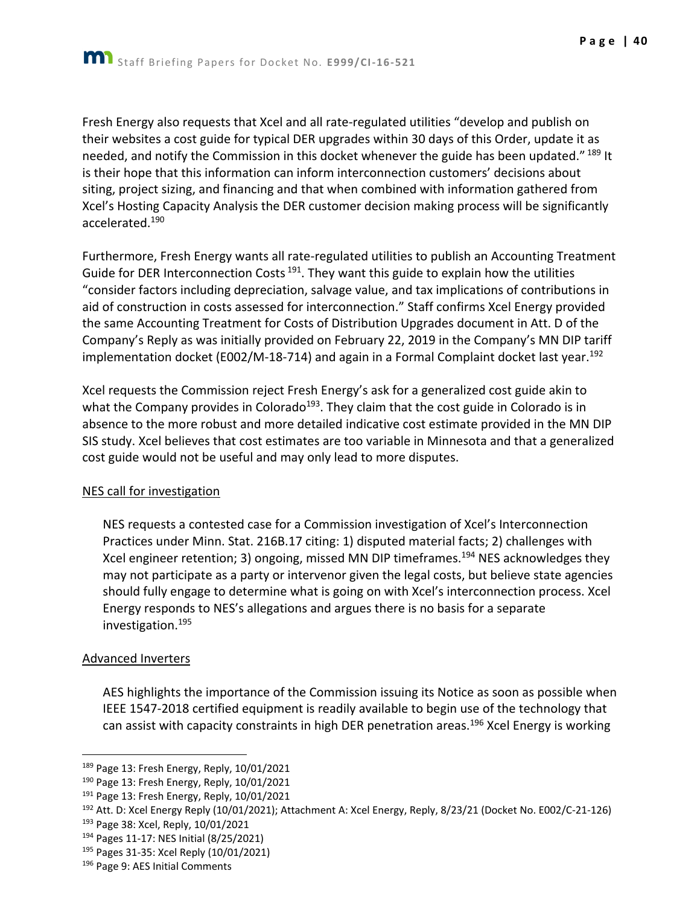Fresh Energy also requests that Xcel and all rate-regulated utilities "develop and publish on their websites a cost guide for typical DER upgrades within 30 days of this Order, update it as needed, and notify the Commission in this docket whenever the guide has been updated." [189] It is their hope that this information can inform interconnection customers' decisions about siting, project sizing, and financing and that when combined with information gathered from Xcel's Hosting Capacity Analysis the DER customer decision making process will be significantly accelerated.[190]

Furthermore, Fresh Energy wants all rate-regulated utilities to publish an Accounting Treatment Guide for DER Interconnection Costs [191]. They want this guide to explain how the utilities "consider factors including depreciation, salvage value, and tax implications of contributions in aid of construction in costs assessed for interconnection." Staff confirms Xcel Energy provided the same Accounting Treatment for Costs of Distribution Upgrades document in Att. D of the Company's Reply as was initially provided on February 22, 2019 in the Company's MN DIP tariff implementation docket (E002/M-18-714) and again in a Formal Complaint docket last year.[192]

Xcel requests the Commission reject Fresh Energy's ask for a generalized cost guide akin to what the Company provides in Colorado[193]. They claim that the cost guide in Colorado is in absence to the more robust and more detailed indicative cost estimate provided in the MN DIP SIS study. Xcel believes that cost estimates are too variable in Minnesota and that a generalized cost guide would not be useful and may only lead to more disputes.

<u>NES call for investigation</u>

NES requests a contested case for a Commission investigation of Xcel's Interconnection Practices under Minn. Stat. 216B.17 citing: 1) disputed material facts; 2) challenges with Xcel engineer retention; 3) ongoing, missed MN DIP timeframes.[194] NES acknowledges they may not participate as a party or intervenor given the legal costs, but believe state agencies should fully engage to determine what is going on with Xcel's interconnection process. Xcel Energy responds to NES's allegations and argues there is no basis for a separate investigation.[195]

<u>Advanced Inverters</u>

AES highlights the importance of the Commission issuing its Notice as soon as possible when IEEE 1547-2018 certified equipment is readily available to begin use of the technology that can assist with capacity constraints in high DER penetration areas.[196] Xcel Energy is working

---

[189] Page 13: Fresh Energy, Reply, 10/01/2021

[190] Page 13: Fresh Energy, Reply, 10/01/2021

[191] Page 13: Fresh Energy, Reply, 10/01/2021

[192] Att. D: Xcel Energy Reply (10/01/2021); Attachment A: Xcel Energy, Reply, 8/23/21 (Docket No. E002/C-21-126)

[193] Page 38: Xcel, Reply, 10/01/2021

[194] Pages 11-17: NES Initial (8/25/2021)

[195] Pages 31-35: Xcel Reply (10/01/2021)

[196] Page 9: AES Initial Comments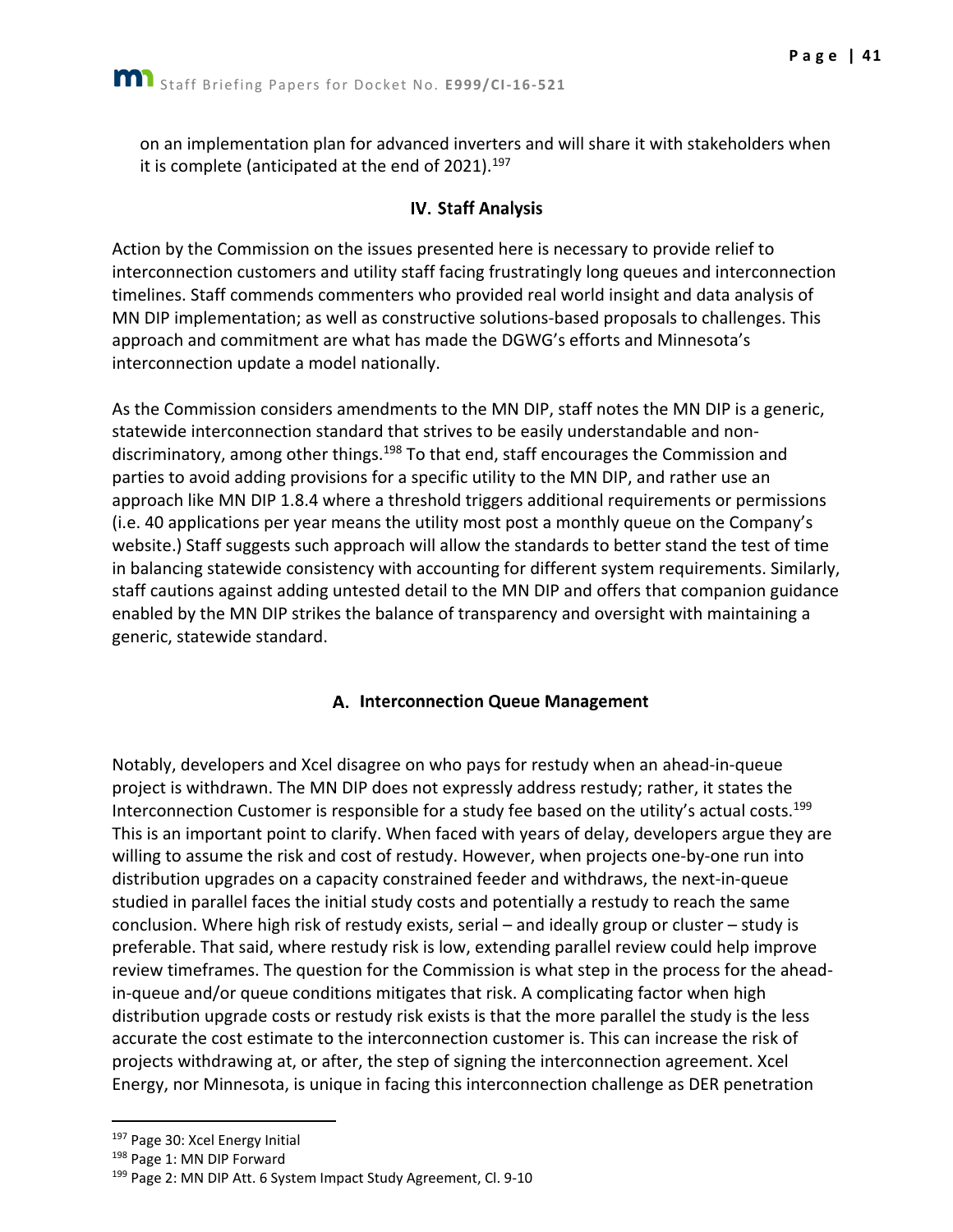on an implementation plan for advanced inverters and will share it with stakeholders when it is complete (anticipated at the end of 2021).[197]

## IV. Staff Analysis

Action by the Commission on the issues presented here is necessary to provide relief to interconnection customers and utility staff facing frustratingly long queues and interconnection timelines. Staff commends commenters who provided real world insight and data analysis of MN DIP implementation; as well as constructive solutions-based proposals to challenges. This approach and commitment are what has made the DGWG's efforts and Minnesota's interconnection update a model nationally.

As the Commission considers amendments to the MN DIP, staff notes the MN DIP is a generic, statewide interconnection standard that strives to be easily understandable and non-discriminatory, among other things.[198] To that end, staff encourages the Commission and parties to avoid adding provisions for a specific utility to the MN DIP, and rather use an approach like MN DIP 1.8.4 where a threshold triggers additional requirements or permissions (i.e. 40 applications per year means the utility most post a monthly queue on the Company's website.) Staff suggests such approach will allow the standards to better stand the test of time in balancing statewide consistency with accounting for different system requirements. Similarly, staff cautions against adding untested detail to the MN DIP and offers that companion guidance enabled by the MN DIP strikes the balance of transparency and oversight with maintaining a generic, statewide standard.

### A. Interconnection Queue Management

Notably, developers and Xcel disagree on who pays for restudy when an ahead-in-queue project is withdrawn. The MN DIP does not expressly address restudy; rather, it states the Interconnection Customer is responsible for a study fee based on the utility's actual costs.[199] This is an important point to clarify. When faced with years of delay, developers argue they are willing to assume the risk and cost of restudy. However, when projects one-by-one run into distribution upgrades on a capacity constrained feeder and withdraws, the next-in-queue studied in parallel faces the initial study costs and potentially a restudy to reach the same conclusion. Where high risk of restudy exists, serial – and ideally group or cluster – study is preferable. That said, where restudy risk is low, extending parallel review could help improve review timeframes. The question for the Commission is what step in the process for the ahead-in-queue and/or queue conditions mitigates that risk. A complicating factor when high distribution upgrade costs or restudy risk exists is that the more parallel the study is the less accurate the cost estimate to the interconnection customer is. This can increase the risk of projects withdrawing at, or after, the step of signing the interconnection agreement. Xcel Energy, nor Minnesota, is unique in facing this interconnection challenge as DER penetration

---

[197] Page 30: Xcel Energy Initial

[198] Page 1: MN DIP Forward

[199] Page 2: MN DIP Att. 6 System Impact Study Agreement, Cl. 9-10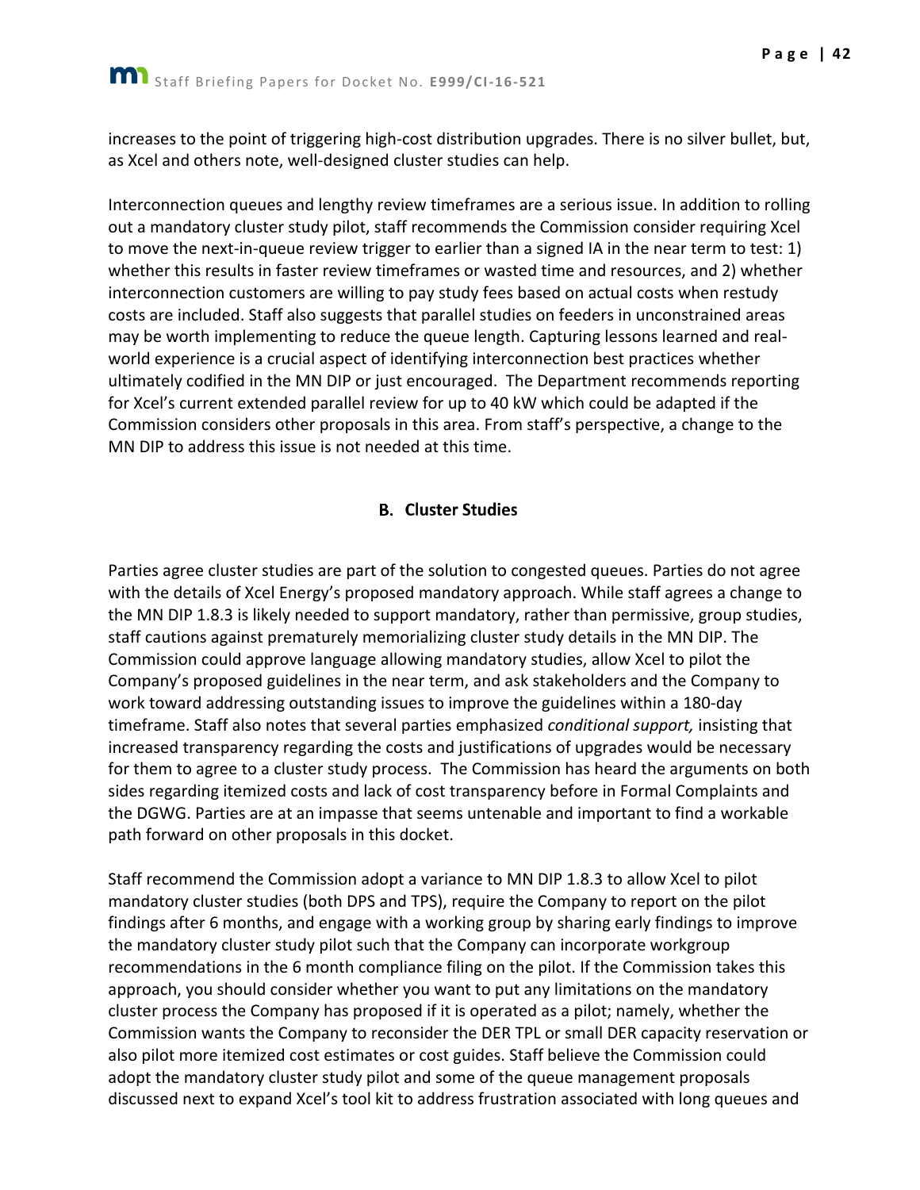increases to the point of triggering high-cost distribution upgrades. There is no silver bullet, but, as Xcel and others note, well-designed cluster studies can help.

Interconnection queues and lengthy review timeframes are a serious issue. In addition to rolling out a mandatory cluster study pilot, staff recommends the Commission consider requiring Xcel to move the next-in-queue review trigger to earlier than a signed IA in the near term to test: 1) whether this results in faster review timeframes or wasted time and resources, and 2) whether interconnection customers are willing to pay study fees based on actual costs when restudy costs are included. Staff also suggests that parallel studies on feeders in unconstrained areas may be worth implementing to reduce the queue length. Capturing lessons learned and real-world experience is a crucial aspect of identifying interconnection best practices whether ultimately codified in the MN DIP or just encouraged. The Department recommends reporting for Xcel's current extended parallel review for up to 40 kW which could be adapted if the Commission considers other proposals in this area. From staff's perspective, a change to the MN DIP to address this issue is not needed at this time.

### B. Cluster Studies

Parties agree cluster studies are part of the solution to congested queues. Parties do not agree with the details of Xcel Energy's proposed mandatory approach. While staff agrees a change to the MN DIP 1.8.3 is likely needed to support mandatory, rather than permissive, group studies, staff cautions against prematurely memorializing cluster study details in the MN DIP. The Commission could approve language allowing mandatory studies, allow Xcel to pilot the Company's proposed guidelines in the near term, and ask stakeholders and the Company to work toward addressing outstanding issues to improve the guidelines within a 180-day timeframe. Staff also notes that several parties emphasized *conditional support,* insisting that increased transparency regarding the costs and justifications of upgrades would be necessary for them to agree to a cluster study process. The Commission has heard the arguments on both sides regarding itemized costs and lack of cost transparency before in Formal Complaints and the DGWG. Parties are at an impasse that seems untenable and important to find a workable path forward on other proposals in this docket.

Staff recommend the Commission adopt a variance to MN DIP 1.8.3 to allow Xcel to pilot mandatory cluster studies (both DPS and TPS), require the Company to report on the pilot findings after 6 months, and engage with a working group by sharing early findings to improve the mandatory cluster study pilot such that the Company can incorporate workgroup recommendations in the 6 month compliance filing on the pilot. If the Commission takes this approach, you should consider whether you want to put any limitations on the mandatory cluster process the Company has proposed if it is operated as a pilot; namely, whether the Commission wants the Company to reconsider the DER TPL or small DER capacity reservation or also pilot more itemized cost estimates or cost guides. Staff believe the Commission could adopt the mandatory cluster study pilot and some of the queue management proposals discussed next to expand Xcel's tool kit to address frustration associated with long queues and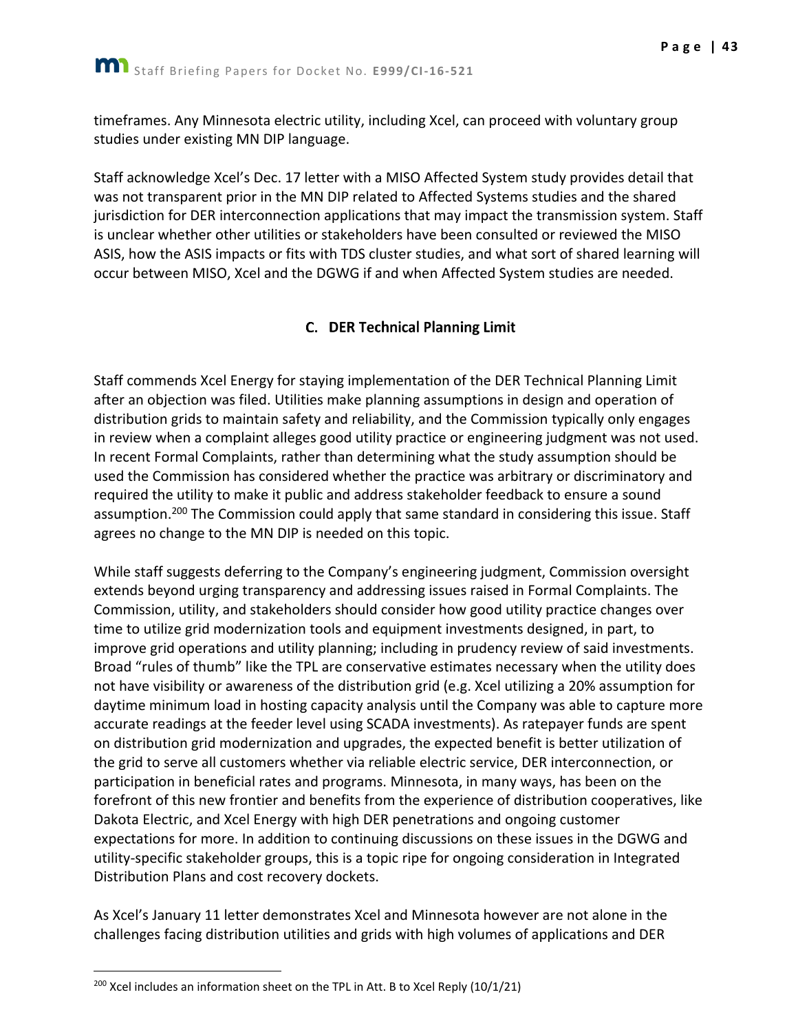timeframes. Any Minnesota electric utility, including Xcel, can proceed with voluntary group studies under existing MN DIP language.

Staff acknowledge Xcel's Dec. 17 letter with a MISO Affected System study provides detail that was not transparent prior in the MN DIP related to Affected Systems studies and the shared jurisdiction for DER interconnection applications that may impact the transmission system. Staff is unclear whether other utilities or stakeholders have been consulted or reviewed the MISO ASIS, how the ASIS impacts or fits with TDS cluster studies, and what sort of shared learning will occur between MISO, Xcel and the DGWG if and when Affected System studies are needed.

### C. DER Technical Planning Limit

Staff commends Xcel Energy for staying implementation of the DER Technical Planning Limit after an objection was filed. Utilities make planning assumptions in design and operation of distribution grids to maintain safety and reliability, and the Commission typically only engages in review when a complaint alleges good utility practice or engineering judgment was not used. In recent Formal Complaints, rather than determining what the study assumption should be used the Commission has considered whether the practice was arbitrary or discriminatory and required the utility to make it public and address stakeholder feedback to ensure a sound assumption.[200] The Commission could apply that same standard in considering this issue. Staff agrees no change to the MN DIP is needed on this topic.

While staff suggests deferring to the Company's engineering judgment, Commission oversight extends beyond urging transparency and addressing issues raised in Formal Complaints. The Commission, utility, and stakeholders should consider how good utility practice changes over time to utilize grid modernization tools and equipment investments designed, in part, to improve grid operations and utility planning; including in prudency review of said investments. Broad "rules of thumb" like the TPL are conservative estimates necessary when the utility does not have visibility or awareness of the distribution grid (e.g. Xcel utilizing a 20% assumption for daytime minimum load in hosting capacity analysis until the Company was able to capture more accurate readings at the feeder level using SCADA investments). As ratepayer funds are spent on distribution grid modernization and upgrades, the expected benefit is better utilization of the grid to serve all customers whether via reliable electric service, DER interconnection, or participation in beneficial rates and programs. Minnesota, in many ways, has been on the forefront of this new frontier and benefits from the experience of distribution cooperatives, like Dakota Electric, and Xcel Energy with high DER penetrations and ongoing customer expectations for more. In addition to continuing discussions on these issues in the DGWG and utility-specific stakeholder groups, this is a topic ripe for ongoing consideration in Integrated Distribution Plans and cost recovery dockets.

As Xcel's January 11 letter demonstrates Xcel and Minnesota however are not alone in the challenges facing distribution utilities and grids with high volumes of applications and DER

[200] Xcel includes an information sheet on the TPL in Att. B to Xcel Reply (10/1/21)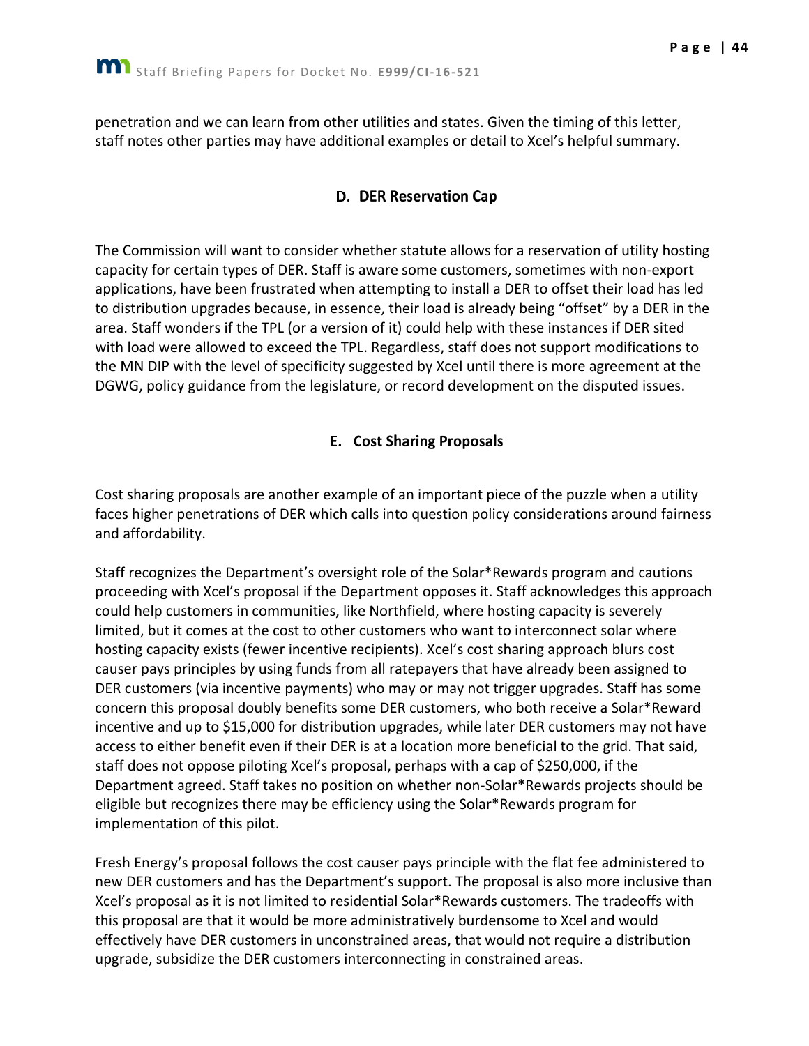penetration and we can learn from other utilities and states. Given the timing of this letter, staff notes other parties may have additional examples or detail to Xcel's helpful summary.

### D. DER Reservation Cap

The Commission will want to consider whether statute allows for a reservation of utility hosting capacity for certain types of DER. Staff is aware some customers, sometimes with non-export applications, have been frustrated when attempting to install a DER to offset their load has led to distribution upgrades because, in essence, their load is already being "offset" by a DER in the area. Staff wonders if the TPL (or a version of it) could help with these instances if DER sited with load were allowed to exceed the TPL. Regardless, staff does not support modifications to the MN DIP with the level of specificity suggested by Xcel until there is more agreement at the DGWG, policy guidance from the legislature, or record development on the disputed issues.

### E. Cost Sharing Proposals

Cost sharing proposals are another example of an important piece of the puzzle when a utility faces higher penetrations of DER which calls into question policy considerations around fairness and affordability.

Staff recognizes the Department's oversight role of the Solar*Rewards program and cautions proceeding with Xcel's proposal if the Department opposes it. Staff acknowledges this approach could help customers in communities, like Northfield, where hosting capacity is severely limited, but it comes at the cost to other customers who want to interconnect solar where hosting capacity exists (fewer incentive recipients). Xcel's cost sharing approach blurs cost causer pays principles by using funds from all ratepayers that have already been assigned to DER customers (via incentive payments) who may or may not trigger upgrades. Staff has some concern this proposal doubly benefits some DER customers, who both receive a Solar*Reward incentive and up to $15,000 for distribution upgrades, while later DER customers may not have access to either benefit even if their DER is at a location more beneficial to the grid. That said, staff does not oppose piloting Xcel's proposal, perhaps with a cap of $250,000, if the Department agreed. Staff takes no position on whether non-Solar*Rewards projects should be eligible but recognizes there may be efficiency using the Solar*Rewards program for implementation of this pilot.

Fresh Energy's proposal follows the cost causer pays principle with the flat fee administered to new DER customers and has the Department's support. The proposal is also more inclusive than Xcel's proposal as it is not limited to residential Solar*Rewards customers. The tradeoffs with this proposal are that it would be more administratively burdensome to Xcel and would effectively have DER customers in unconstrained areas, that would not require a distribution upgrade, subsidize the DER customers interconnecting in constrained areas.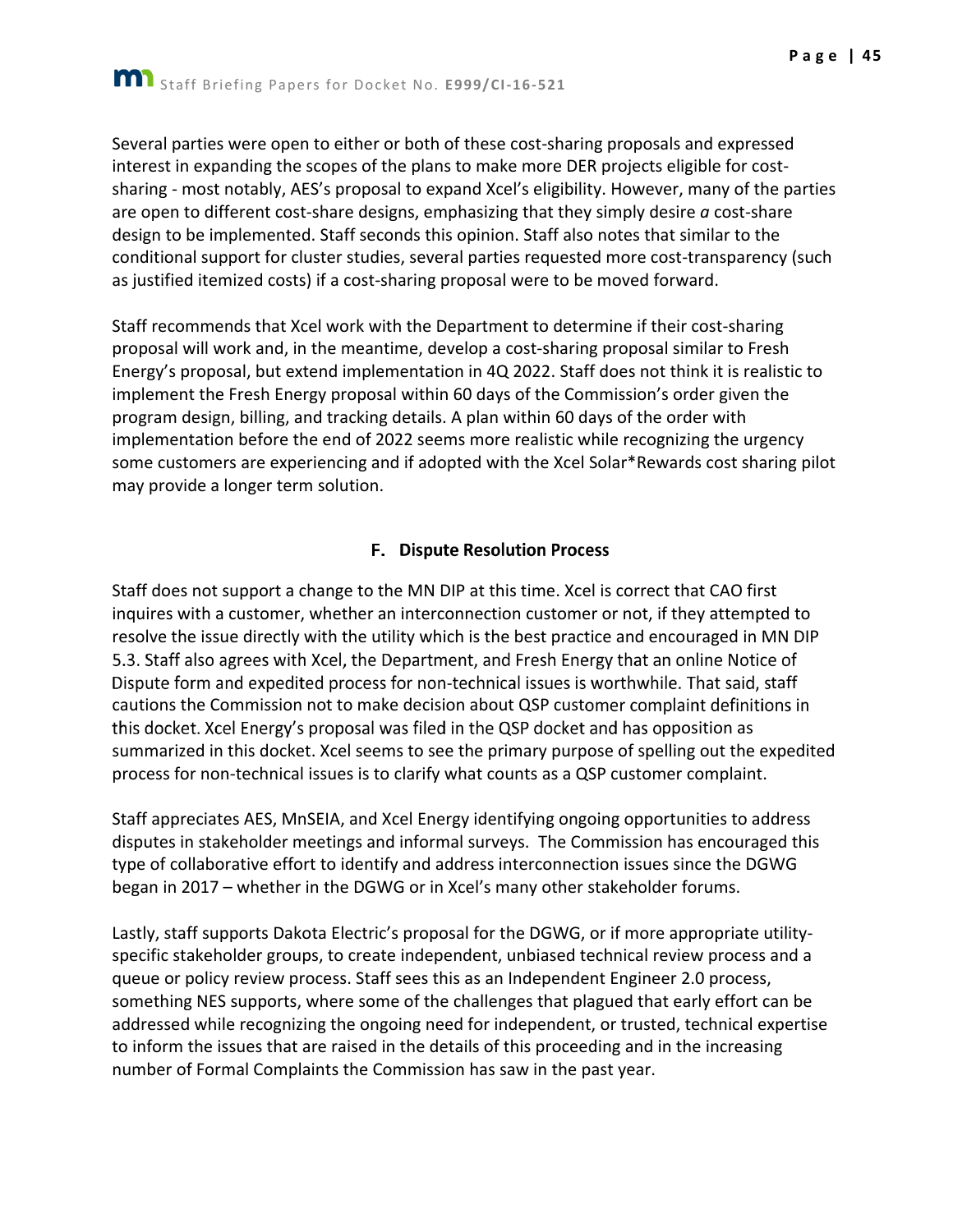Several parties were open to either or both of these cost-sharing proposals and expressed interest in expanding the scopes of the plans to make more DER projects eligible for cost-sharing - most notably, AES's proposal to expand Xcel's eligibility. However, many of the parties are open to different cost-share designs, emphasizing that they simply desire *a* cost-share design to be implemented. Staff seconds this opinion. Staff also notes that similar to the conditional support for cluster studies, several parties requested more cost-transparency (such as justified itemized costs) if a cost-sharing proposal were to be moved forward.

Staff recommends that Xcel work with the Department to determine if their cost-sharing proposal will work and, in the meantime, develop a cost-sharing proposal similar to Fresh Energy's proposal, but extend implementation in 4Q 2022. Staff does not think it is realistic to implement the Fresh Energy proposal within 60 days of the Commission's order given the program design, billing, and tracking details. A plan within 60 days of the order with implementation before the end of 2022 seems more realistic while recognizing the urgency some customers are experiencing and if adopted with the Xcel Solar*Rewards cost sharing pilot may provide a longer term solution.

### F. Dispute Resolution Process

Staff does not support a change to the MN DIP at this time. Xcel is correct that CAO first inquires with a customer, whether an interconnection customer or not, if they attempted to resolve the issue directly with the utility which is the best practice and encouraged in MN DIP 5.3. Staff also agrees with Xcel, the Department, and Fresh Energy that an online Notice of Dispute form and expedited process for non-technical issues is worthwhile. That said, staff cautions the Commission not to make decision about QSP customer complaint definitions in this docket. Xcel Energy's proposal was filed in the QSP docket and has opposition as summarized in this docket. Xcel seems to see the primary purpose of spelling out the expedited process for non-technical issues is to clarify what counts as a QSP customer complaint.

Staff appreciates AES, MnSEIA, and Xcel Energy identifying ongoing opportunities to address disputes in stakeholder meetings and informal surveys. The Commission has encouraged this type of collaborative effort to identify and address interconnection issues since the DGWG began in 2017 – whether in the DGWG or in Xcel's many other stakeholder forums.

Lastly, staff supports Dakota Electric's proposal for the DGWG, or if more appropriate utility-specific stakeholder groups, to create independent, unbiased technical review process and a queue or policy review process. Staff sees this as an Independent Engineer 2.0 process, something NES supports, where some of the challenges that plagued that early effort can be addressed while recognizing the ongoing need for independent, or trusted, technical expertise to inform the issues that are raised in the details of this proceeding and in the increasing number of Formal Complaints the Commission has saw in the past year.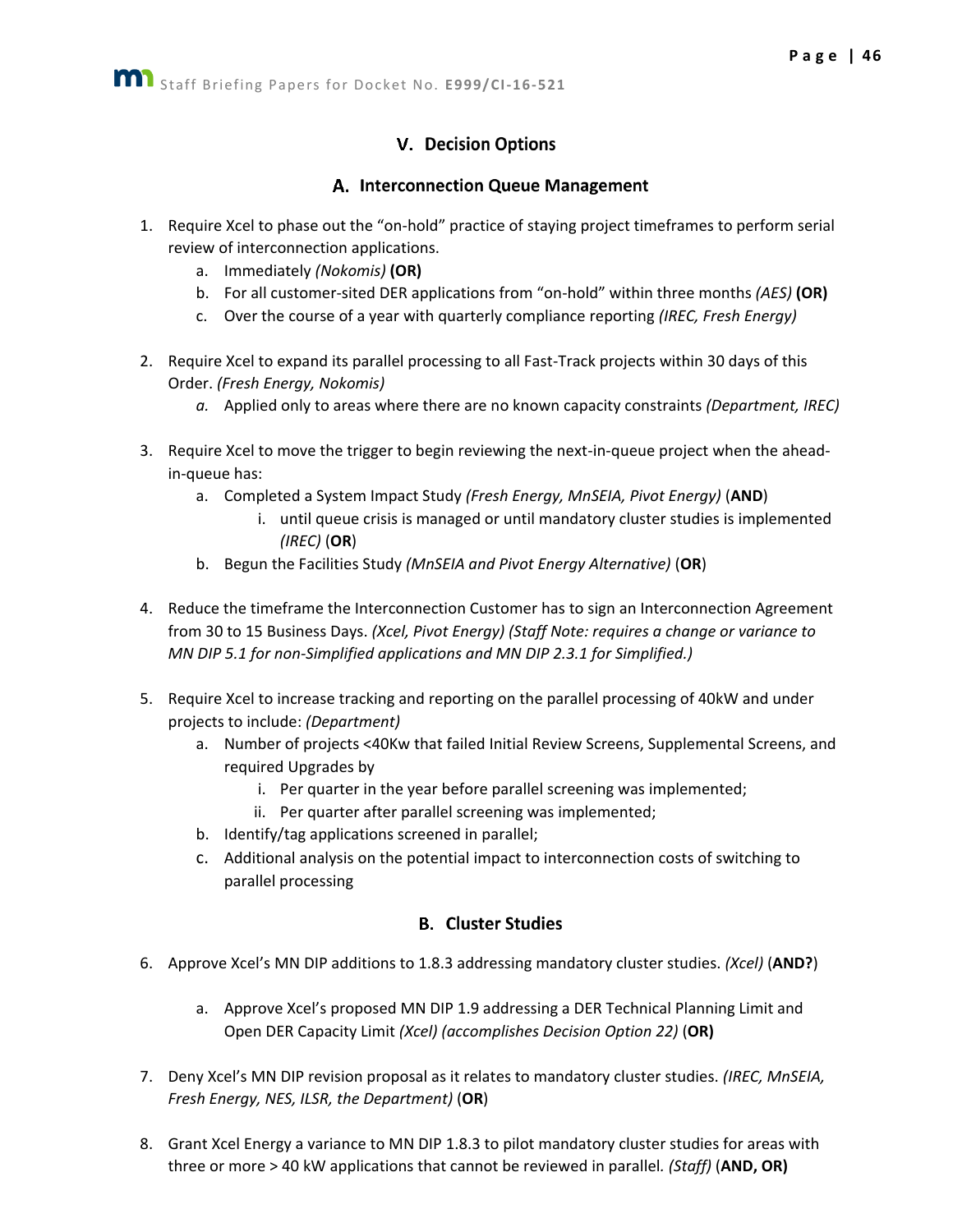## V. Decision Options

### A. Interconnection Queue Management

1. Require Xcel to phase out the "on-hold" practice of staying project timeframes to perform serial review of interconnection applications.
   a. Immediately *(Nokomis)* **(OR)**
   b. For all customer-sited DER applications from "on-hold" within three months *(AES)* **(OR)**
   c. Over the course of a year with quarterly compliance reporting *(IREC, Fresh Energy)*

2. Require Xcel to expand its parallel processing to all Fast-Track projects within 30 days of this Order. *(Fresh Energy, Nokomis)*
   *a.* Applied only to areas where there are no known capacity constraints *(Department, IREC)*

3. Require Xcel to move the trigger to begin reviewing the next-in-queue project when the ahead-in-queue has:
   a. Completed a System Impact Study *(Fresh Energy, MnSEIA, Pivot Energy)* (**AND**)
      i. until queue crisis is managed or until mandatory cluster studies is implemented *(IREC)* (**OR**)
   b. Begun the Facilities Study *(MnSEIA and Pivot Energy Alternative)* (**OR**)

4. Reduce the timeframe the Interconnection Customer has to sign an Interconnection Agreement from 30 to 15 Business Days. *(Xcel, Pivot Energy) (Staff Note: requires a change or variance to MN DIP 5.1 for non-Simplified applications and MN DIP 2.3.1 for Simplified.)*

5. Require Xcel to increase tracking and reporting on the parallel processing of 40kW and under projects to include: *(Department)*
   a. Number of projects <40Kw that failed Initial Review Screens, Supplemental Screens, and required Upgrades by
      i. Per quarter in the year before parallel screening was implemented;
      ii. Per quarter after parallel screening was implemented;
   b. Identify/tag applications screened in parallel;
   c. Additional analysis on the potential impact to interconnection costs of switching to parallel processing

### B. Cluster Studies

6. Approve Xcel's MN DIP additions to 1.8.3 addressing mandatory cluster studies. *(Xcel)* (**AND?**)

   a. Approve Xcel's proposed MN DIP 1.9 addressing a DER Technical Planning Limit and Open DER Capacity Limit *(Xcel) (accomplishes Decision Option 22)* **(OR)**

7. Deny Xcel's MN DIP revision proposal as it relates to mandatory cluster studies. *(IREC, MnSEIA, Fresh Energy, NES, ILSR, the Department)* (**OR**)

8. Grant Xcel Energy a variance to MN DIP 1.8.3 to pilot mandatory cluster studies for areas with three or more > 40 kW applications that cannot be reviewed in parallel. *(Staff)* (**AND, OR)**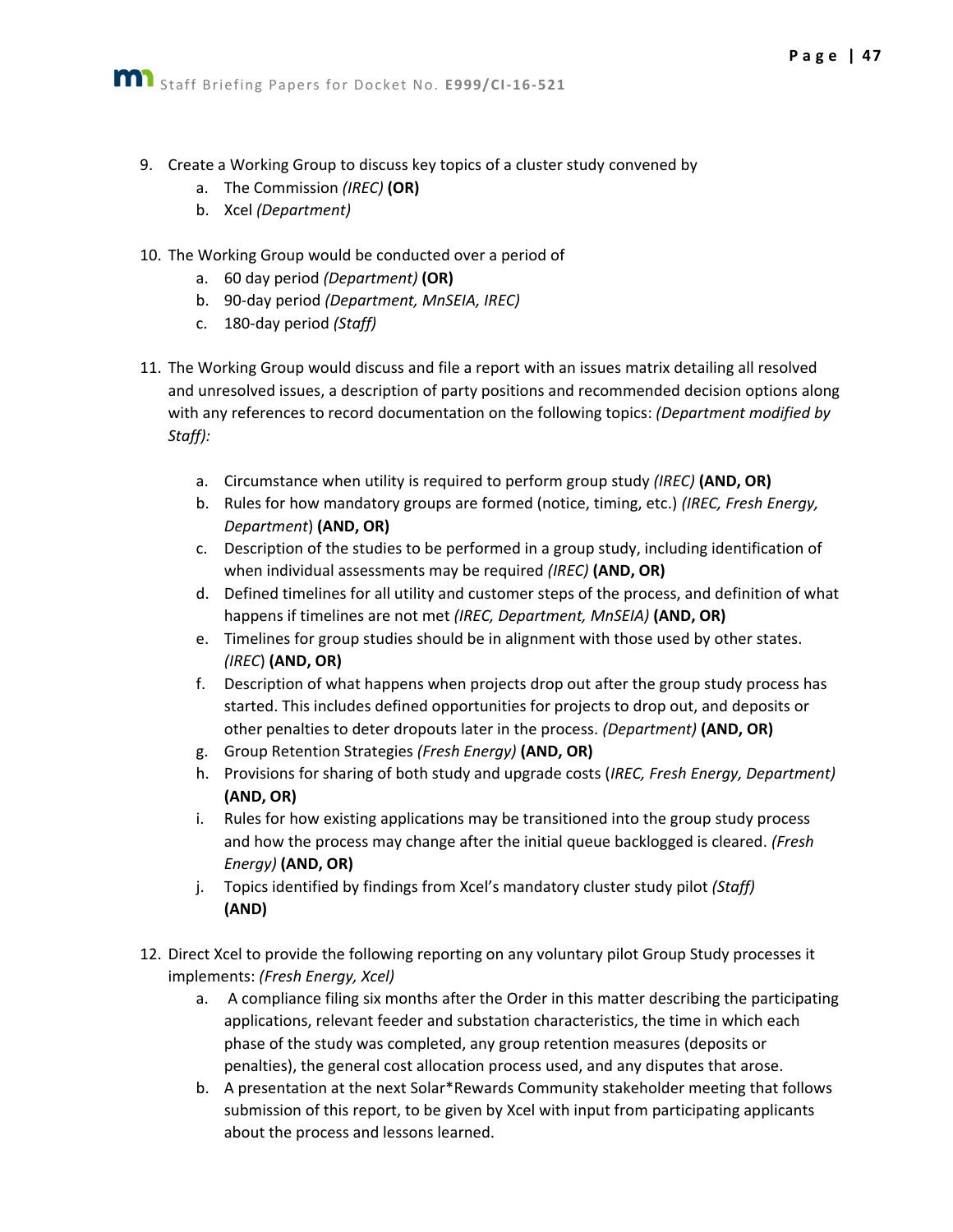9. Create a Working Group to discuss key topics of a cluster study convened by
    a. The Commission *(IREC)* **(OR)**
    b. Xcel *(Department)*

10. The Working Group would be conducted over a period of
    a. 60 day period *(Department)* **(OR)**
    b. 90-day period *(Department, MnSEIA, IREC)*
    c. 180-day period *(Staff)*

11. The Working Group would discuss and file a report with an issues matrix detailing all resolved and unresolved issues, a description of party positions and recommended decision options along with any references to record documentation on the following topics: *(Department modified by Staff):*

    a. Circumstance when utility is required to perform group study *(IREC)* **(AND, OR)**
    b. Rules for how mandatory groups are formed (notice, timing, etc.) *(IREC, Fresh Energy, Department)* **(AND, OR)**
    c. Description of the studies to be performed in a group study, including identification of when individual assessments may be required *(IREC)* **(AND, OR)**
    d. Defined timelines for all utility and customer steps of the process, and definition of what happens if timelines are not met *(IREC, Department, MnSEIA)* **(AND, OR)**
    e. Timelines for group studies should be in alignment with those used by other states. *(IREC)* **(AND, OR)**
    f. Description of what happens when projects drop out after the group study process has started. This includes defined opportunities for projects to drop out, and deposits or other penalties to deter dropouts later in the process. *(Department)* **(AND, OR)**
    g. Group Retention Strategies *(Fresh Energy)* **(AND, OR)**
    h. Provisions for sharing of both study and upgrade costs (*IREC, Fresh Energy, Department)* **(AND, OR)**
    i. Rules for how existing applications may be transitioned into the group study process and how the process may change after the initial queue backlogged is cleared. *(Fresh Energy)* **(AND, OR)**
    j. Topics identified by findings from Xcel's mandatory cluster study pilot *(Staff)* **(AND)**

12. Direct Xcel to provide the following reporting on any voluntary pilot Group Study processes it implements: *(Fresh Energy, Xcel)*
    a. A compliance filing six months after the Order in this matter describing the participating applications, relevant feeder and substation characteristics, the time in which each phase of the study was completed, any group retention measures (deposits or penalties), the general cost allocation process used, and any disputes that arose.
    b. A presentation at the next Solar*Rewards Community stakeholder meeting that follows submission of this report, to be given by Xcel with input from participating applicants about the process and lessons learned.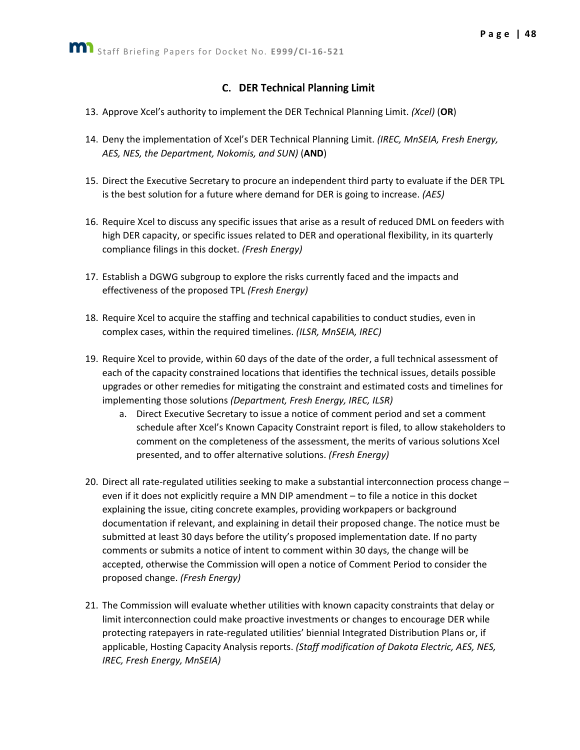### C. DER Technical Planning Limit

13. Approve Xcel's authority to implement the DER Technical Planning Limit. *(Xcel)* (**OR**)

14. Deny the implementation of Xcel's DER Technical Planning Limit. *(IREC, MnSEIA, Fresh Energy, AES, NES, the Department, Nokomis, and SUN)* (**AND**)

15. Direct the Executive Secretary to procure an independent third party to evaluate if the DER TPL is the best solution for a future where demand for DER is going to increase. *(AES)*

16. Require Xcel to discuss any specific issues that arise as a result of reduced DML on feeders with high DER capacity, or specific issues related to DER and operational flexibility, in its quarterly compliance filings in this docket. *(Fresh Energy)*

17. Establish a DGWG subgroup to explore the risks currently faced and the impacts and effectiveness of the proposed TPL *(Fresh Energy)*

18. Require Xcel to acquire the staffing and technical capabilities to conduct studies, even in complex cases, within the required timelines. *(ILSR, MnSEIA, IREC)*

19. Require Xcel to provide, within 60 days of the date of the order, a full technical assessment of each of the capacity constrained locations that identifies the technical issues, details possible upgrades or other remedies for mitigating the constraint and estimated costs and timelines for implementing those solutions *(Department, Fresh Energy, IREC, ILSR)*
    a. Direct Executive Secretary to issue a notice of comment period and set a comment schedule after Xcel's Known Capacity Constraint report is filed, to allow stakeholders to comment on the completeness of the assessment, the merits of various solutions Xcel presented, and to offer alternative solutions. *(Fresh Energy)*

20. Direct all rate-regulated utilities seeking to make a substantial interconnection process change – even if it does not explicitly require a MN DIP amendment – to file a notice in this docket explaining the issue, citing concrete examples, providing workpapers or background documentation if relevant, and explaining in detail their proposed change. The notice must be submitted at least 30 days before the utility's proposed implementation date. If no party comments or submits a notice of intent to comment within 30 days, the change will be accepted, otherwise the Commission will open a notice of Comment Period to consider the proposed change. *(Fresh Energy)*

21. The Commission will evaluate whether utilities with known capacity constraints that delay or limit interconnection could make proactive investments or changes to encourage DER while protecting ratepayers in rate-regulated utilities' biennial Integrated Distribution Plans or, if applicable, Hosting Capacity Analysis reports. *(Staff modification of Dakota Electric, AES, NES, IREC, Fresh Energy, MnSEIA)*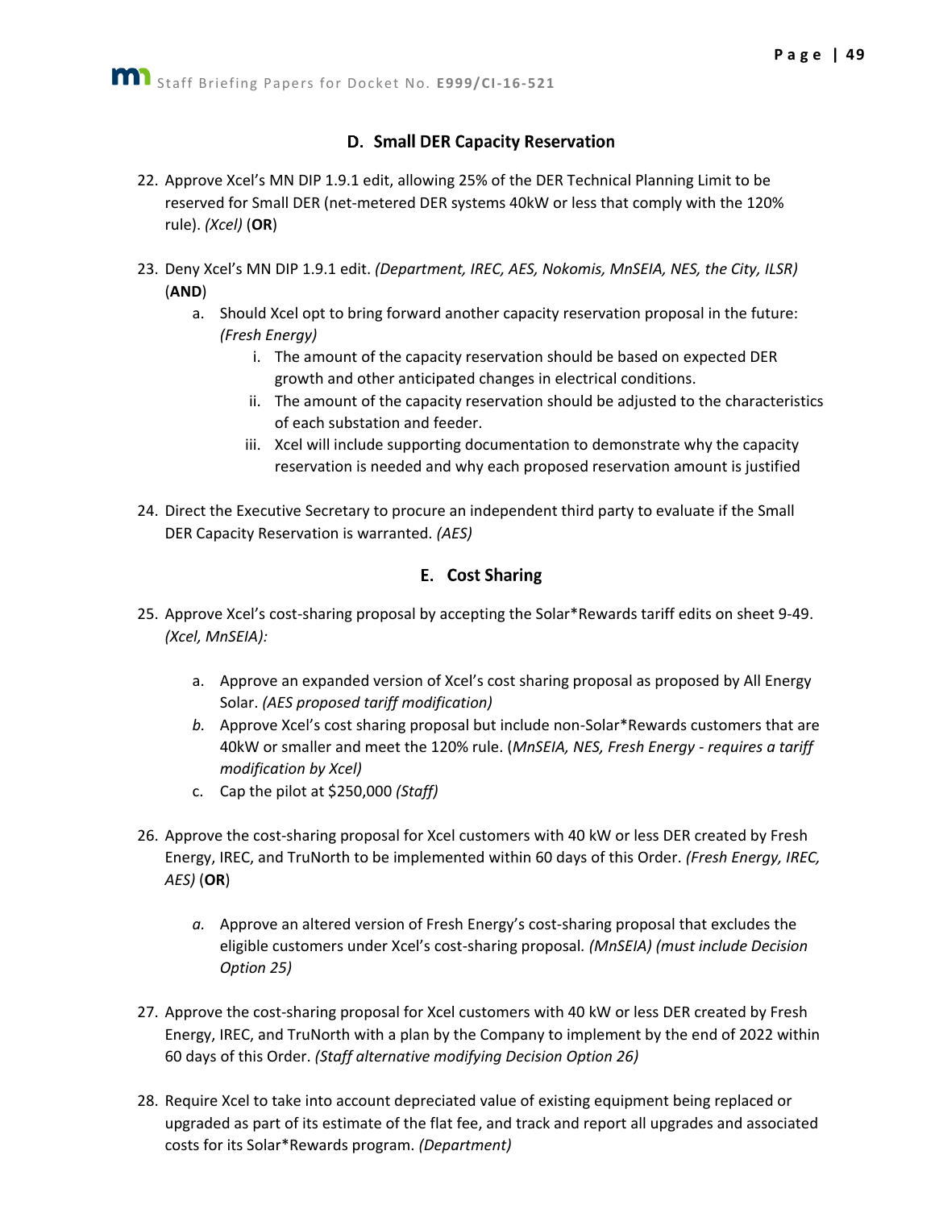### D. Small DER Capacity Reservation

22. Approve Xcel's MN DIP 1.9.1 edit, allowing 25% of the DER Technical Planning Limit to be reserved for Small DER (net-metered DER systems 40kW or less that comply with the 120% rule). *(Xcel)* (**OR**)

23. Deny Xcel's MN DIP 1.9.1 edit. *(Department, IREC, AES, Nokomis, MnSEIA, NES, the City, ILSR)* (**AND**)
    a. Should Xcel opt to bring forward another capacity reservation proposal in the future: *(Fresh Energy)*
        i. The amount of the capacity reservation should be based on expected DER growth and other anticipated changes in electrical conditions.
        ii. The amount of the capacity reservation should be adjusted to the characteristics of each substation and feeder.
        iii. Xcel will include supporting documentation to demonstrate why the capacity reservation is needed and why each proposed reservation amount is justified

24. Direct the Executive Secretary to procure an independent third party to evaluate if the Small DER Capacity Reservation is warranted. *(AES)*

### E. Cost Sharing

25. Approve Xcel's cost-sharing proposal by accepting the Solar*Rewards tariff edits on sheet 9-49. *(Xcel, MnSEIA):*
    a. Approve an expanded version of Xcel's cost sharing proposal as proposed by All Energy Solar. *(AES proposed tariff modification)*
    b. Approve Xcel's cost sharing proposal but include non-Solar*Rewards customers that are 40kW or smaller and meet the 120% rule. (*MnSEIA, NES, Fresh Energy - requires a tariff modification by Xcel)*
    c. Cap the pilot at $250,000 *(Staff)*

26. Approve the cost-sharing proposal for Xcel customers with 40 kW or less DER created by Fresh Energy, IREC, and TruNorth to be implemented within 60 days of this Order. *(Fresh Energy, IREC, AES)* (**OR**)
    a. Approve an altered version of Fresh Energy's cost-sharing proposal that excludes the eligible customers under Xcel's cost-sharing proposal. *(MnSEIA) (must include Decision Option 25)*

27. Approve the cost-sharing proposal for Xcel customers with 40 kW or less DER created by Fresh Energy, IREC, and TruNorth with a plan by the Company to implement by the end of 2022 within 60 days of this Order. *(Staff alternative modifying Decision Option 26)*

28. Require Xcel to take into account depreciated value of existing equipment being replaced or upgraded as part of its estimate of the flat fee, and track and report all upgrades and associated costs for its Solar*Rewards program. *(Department)*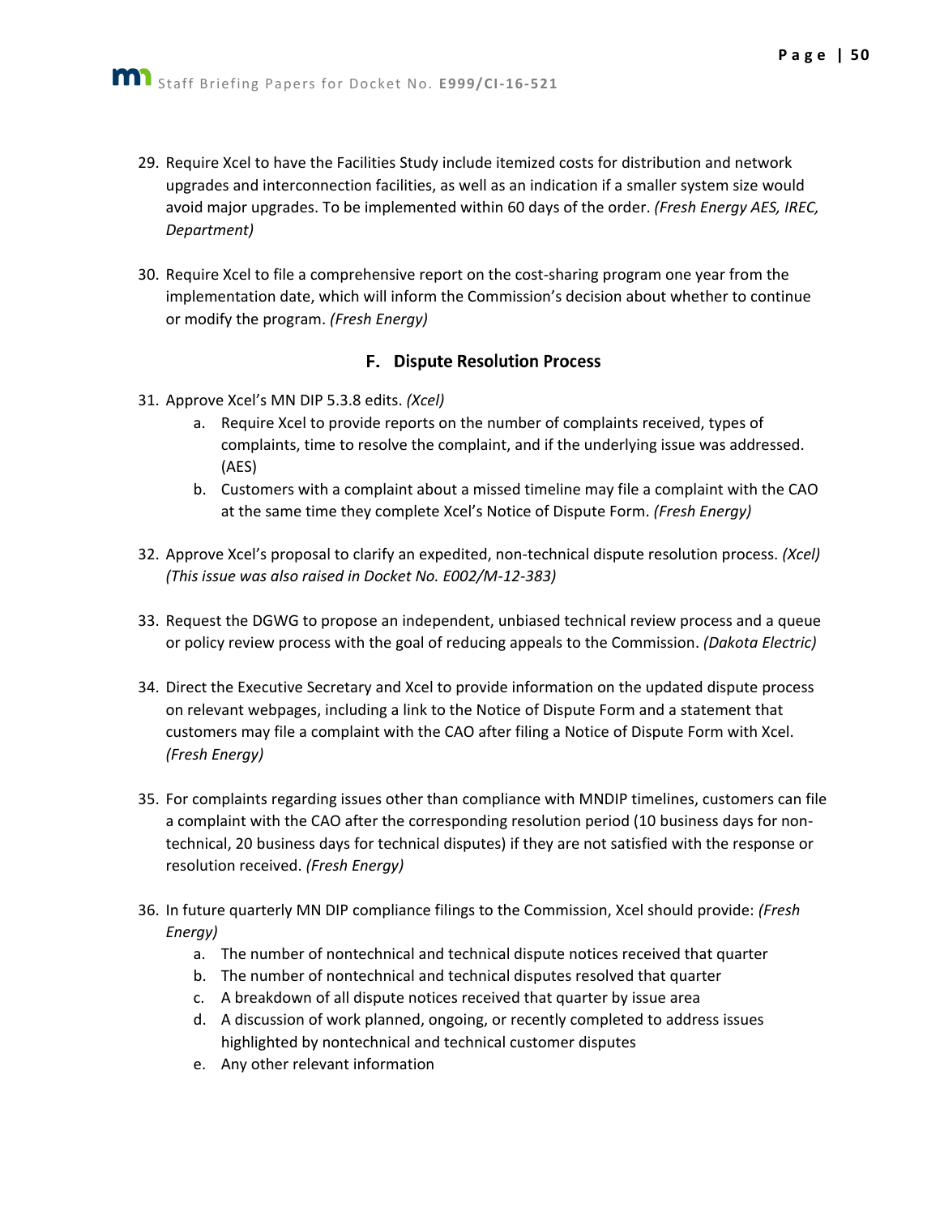29. Require Xcel to have the Facilities Study include itemized costs for distribution and network upgrades and interconnection facilities, as well as an indication if a smaller system size would avoid major upgrades. To be implemented within 60 days of the order. *(Fresh Energy AES, IREC, Department)*

30. Require Xcel to file a comprehensive report on the cost-sharing program one year from the implementation date, which will inform the Commission's decision about whether to continue or modify the program. *(Fresh Energy)*

### F. Dispute Resolution Process

31. Approve Xcel's MN DIP 5.3.8 edits. *(Xcel)*
    a. Require Xcel to provide reports on the number of complaints received, types of complaints, time to resolve the complaint, and if the underlying issue was addressed. (AES)
    b. Customers with a complaint about a missed timeline may file a complaint with the CAO at the same time they complete Xcel's Notice of Dispute Form. *(Fresh Energy)*

32. Approve Xcel's proposal to clarify an expedited, non-technical dispute resolution process. *(Xcel) (This issue was also raised in Docket No. E002/M-12-383)*

33. Request the DGWG to propose an independent, unbiased technical review process and a queue or policy review process with the goal of reducing appeals to the Commission. *(Dakota Electric)*

34. Direct the Executive Secretary and Xcel to provide information on the updated dispute process on relevant webpages, including a link to the Notice of Dispute Form and a statement that customers may file a complaint with the CAO after filing a Notice of Dispute Form with Xcel. *(Fresh Energy)*

35. For complaints regarding issues other than compliance with MNDIP timelines, customers can file a complaint with the CAO after the corresponding resolution period (10 business days for non-technical, 20 business days for technical disputes) if they are not satisfied with the response or resolution received. *(Fresh Energy)*

36. In future quarterly MN DIP compliance filings to the Commission, Xcel should provide: *(Fresh Energy)*
    a. The number of nontechnical and technical dispute notices received that quarter
    b. The number of nontechnical and technical disputes resolved that quarter
    c. A breakdown of all dispute notices received that quarter by issue area
    d. A discussion of work planned, ongoing, or recently completed to address issues highlighted by nontechnical and technical customer disputes
    e. Any other relevant information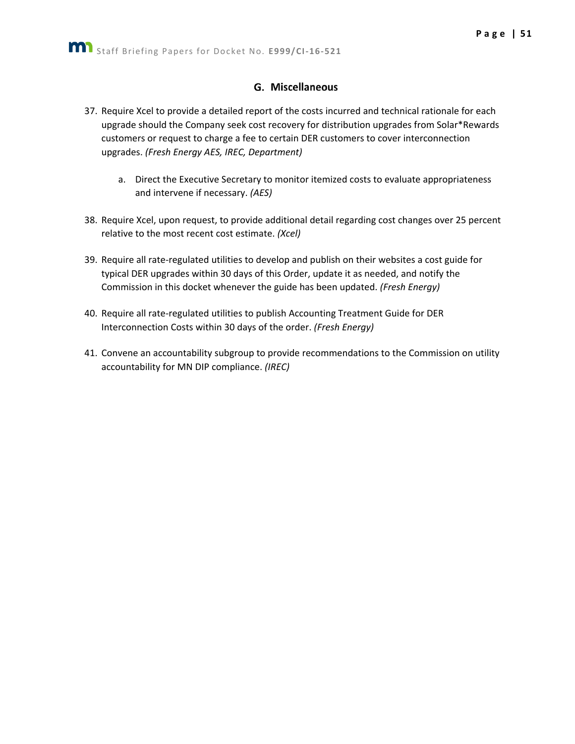### G. Miscellaneous

37. Require Xcel to provide a detailed report of the costs incurred and technical rationale for each upgrade should the Company seek cost recovery for distribution upgrades from Solar*Rewards customers or request to charge a fee to certain DER customers to cover interconnection upgrades. *(Fresh Energy AES, IREC, Department)*

    a. Direct the Executive Secretary to monitor itemized costs to evaluate appropriateness and intervene if necessary. *(AES)*

38. Require Xcel, upon request, to provide additional detail regarding cost changes over 25 percent relative to the most recent cost estimate. *(Xcel)*

39. Require all rate-regulated utilities to develop and publish on their websites a cost guide for typical DER upgrades within 30 days of this Order, update it as needed, and notify the Commission in this docket whenever the guide has been updated. *(Fresh Energy)*

40. Require all rate-regulated utilities to publish Accounting Treatment Guide for DER Interconnection Costs within 30 days of the order. *(Fresh Energy)*

41. Convene an accountability subgroup to provide recommendations to the Commission on utility accountability for MN DIP compliance. *(IREC)*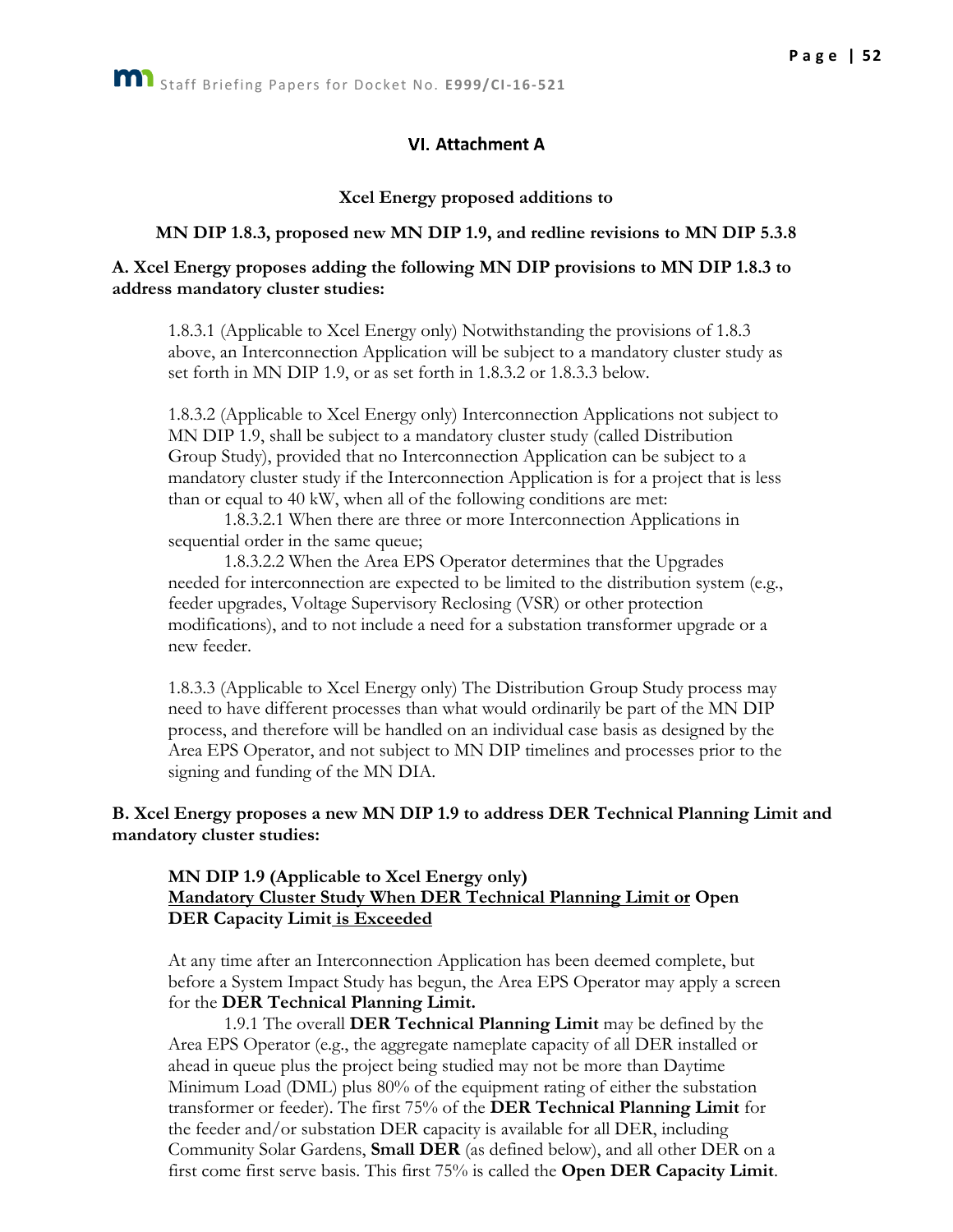## VI. Attachment A

**Xcel Energy proposed additions to**

**MN DIP 1.8.3, proposed new MN DIP 1.9, and redline revisions to MN DIP 5.3.8**

**A. Xcel Energy proposes adding the following MN DIP provisions to MN DIP 1.8.3 to address mandatory cluster studies:**

1.8.3.1 (Applicable to Xcel Energy only) Notwithstanding the provisions of 1.8.3 above, an Interconnection Application will be subject to a mandatory cluster study as set forth in MN DIP 1.9, or as set forth in 1.8.3.2 or 1.8.3.3 below.

1.8.3.2 (Applicable to Xcel Energy only) Interconnection Applications not subject to MN DIP 1.9, shall be subject to a mandatory cluster study (called Distribution Group Study), provided that no Interconnection Application can be subject to a mandatory cluster study if the Interconnection Application is for a project that is less than or equal to 40 kW, when all of the following conditions are met:

1.8.3.2.1 When there are three or more Interconnection Applications in sequential order in the same queue;

1.8.3.2.2 When the Area EPS Operator determines that the Upgrades needed for interconnection are expected to be limited to the distribution system (e.g., feeder upgrades, Voltage Supervisory Reclosing (VSR) or other protection modifications), and to not include a need for a substation transformer upgrade or a new feeder.

1.8.3.3 (Applicable to Xcel Energy only) The Distribution Group Study process may need to have different processes than what would ordinarily be part of the MN DIP process, and therefore will be handled on an individual case basis as designed by the Area EPS Operator, and not subject to MN DIP timelines and processes prior to the signing and funding of the MN DIA.

**B. Xcel Energy proposes a new MN DIP 1.9 to address DER Technical Planning Limit and mandatory cluster studies:**

**MN DIP 1.9 (Applicable to Xcel Energy only)**
**<u>Mandatory Cluster Study When DER Technical Planning Limit or</u> Open DER Capacity Limit<u> is Exceeded</u>**

At any time after an Interconnection Application has been deemed complete, but before a System Impact Study has begun, the Area EPS Operator may apply a screen for the **DER Technical Planning Limit.**

1.9.1 The overall **DER Technical Planning Limit** may be defined by the Area EPS Operator (e.g., the aggregate nameplate capacity of all DER installed or ahead in queue plus the project being studied may not be more than Daytime Minimum Load (DML) plus 80% of the equipment rating of either the substation transformer or feeder). The first 75% of the **DER Technical Planning Limit** for the feeder and/or substation DER capacity is available for all DER, including Community Solar Gardens, **Small DER** (as defined below), and all other DER on a first come first serve basis. This first 75% is called the **Open DER Capacity Limit**.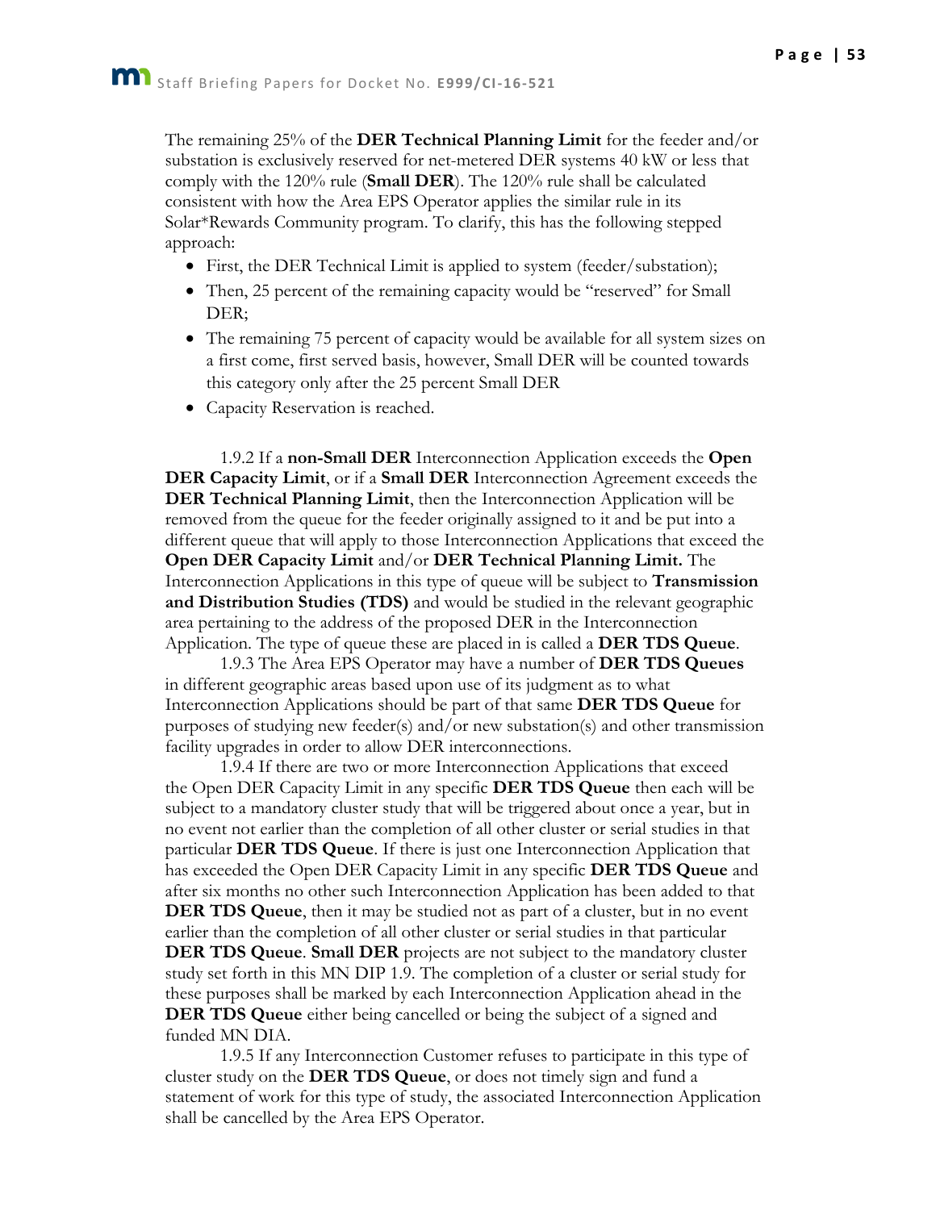The remaining 25% of the **DER Technical Planning Limit** for the feeder and/or substation is exclusively reserved for net-metered DER systems 40 kW or less that comply with the 120% rule (**Small DER**). The 120% rule shall be calculated consistent with how the Area EPS Operator applies the similar rule in its Solar*Rewards Community program. To clarify, this has the following stepped approach:

- First, the DER Technical Limit is applied to system (feeder/substation);
- Then, 25 percent of the remaining capacity would be "reserved" for Small DER;
- The remaining 75 percent of capacity would be available for all system sizes on a first come, first served basis, however, Small DER will be counted towards this category only after the 25 percent Small DER
- Capacity Reservation is reached.

1.9.2 If a **non-Small DER** Interconnection Application exceeds the **Open DER Capacity Limit**, or if a **Small DER** Interconnection Agreement exceeds the **DER Technical Planning Limit**, then the Interconnection Application will be removed from the queue for the feeder originally assigned to it and be put into a different queue that will apply to those Interconnection Applications that exceed the **Open DER Capacity Limit** and/or **DER Technical Planning Limit.** The Interconnection Applications in this type of queue will be subject to **Transmission and Distribution Studies (TDS)** and would be studied in the relevant geographic area pertaining to the address of the proposed DER in the Interconnection Application. The type of queue these are placed in is called a **DER TDS Queue**.

1.9.3 The Area EPS Operator may have a number of **DER TDS Queues** in different geographic areas based upon use of its judgment as to what Interconnection Applications should be part of that same **DER TDS Queue** for purposes of studying new feeder(s) and/or new substation(s) and other transmission facility upgrades in order to allow DER interconnections.

1.9.4 If there are two or more Interconnection Applications that exceed the Open DER Capacity Limit in any specific **DER TDS Queue** then each will be subject to a mandatory cluster study that will be triggered about once a year, but in no event not earlier than the completion of all other cluster or serial studies in that particular **DER TDS Queue**. If there is just one Interconnection Application that has exceeded the Open DER Capacity Limit in any specific **DER TDS Queue** and after six months no other such Interconnection Application has been added to that **DER TDS Queue**, then it may be studied not as part of a cluster, but in no event earlier than the completion of all other cluster or serial studies in that particular **DER TDS Queue**. **Small DER** projects are not subject to the mandatory cluster study set forth in this MN DIP 1.9. The completion of a cluster or serial study for these purposes shall be marked by each Interconnection Application ahead in the **DER TDS Queue** either being cancelled or being the subject of a signed and funded MN DIA.

1.9.5 If any Interconnection Customer refuses to participate in this type of cluster study on the **DER TDS Queue**, or does not timely sign and fund a statement of work for this type of study, the associated Interconnection Application shall be cancelled by the Area EPS Operator.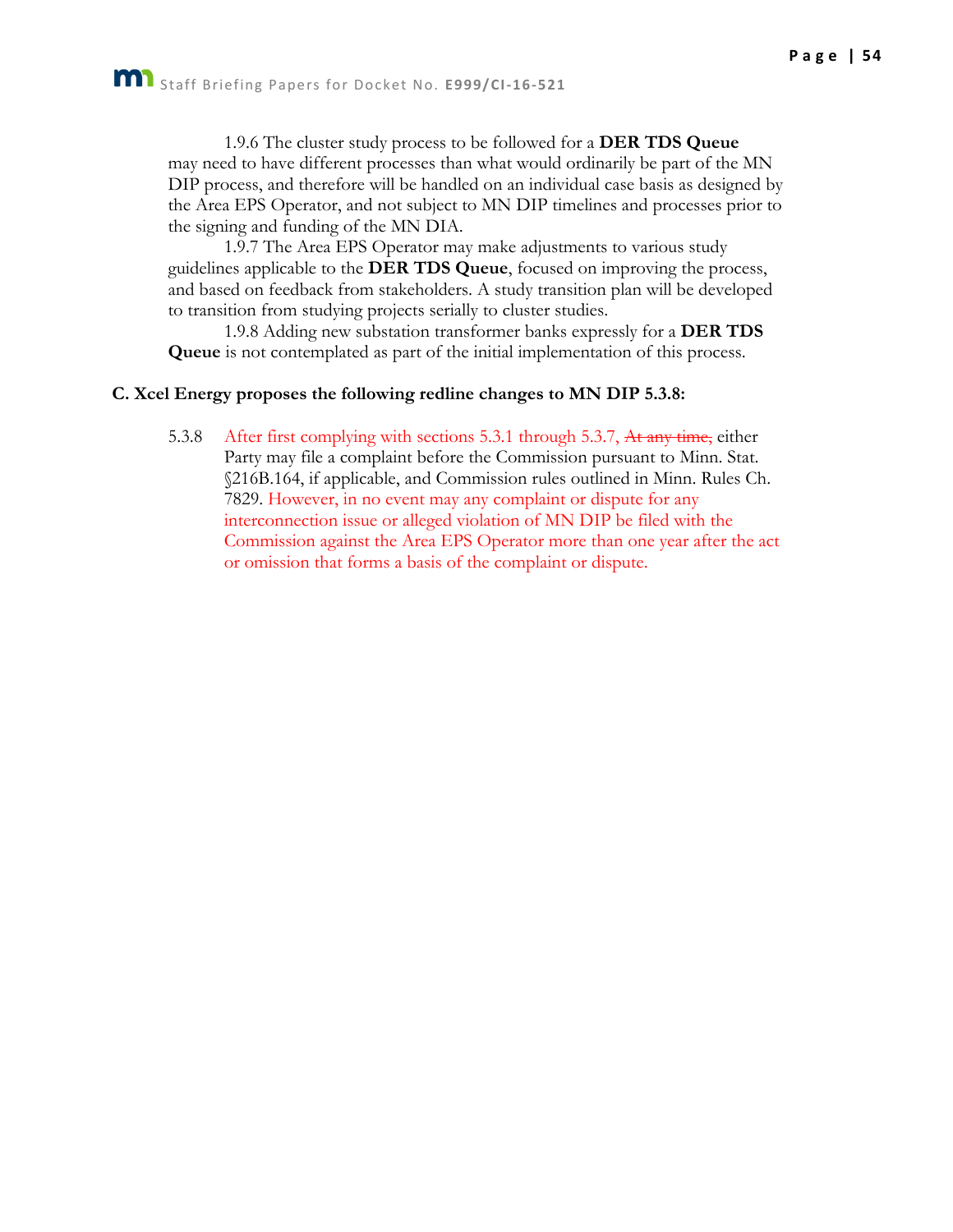1.9.6 The cluster study process to be followed for a **DER TDS Queue** may need to have different processes than what would ordinarily be part of the MN DIP process, and therefore will be handled on an individual case basis as designed by the Area EPS Operator, and not subject to MN DIP timelines and processes prior to the signing and funding of the MN DIA.

1.9.7 The Area EPS Operator may make adjustments to various study guidelines applicable to the **DER TDS Queue**, focused on improving the process, and based on feedback from stakeholders. A study transition plan will be developed to transition from studying projects serially to cluster studies.

1.9.8 Adding new substation transformer banks expressly for a **DER TDS Queue** is not contemplated as part of the initial implementation of this process.

**C. Xcel Energy proposes the following redline changes to MN DIP 5.3.8:**

5.3.8 After first complying with sections 5.3.1 through 5.3.7, ~~At any time,~~ either Party may file a complaint before the Commission pursuant to Minn. Stat. §216B.164, if applicable, and Commission rules outlined in Minn. Rules Ch. 7829. However, in no event may any complaint or dispute for any interconnection issue or alleged violation of MN DIP be filed with the Commission against the Area EPS Operator more than one year after the act or omission that forms a basis of the complaint or dispute.